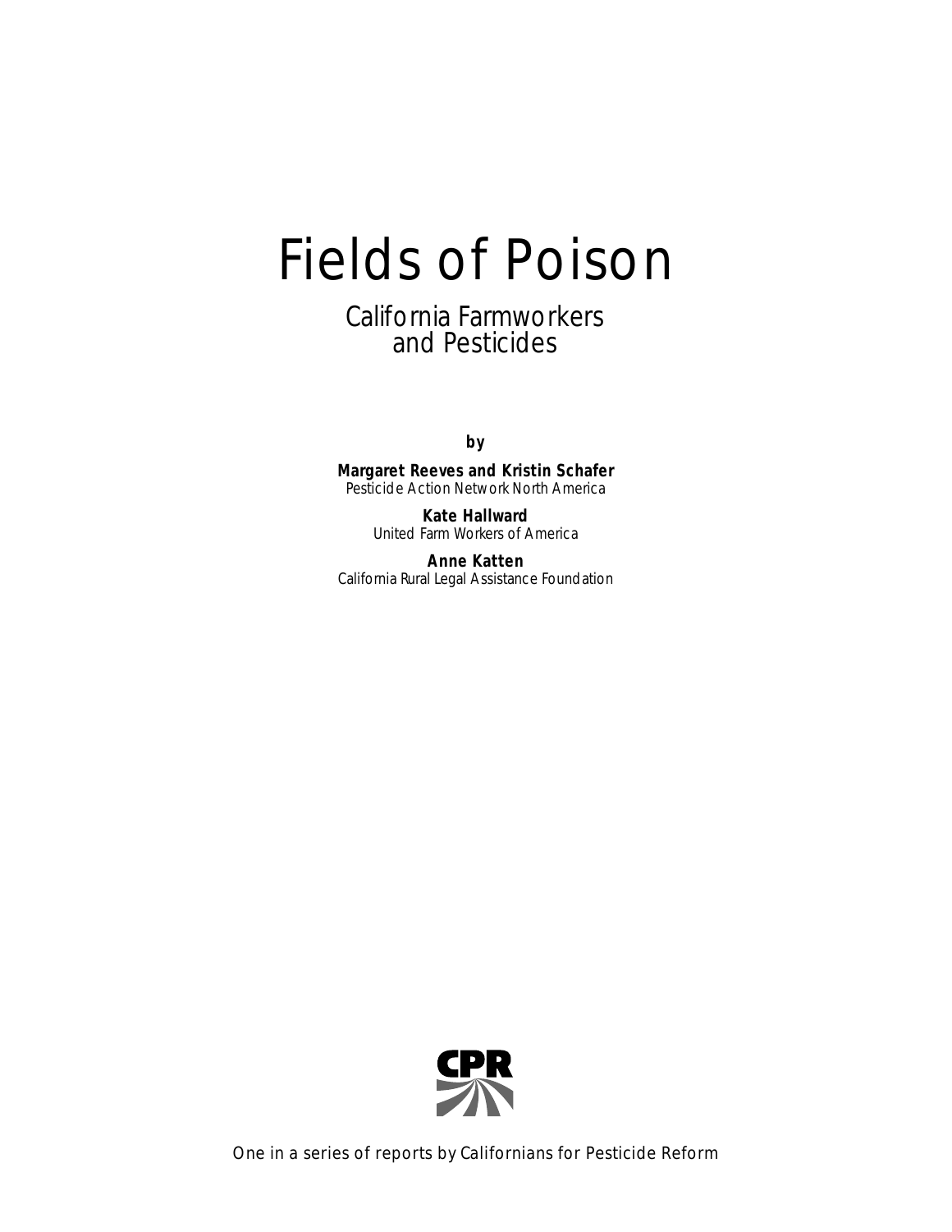# Fields of Poison

## California Farmworkers and Pesticides

**by**

**Margaret Reeves and Kristin Schafer**
*Pesticide Action Network North America*

**Kate Hallward**
*United Farm Workers of America*

**Anne Katten**
*California Rural Legal Assistance Foundation*

CPR

One in a series of reports by Californians for Pesticide Reform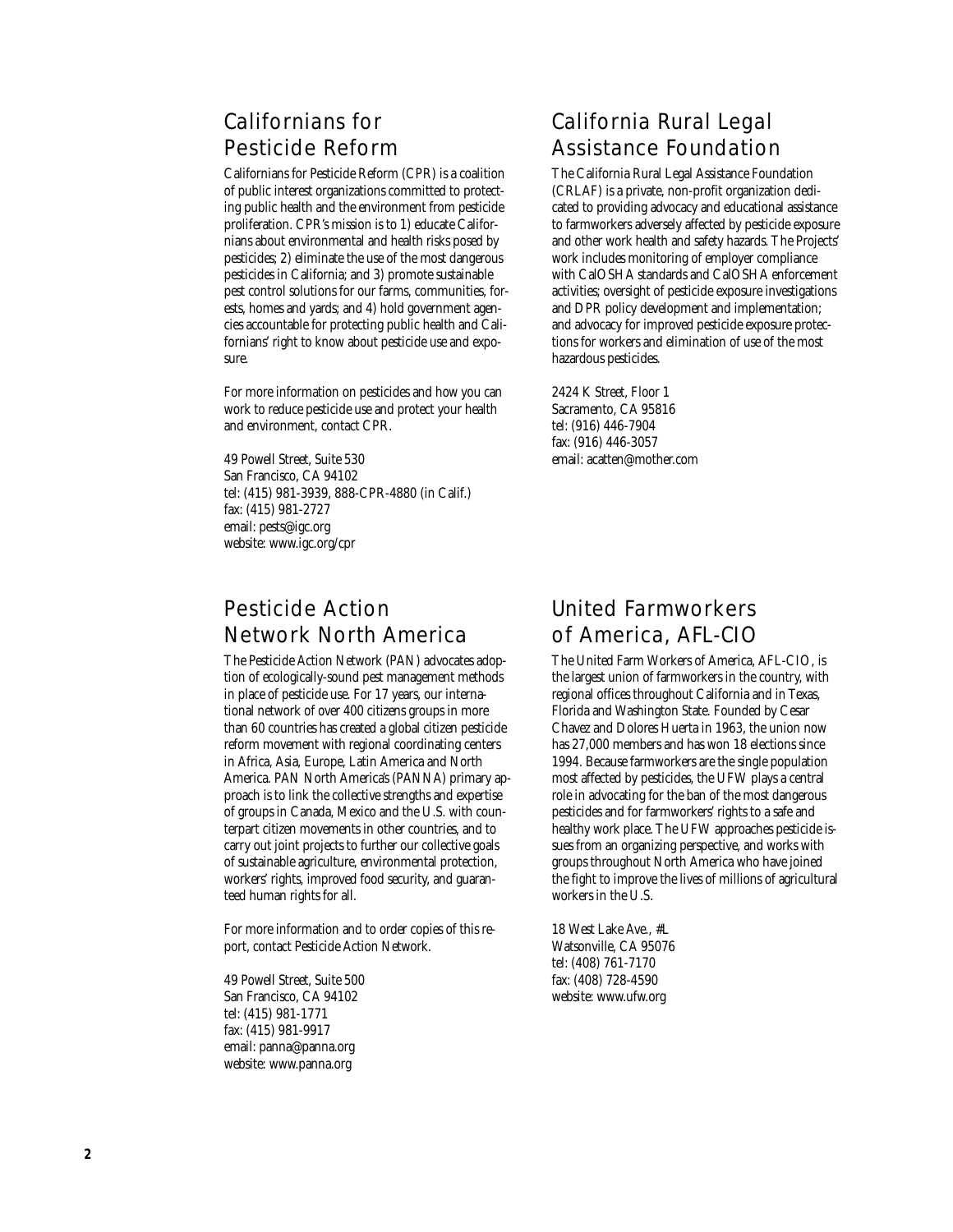## Californians for Pesticide Reform

Californians for Pesticide Reform (CPR) is a coalition of public interest organizations committed to protecting public health and the environment from pesticide proliferation. CPR's mission is to 1) educate Californians about environmental and health risks posed by pesticides; 2) eliminate the use of the most dangerous pesticides in California; and 3) promote sustainable pest control solutions for our farms, communities, forests, homes and yards; and 4) hold government agencies accountable for protecting public health and Californians' right to know about pesticide use and exposure.

For more information on pesticides and how you can work to reduce pesticide use and protect your health and environment, contact CPR.

49 Powell Street, Suite 530
San Francisco, CA 94102
tel: (415) 981-3939, 888-CPR-4880 (in Calif.)
fax: (415) 981-2727
email: pests@igc.org
website: www.igc.org/cpr

## Pesticide Action Network North America

The Pesticide Action Network (PAN) advocates adoption of ecologically-sound pest management methods in place of pesticide use. For 17 years, our international network of over 400 citizens groups in more than 60 countries has created a global citizen pesticide reform movement with regional coordinating centers in Africa, Asia, Europe, Latin America and North America. PAN North America's (PANNA) primary approach is to link the collective strengths and expertise of groups in Canada, Mexico and the U.S. with counterpart citizen movements in other countries, and to carry out joint projects to further our collective goals of sustainable agriculture, environmental protection, workers' rights, improved food security, and guaranteed human rights for all.

For more information and to order copies of this report, contact Pesticide Action Network.

49 Powell Street, Suite 500
San Francisco, CA 94102
tel: (415) 981-1771
fax: (415) 981-9917
email: panna@panna.org
website: www.panna.org

## California Rural Legal Assistance Foundation

The California Rural Legal Assistance Foundation (CRLAF) is a private, non-profit organization dedicated to providing advocacy and educational assistance to farmworkers adversely affected by pesticide exposure and other work health and safety hazards. The Projects' work includes monitoring of employer compliance with CalOSHA standards and CalOSHA enforcement activities; oversight of pesticide exposure investigations and DPR policy development and implementation; and advocacy for improved pesticide exposure protections for workers and elimination of use of the most hazardous pesticides.

2424 K Street, Floor 1
Sacramento, CA 95816
tel: (916) 446-7904
fax: (916) 446-3057
email: acatten@mother.com

## United Farmworkers of America, AFL-CIO

The United Farm Workers of America, AFL-CIO, is the largest union of farmworkers in the country, with regional offices throughout California and in Texas, Florida and Washington State. Founded by Cesar Chavez and Dolores Huerta in 1963, the union now has 27,000 members and has won 18 elections since 1994. Because farmworkers are the single population most affected by pesticides, the UFW plays a central role in advocating for the ban of the most dangerous pesticides and for farmworkers' rights to a safe and healthy work place. The UFW approaches pesticide issues from an organizing perspective, and works with groups throughout North America who have joined the fight to improve the lives of millions of agricultural workers in the U.S.

18 West Lake Ave., #L
Watsonville, CA 95076
tel: (408) 761-7170
fax: (408) 728-4590
website: www.ufw.org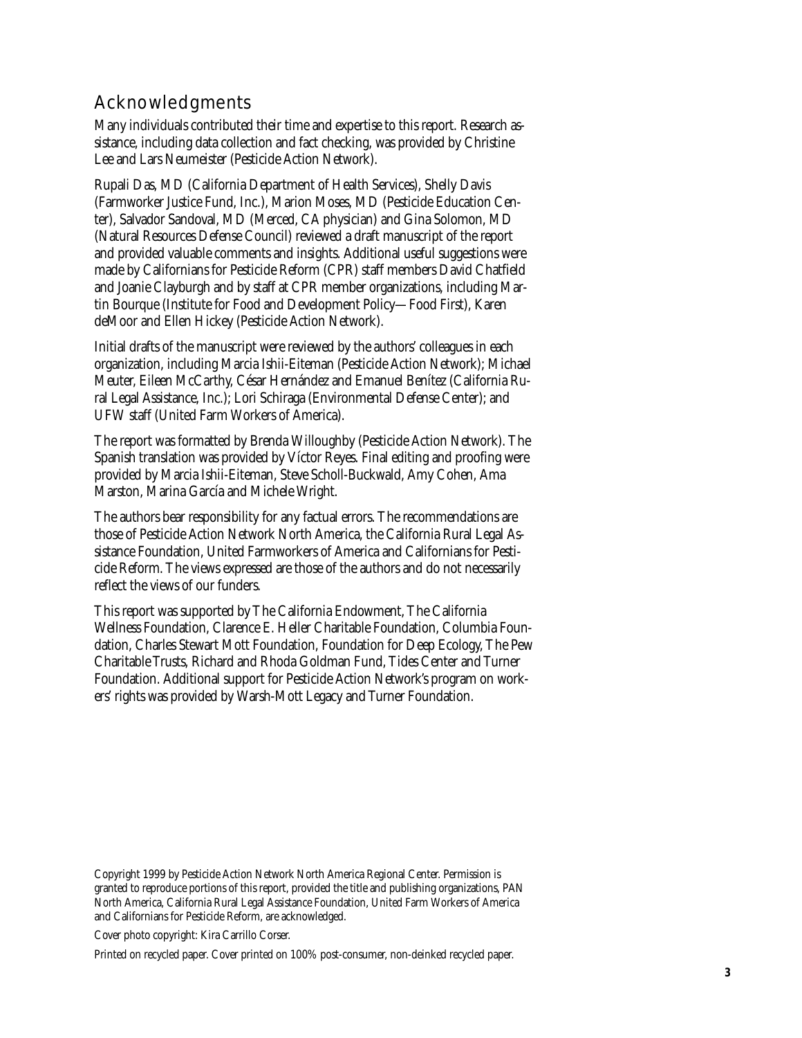## Acknowledgments

Many individuals contributed their time and expertise to this report. Research assistance, including data collection and fact checking, was provided by Christine Lee and Lars Neumeister (Pesticide Action Network).

Rupali Das, MD (California Department of Health Services), Shelly Davis (Farmworker Justice Fund, Inc.), Marion Moses, MD (Pesticide Education Center), Salvador Sandoval, MD (Merced, CA physician) and Gina Solomon, MD (Natural Resources Defense Council) reviewed a draft manuscript of the report and provided valuable comments and insights. Additional useful suggestions were made by Californians for Pesticide Reform (CPR) staff members David Chatfield and Joanie Clayburgh and by staff at CPR member organizations, including Martin Bourque (Institute for Food and Development Policy—Food First), Karen deMoor and Ellen Hickey (Pesticide Action Network).

Initial drafts of the manuscript were reviewed by the authors' colleagues in each organization, including Marcia Ishii-Eiteman (Pesticide Action Network); Michael Meuter, Eileen McCarthy, César Hernández and Emanuel Benítez (California Rural Legal Assistance, Inc.); Lori Schiraga (Environmental Defense Center); and UFW staff (United Farm Workers of America).

The report was formatted by Brenda Willoughby (Pesticide Action Network). The Spanish translation was provided by Víctor Reyes. Final editing and proofing were provided by Marcia Ishii-Eiteman, Steve Scholl-Buckwald, Amy Cohen, Ama Marston, Marina García and Michele Wright.

The authors bear responsibility for any factual errors. The recommendations are those of Pesticide Action Network North America, the California Rural Legal Assistance Foundation, United Farmworkers of America and Californians for Pesticide Reform. The views expressed are those of the authors and do not necessarily reflect the views of our funders.

This report was supported by The California Endowment, The California Wellness Foundation, Clarence E. Heller Charitable Foundation, Columbia Foundation, Charles Stewart Mott Foundation, Foundation for Deep Ecology, The Pew Charitable Trusts, Richard and Rhoda Goldman Fund, Tides Center and Turner Foundation. Additional support for Pesticide Action Network's program on workers' rights was provided by Warsh-Mott Legacy and Turner Foundation.

Copyright 1999 by Pesticide Action Network North America Regional Center. Permission is granted to reproduce portions of this report, provided the title and publishing organizations, PAN North America, California Rural Legal Assistance Foundation, United Farm Workers of America and Californians for Pesticide Reform, are acknowledged.

Cover photo copyright: Kira Carrillo Corser.

Printed on recycled paper. Cover printed on 100% post-consumer, non-deinked recycled paper.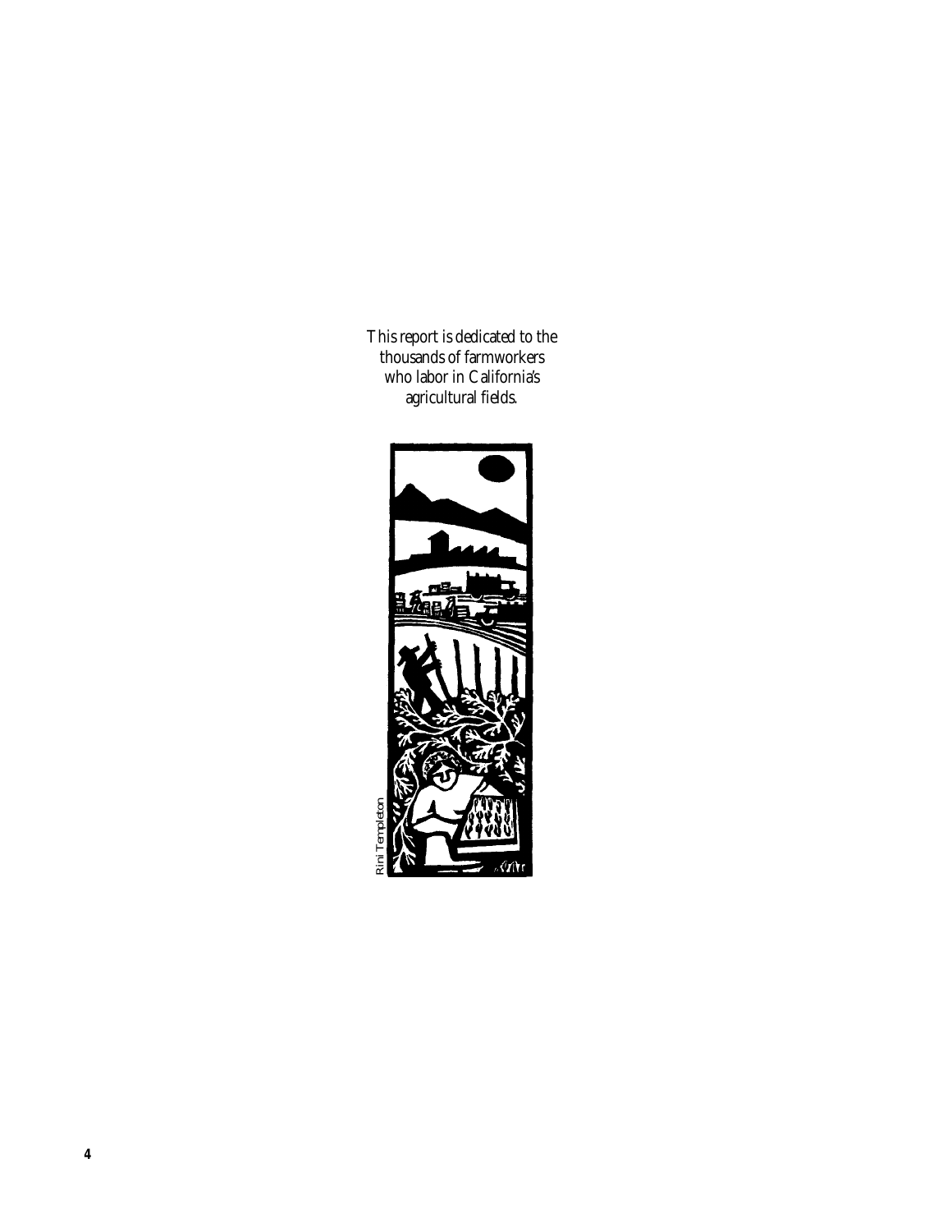This report is dedicated to the thousands of farmworkers who labor in California's agricultural fields.

Rini Templeton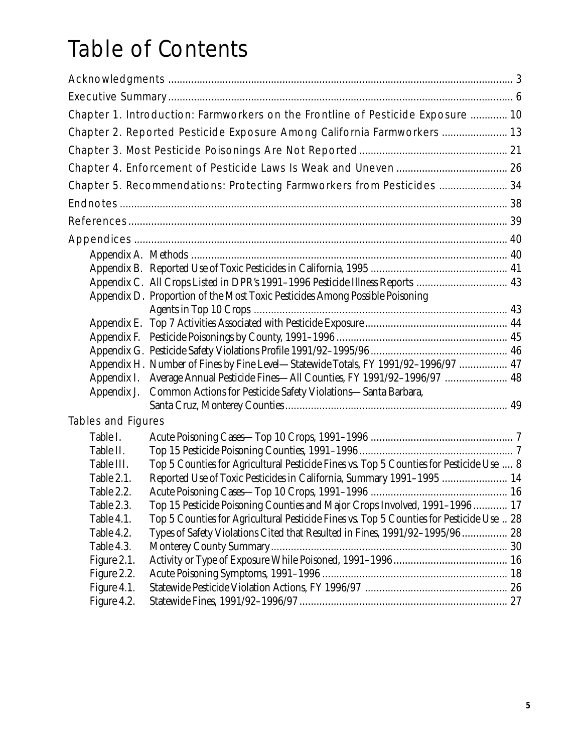# Table of Contents

Acknowledgments ........................................................................................................................ 3

Executive Summary ..................................................................................................................... 6

Chapter 1. Introduction: Farmworkers on the Frontline of Pesticide Exposure ............. 10

Chapter 2. Reported Pesticide Exposure Among California Farmworkers ....................... 13

Chapter 3. Most Pesticide Poisonings Are Not Reported .................................................. 21

Chapter 4. Enforcement of Pesticide Laws Is Weak and Uneven ...................................... 26

Chapter 5. Recommendations: Protecting Farmworkers from Pesticides ........................ 34

Endnotes ...................................................................................................................................... 38

References .................................................................................................................................... 39

Appendices ................................................................................................................................... 40

- Appendix A. Methods ..................................................................................................... 40
- Appendix B. Reported Use of Toxic Pesticides in California, 1995 ............................... 41
- Appendix C. All Crops Listed in DPR's 1991–1996 Pesticide Illness Reports ................ 43
- Appendix D. Proportion of the Most Toxic Pesticides Among Possible Poisoning Agents in Top 10 Crops ........................................................................................ 43
- Appendix E. Top 7 Activities Associated with Pesticide Exposure ................................ 44
- Appendix F. Pesticide Poisonings by County, 1991–1996 ............................................. 45
- Appendix G. Pesticide Safety Violations Profile 1991/92–1995/96 ................................ 46
- Appendix H. Number of Fines by Fine Level—Statewide Totals, FY 1991/92–1996/97 ................. 47
- Appendix I. Average Annual Pesticide Fines—All Counties, FY 1991/92–1996/97 ...................... 48
- Appendix J. Common Actions for Pesticide Safety Violations—Santa Barbara, Santa Cruz, Monterey Counties ............................................................................. 49

Tables and Figures

- Table I. Acute Poisoning Cases—Top 10 Crops, 1991–1996 ........................................ 7
- Table II. Top 15 Pesticide Poisoning Counties, 1991–1996 ............................................ 7
- Table III. Top 5 Counties for Agricultural Pesticide Fines vs. Top 5 Counties for Pesticide Use .... 8
- Table 2.1. Reported Use of Toxic Pesticides in California, Summary 1991–1995 ....................... 14
- Table 2.2. Acute Poisoning Cases—Top 10 Crops, 1991–1996 ...................................... 16
- Table 2.3. Top 15 Pesticide Poisoning Counties and Major Crops Involved, 1991–1996 ............ 17
- Table 4.1. Top 5 Counties for Agricultural Pesticide Fines vs. Top 5 Counties for Pesticide Use .. 28
- Table 4.2. Types of Safety Violations Cited that Resulted in Fines, 1991/92–1995/96 ................ 28
- Table 4.3. Monterey County Summary ........................................................................... 30
- Figure 2.1. Activity or Type of Exposure While Poisoned, 1991–1996 ................................. 16
- Figure 2.2. Acute Poisoning Symptoms, 1991–1996 ........................................................ 18
- Figure 4.1. Statewide Pesticide Violation Actions, FY 1996/97 .......................................... 26
- Figure 4.2. Statewide Fines, 1991/92–1996/97 ................................................................ 27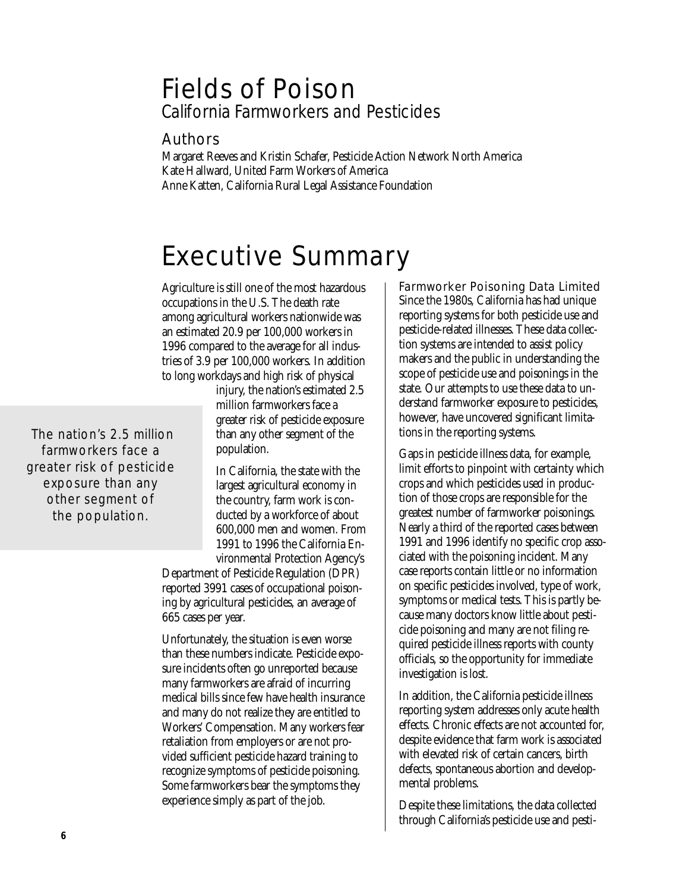# Fields of Poison

## California Farmworkers and Pesticides

### Authors

Margaret Reeves and Kristin Schafer, Pesticide Action Network North America
Kate Hallward, United Farm Workers of America
Anne Katten, California Rural Legal Assistance Foundation

# Executive Summary

Agriculture is still one of the most hazardous occupations in the U.S. The death rate among agricultural workers nationwide was an estimated 20.9 per 100,000 workers in 1996 compared to the average for all industries of 3.9 per 100,000 workers. In addition to long workdays and high risk of physical injury, the nation's estimated 2.5 million farmworkers face a greater risk of pesticide exposure than any other segment of the population.

> The nation's 2.5 million farmworkers face a greater risk of pesticide exposure than any other segment of the population.

In California, the state with the largest agricultural economy in the country, farm work is conducted by a workforce of about 600,000 men and women. From 1991 to 1996 the California Environmental Protection Agency's Department of Pesticide Regulation (DPR) reported 3991 cases of occupational poisoning by agricultural pesticides, an average of 665 cases per year.

Unfortunately, the situation is even worse than these numbers indicate. Pesticide exposure incidents often go unreported because many farmworkers are afraid of incurring medical bills since few have health insurance and many do not realize they are entitled to Workers' Compensation. Many workers fear retaliation from employers or are not provided sufficient pesticide hazard training to recognize symptoms of pesticide poisoning. Some farmworkers bear the symptoms they experience simply as part of the job.

### Farmworker Poisoning Data Limited

Since the 1980s, California has had unique reporting systems for both pesticide use and pesticide-related illnesses. These data collection systems are intended to assist policy makers and the public in understanding the scope of pesticide use and poisonings in the state. Our attempts to use these data to understand farmworker exposure to pesticides, however, have uncovered significant limitations in the reporting systems.

Gaps in pesticide illness data, for example, limit efforts to pinpoint with certainty which crops and which pesticides used in production of those crops are responsible for the greatest number of farmworker poisonings. Nearly a third of the reported cases between 1991 and 1996 identify no specific crop associated with the poisoning incident. Many case reports contain little or no information on specific pesticides involved, type of work, symptoms or medical tests. This is partly because many doctors know little about pesticide poisoning and many are not filing required pesticide illness reports with county officials, so the opportunity for immediate investigation is lost.

In addition, the California pesticide illness reporting system addresses only acute health effects. Chronic effects are not accounted for, despite evidence that farm work is associated with elevated risk of certain cancers, birth defects, spontaneous abortion and developmental problems.

Despite these limitations, the data collected through California's pesticide use and pesti-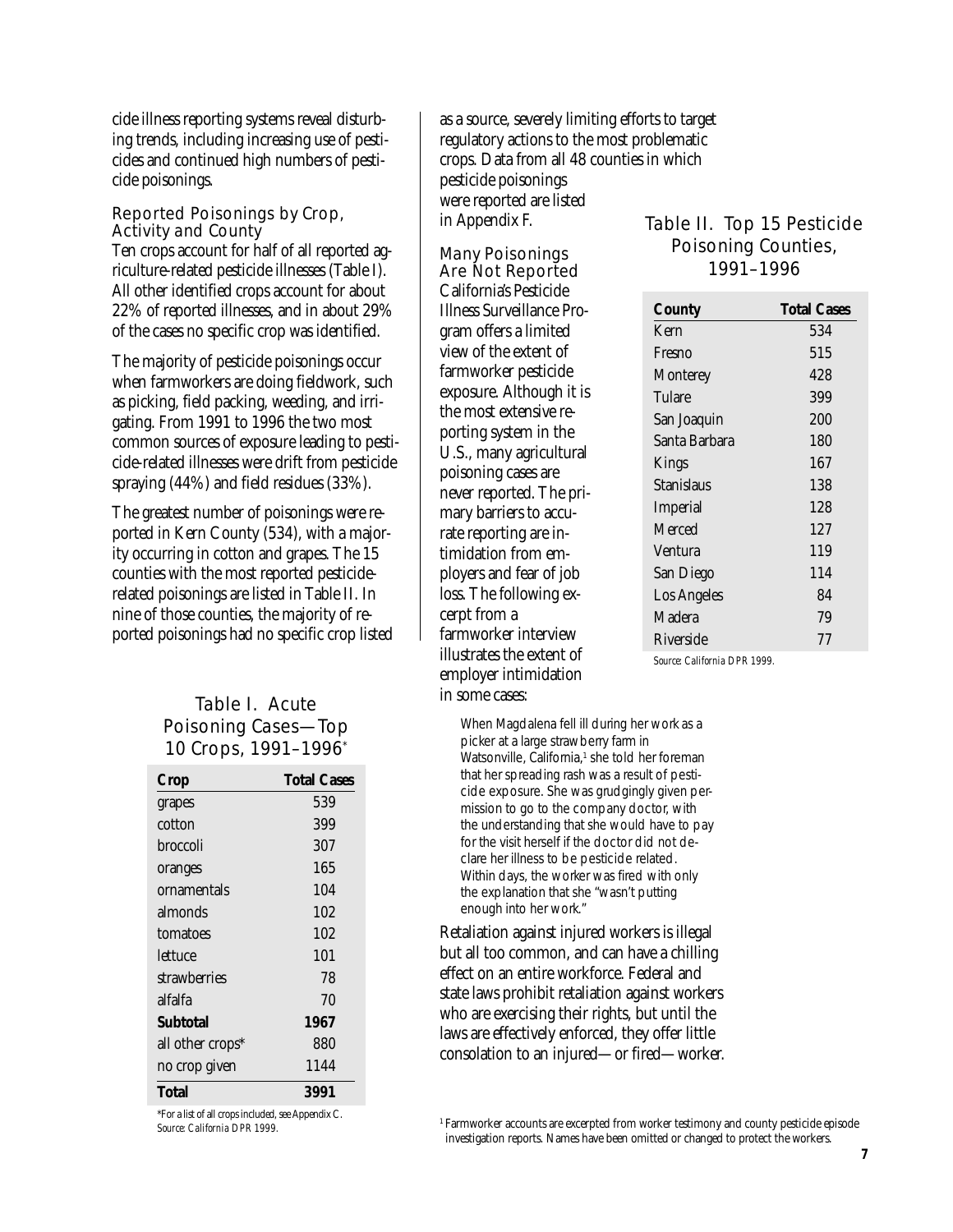cide illness reporting systems reveal disturbing trends, including increasing use of pesticides and continued high numbers of pesticide poisonings.

### Reported Poisonings by Crop, Activity and County

Ten crops account for half of all reported agriculture-related pesticide illnesses (Table I). All other identified crops account for about 22% of reported illnesses, and in about 29% of the cases no specific crop was identified.

The majority of pesticide poisonings occur when farmworkers are doing fieldwork, such as picking, field packing, weeding, and irrigating. From 1991 to 1996 the two most common sources of exposure leading to pesticide-related illnesses were drift from pesticide spraying (44%) and field residues (33%).

The greatest number of poisonings were reported in Kern County (534), with a majority occurring in cotton and grapes. The 15 counties with the most reported pesticide-related poisonings are listed in Table II. In nine of those counties, the majority of reported poisonings had no specific crop listed as a source, severely limiting efforts to target regulatory actions to the most problematic crops. Data from all 48 counties in which pesticide poisonings were reported are listed in Appendix F.

#### Table I. Acute Poisoning Cases—Top 10 Crops, 1991–1996*

| Crop | Total Cases |
|---|---|
| grapes | 539 |
| cotton | 399 |
| broccoli | 307 |
| oranges | 165 |
| ornamentals | 104 |
| almonds | 102 |
| tomatoes | 102 |
| lettuce | 101 |
| strawberries | 78 |
| alfalfa | 70 |
| **Subtotal** | **1967** |
| all other crops* | 880 |
| no crop given | 1144 |
| **Total** | **3991** |

*For a list of all crops included, see Appendix C.
Source: California DPR 1999.

#### Table II. Top 15 Pesticide Poisoning Counties, 1991–1996

| County | Total Cases |
|---|---|
| Kern | 534 |
| Fresno | 515 |
| Monterey | 428 |
| Tulare | 399 |
| San Joaquin | 200 |
| Santa Barbara | 180 |
| Kings | 167 |
| Stanislaus | 138 |
| Imperial | 128 |
| Merced | 127 |
| Ventura | 119 |
| San Diego | 114 |
| Los Angeles | 84 |
| Madera | 79 |
| Riverside | 77 |

Source: California DPR 1999.

### Many Poisonings Are Not Reported

California's Pesticide Illness Surveillance Program offers a limited view of the extent of farmworker pesticide exposure. Although it is the most extensive reporting system in the U.S., many agricultural poisoning cases are never reported. The primary barriers to accurate reporting are intimidation from employers and fear of job loss. The following excerpt from a farmworker interview illustrates the extent of employer intimidation in some cases:

> When Magdalena fell ill during her work as a picker at a large strawberry farm in Watsonville, California,[1] she told her foreman that her spreading rash was a result of pesticide exposure. She was grudgingly given permission to go to the company doctor, with the understanding that she would have to pay for the visit herself if the doctor did not declare her illness to be pesticide related. Within days, the worker was fired with only the explanation that she "wasn't putting enough into her work."

Retaliation against injured workers is illegal but all too common, and can have a chilling effect on an entire workforce. Federal and state laws prohibit retaliation against workers who are exercising their rights, but until the laws are effectively enforced, they offer little consolation to an injured—or fired—worker.

[1] Farmworker accounts are excerpted from worker testimony and county pesticide episode investigation reports. Names have been omitted or changed to protect the workers.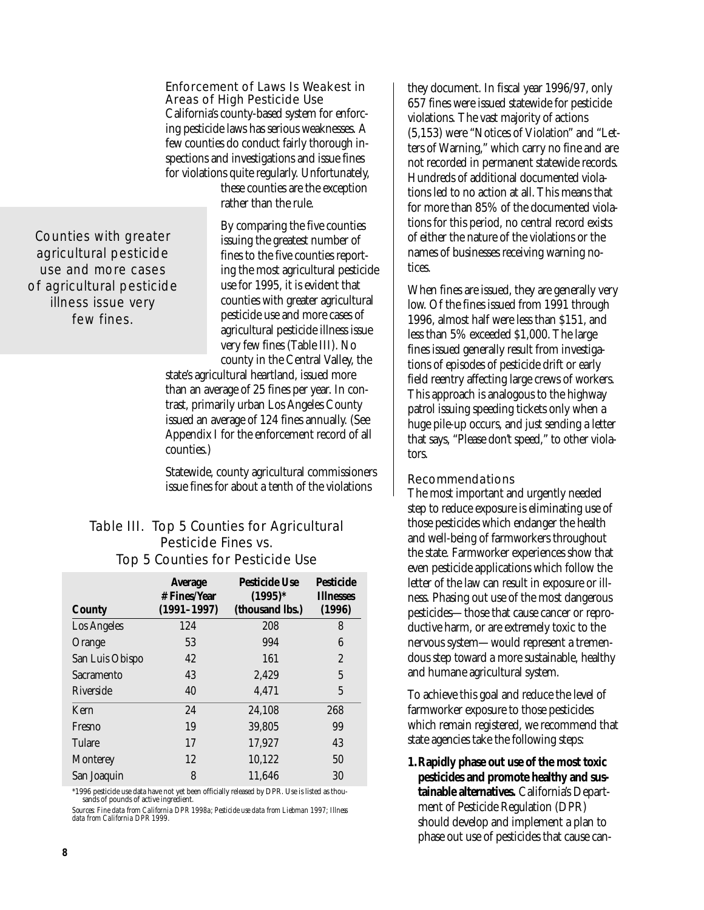### Enforcement of Laws Is Weakest in Areas of High Pesticide Use

California's county-based system for enforcing pesticide laws has serious weaknesses. A few counties do conduct fairly thorough inspections and investigations and issue fines for violations quite regularly. Unfortunately, these counties are the exception rather than the rule.

> Counties with greater agricultural pesticide use and more cases of agricultural pesticide illness issue very few fines.

By comparing the five counties issuing the greatest number of fines to the five counties reporting the most agricultural pesticide use for 1995, it is evident that counties with greater agricultural pesticide use and more cases of agricultural pesticide illness issue very few fines (Table III). No county in the Central Valley, the state's agricultural heartland, issued more than an average of 25 fines per year. In contrast, primarily urban Los Angeles County issued an average of 124 fines annually. (See Appendix I for the enforcement record of all counties.)

Statewide, county agricultural commissioners issue fines for about a tenth of the violations they document. In fiscal year 1996/97, only 657 fines were issued statewide for pesticide violations. The vast majority of actions (5,153) were "Notices of Violation" and "Letters of Warning," which carry no fine and are not recorded in permanent statewide records. Hundreds of additional documented violations led to no action at all. This means that for more than 85% of the documented violations for this period, no central record exists of either the nature of the violations or the names of businesses receiving warning notices.

When fines are issued, they are generally very low. Of the fines issued from 1991 through 1996, almost half were less than $151, and less than 5% exceeded $1,000. The large fines issued generally result from investigations of episodes of pesticide drift or early field reentry affecting large crews of workers. This approach is analogous to the highway patrol issuing speeding tickets only when a huge pile-up occurs, and just sending a letter that says, "Please don't speed," to other violators.

#### Table III. Top 5 Counties for Agricultural Pesticide Fines vs. Top 5 Counties for Pesticide Use

| County | Average # Fines/Year (1991–1997) | Pesticide Use (1995)* (thousand lbs.) | Pesticide Illnesses (1996) |
|---|---|---|---|
| Los Angeles | 124 | 208 | 8 |
| Orange | 53 | 994 | 6 |
| San Luis Obispo | 42 | 161 | 2 |
| Sacramento | 43 | 2,429 | 5 |
| Riverside | 40 | 4,471 | 5 |
| Kern | 24 | 24,108 | 268 |
| Fresno | 19 | 39,805 | 99 |
| Tulare | 17 | 17,927 | 43 |
| Monterey | 12 | 10,122 | 50 |
| San Joaquin | 8 | 11,646 | 30 |

*1996 pesticide use data have not yet been officially released by DPR. Use is listed as thousands of pounds of active ingredient.

*Sources:* Fine data from California DPR 1998a; Pesticide use data from Liebman 1997; Illness data from California DPR 1999.

### Recommendations

The most important and urgently needed step to reduce exposure is eliminating use of those pesticides which endanger the health and well-being of farmworkers throughout the state. Farmworker experiences show that even pesticide applications which follow the letter of the law can result in exposure or illness. Phasing out use of the most dangerous pesticides—those that cause cancer or reproductive harm, or are extremely toxic to the nervous system—would represent a tremendous step toward a more sustainable, healthy and humane agricultural system.

To achieve this goal and reduce the level of farmworker exposure to those pesticides which remain registered, we recommend that state agencies take the following steps:

1. **Rapidly phase out use of the most toxic pesticides and promote healthy and sustainable alternatives.** California's Department of Pesticide Regulation (DPR) should develop and implement a plan to phase out use of pesticides that cause can-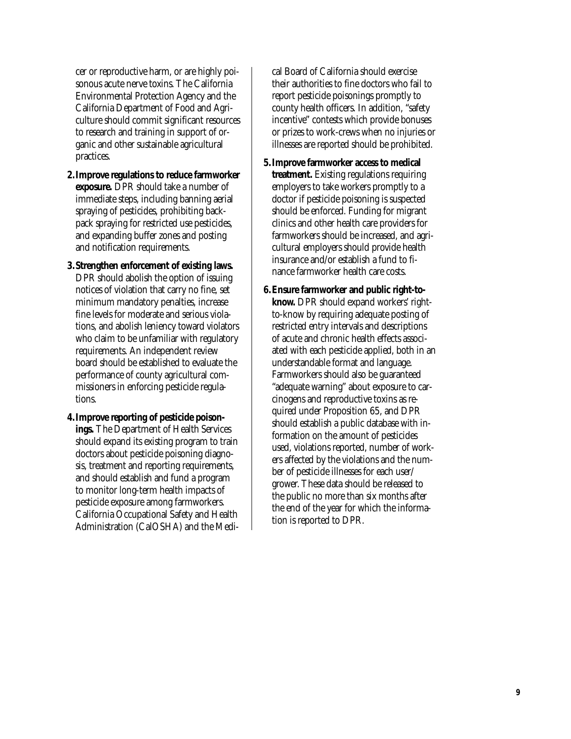cer or reproductive harm, or are highly poisonous acute nerve toxins. The California Environmental Protection Agency and the California Department of Food and Agriculture should commit significant resources to research and training in support of organic and other sustainable agricultural practices.

2. **Improve regulations to reduce farmworker exposure.** DPR should take a number of immediate steps, including banning aerial spraying of pesticides, prohibiting backpack spraying for restricted use pesticides, and expanding buffer zones and posting and notification requirements.

3. **Strengthen enforcement of existing laws.** DPR should abolish the option of issuing notices of violation that carry no fine, set minimum mandatory penalties, increase fine levels for moderate and serious violations, and abolish leniency toward violators who claim to be unfamiliar with regulatory requirements. An independent review board should be established to evaluate the performance of county agricultural commissioners in enforcing pesticide regulations.

4. **Improve reporting of pesticide poisonings.** The Department of Health Services should expand its existing program to train doctors about pesticide poisoning diagnosis, treatment and reporting requirements, and should establish and fund a program to monitor long-term health impacts of pesticide exposure among farmworkers. California Occupational Safety and Health Administration (CalOSHA) and the Medical Board of California should exercise their authorities to fine doctors who fail to report pesticide poisonings promptly to county health officers. In addition, "safety incentive" contests which provide bonuses or prizes to work-crews when no injuries or illnesses are reported should be prohibited.

5. **Improve farmworker access to medical treatment.** Existing regulations requiring employers to take workers promptly to a doctor if pesticide poisoning is suspected should be enforced. Funding for migrant clinics and other health care providers for farmworkers should be increased, and agricultural employers should provide health insurance and/or establish a fund to finance farmworker health care costs.

6. **Ensure farmworker and public right-to-know.** DPR should expand workers' right-to-know by requiring adequate posting of restricted entry intervals and descriptions of acute and chronic health effects associated with each pesticide applied, both in an understandable format and language. Farmworkers should also be guaranteed "adequate warning" about exposure to carcinogens and reproductive toxins as required under Proposition 65, and DPR should establish a public database with information on the amount of pesticides used, violations reported, number of workers affected by the violations and the number of pesticide illnesses for each user/grower. These data should be released to the public no more than six months after the end of the year for which the information is reported to DPR.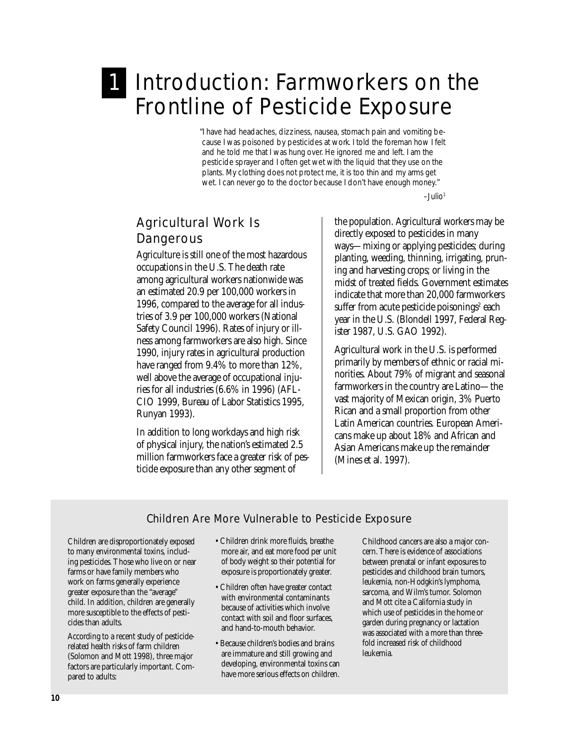# 1 Introduction: Farmworkers on the Frontline of Pesticide Exposure

"I have had headaches, dizziness, nausea, stomach pain and vomiting because I was poisoned by pesticides at work. I told the foreman how I felt and he told me that I was hung over. He ignored me and left. I am the pesticide sprayer and I often get wet with the liquid that they use on the plants. My clothing does not protect me, it is too thin and my arms get wet. I can never go to the doctor because I don't have enough money."

–Julio[1]

## Agricultural Work Is Dangerous

Agriculture is still one of the most hazardous occupations in the U.S. The death rate among agricultural workers nationwide was an estimated 20.9 per 100,000 workers in 1996, compared to the average for all industries of 3.9 per 100,000 workers (National Safety Council 1996). Rates of injury or illness among farmworkers are also high. Since 1990, injury rates in agricultural production have ranged from 9.4% to more than 12%, well above the average of occupational injuries for all industries (6.6% in 1996) (AFL-CIO 1999, Bureau of Labor Statistics 1995, Runyan 1993).

In addition to long workdays and high risk of physical injury, the nation's estimated 2.5 million farmworkers face a greater risk of pesticide exposure than any other segment of the population. Agricultural workers may be directly exposed to pesticides in many ways—mixing or applying pesticides; during planting, weeding, thinning, irrigating, pruning and harvesting crops; or living in the midst of treated fields. Government estimates indicate that more than 20,000 farmworkers suffer from acute pesticide poisonings[2] each year in the U.S. (Blondell 1997, Federal Register 1987, U.S. GAO 1992).

Agricultural work in the U.S. is performed primarily by members of ethnic or racial minorities. About 79% of migrant and seasonal farmworkers in the country are Latino—the vast majority of Mexican origin, 3% Puerto Rican and a small proportion from other Latin American countries. European Americans make up about 18% and African and Asian Americans make up the remainder (Mines et al. 1997).

### Children Are More Vulnerable to Pesticide Exposure

Children are disproportionately exposed to many environmental toxins, including pesticides. Those who live on or near farms or have family members who work on farms generally experience greater exposure than the "average" child. In addition, children are generally more susceptible to the effects of pesticides than adults.

According to a recent study of pesticide-related health risks of farm children (Solomon and Mott 1998), three major factors are particularly important. Compared to adults:

- Children drink more fluids, breathe more air, and eat more food per unit of body weight so their potential for exposure is proportionately greater.
- Children often have greater contact with environmental contaminants because of activities which involve contact with soil and floor surfaces, and hand-to-mouth behavior.
- Because children's bodies and brains are immature and still growing and developing, environmental toxins can have more serious effects on children.

Childhood cancers are also a major concern. There is evidence of associations between prenatal or infant exposures to pesticides and childhood brain tumors, leukemia, non-Hodgkin's lymphoma, sarcoma, and Wilm's tumor. Solomon and Mott cite a California study in which use of pesticides in the home or garden during pregnancy or lactation was associated with a more than three-fold increased risk of childhood leukemia.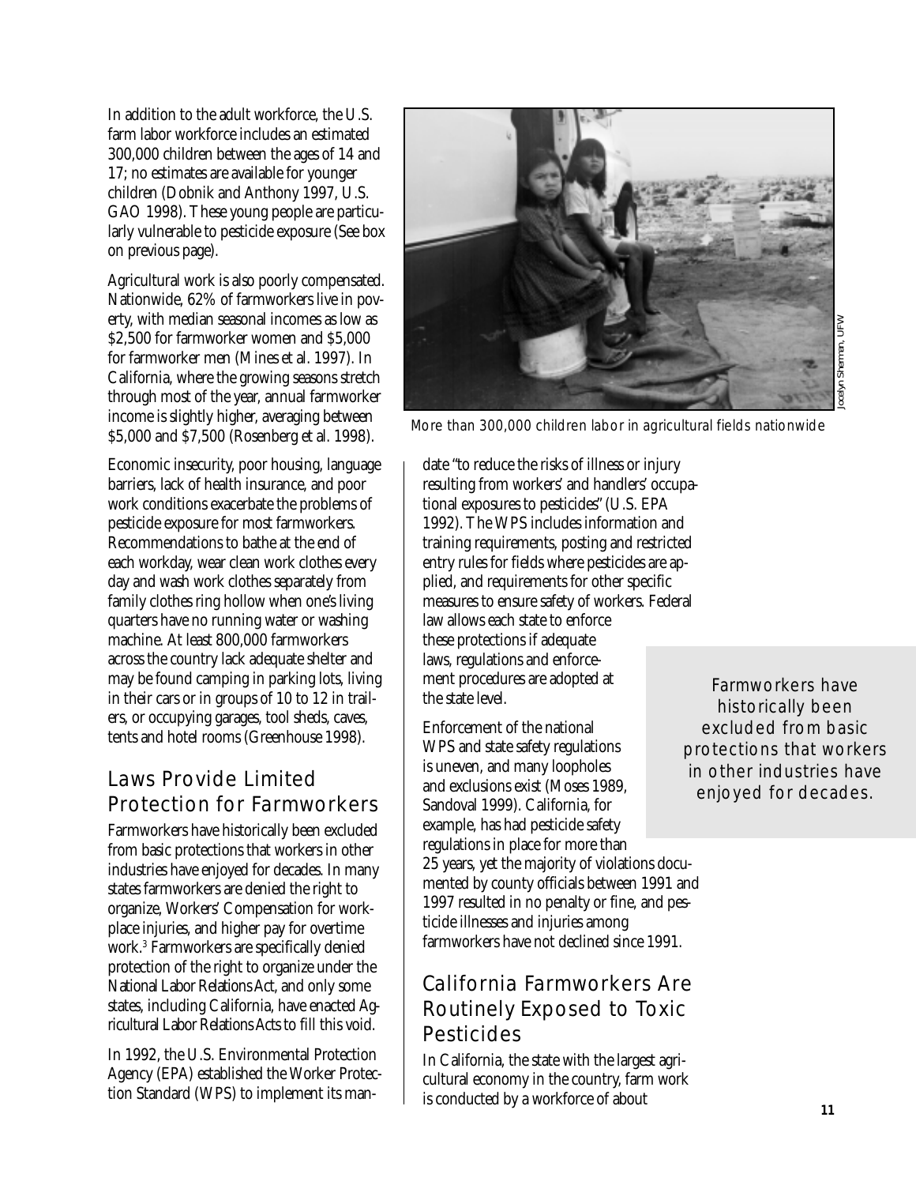In addition to the adult workforce, the U.S. farm labor workforce includes an estimated 300,000 children between the ages of 14 and 17; no estimates are available for younger children (Dobnik and Anthony 1997, U.S. GAO 1998). These young people are particularly vulnerable to pesticide exposure (See box on previous page).

Agricultural work is also poorly compensated. Nationwide, 62% of farmworkers live in poverty, with median seasonal incomes as low as $2,500 for farmworker women and $5,000 for farmworker men (Mines et al. 1997). In California, where the growing seasons stretch through most of the year, annual farmworker income is slightly higher, averaging between $5,000 and $7,500 (Rosenberg et al. 1998).

Economic insecurity, poor housing, language barriers, lack of health insurance, and poor work conditions exacerbate the problems of pesticide exposure for most farmworkers. Recommendations to bathe at the end of each workday, wear clean work clothes every day and wash work clothes separately from family clothes ring hollow when one's living quarters have no running water or washing machine. At least 800,000 farmworkers across the country lack adequate shelter and may be found camping in parking lots, living in their cars or in groups of 10 to 12 in trailers, or occupying garages, tool sheds, caves, tents and hotel rooms (Greenhouse 1998).

## Laws Provide Limited Protection for Farmworkers

Farmworkers have historically been excluded from basic protections that workers in other industries have enjoyed for decades. In many states farmworkers are denied the right to organize, Workers' Compensation for workplace injuries, and higher pay for overtime work.[3] Farmworkers are specifically denied protection of the right to organize under the National Labor Relations Act, and only some states, including California, have enacted Agricultural Labor Relations Acts to fill this void.

In 1992, the U.S. Environmental Protection Agency (EPA) established the Worker Protection Standard (WPS) to implement its mandate "to reduce the risks of illness or injury resulting from workers' and handlers' occupational exposures to pesticides" (U.S. EPA 1992). The WPS includes information and training requirements, posting and restricted entry rules for fields where pesticides are applied, and requirements for other specific measures to ensure safety of workers. Federal law allows each state to enforce these protections if adequate laws, regulations and enforcement procedures are adopted at the state level.

*More than 300,000 children labor in agricultural fields nationwide*

Jocelyn Sherman, UFW

Enforcement of the national WPS and state safety regulations is uneven, and many loopholes and exclusions exist (Moses 1989, Sandoval 1999). California, for example, has had pesticide safety regulations in place for more than 25 years, yet the majority of violations documented by county officials between 1991 and 1997 resulted in no penalty or fine, and pesticide illnesses and injuries among farmworkers have not declined since 1991.

> *Farmworkers have historically been excluded from basic protections that workers in other industries have enjoyed for decades.*

## California Farmworkers Are Routinely Exposed to Toxic Pesticides

In California, the state with the largest agricultural economy in the country, farm work is conducted by a workforce of about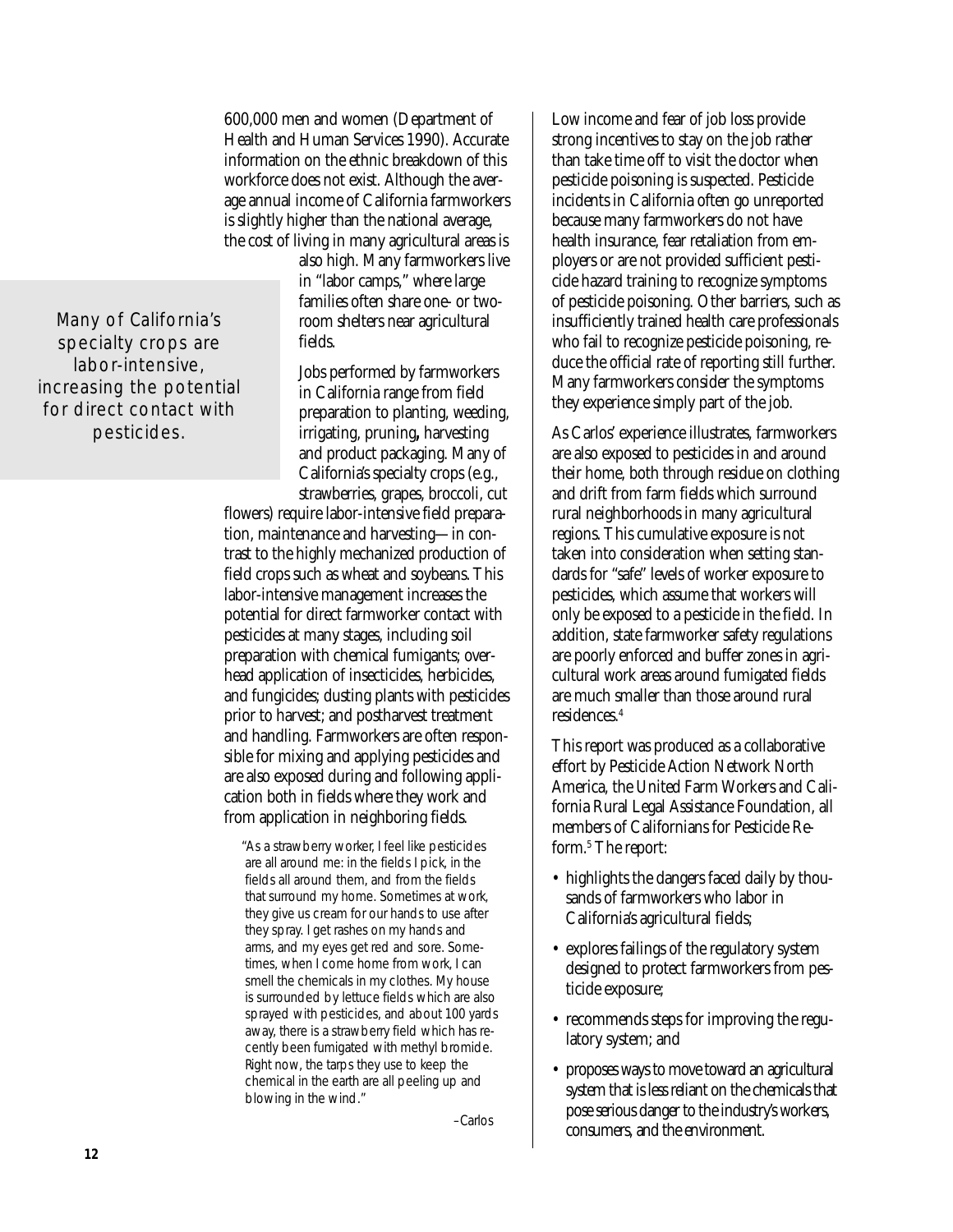600,000 men and women (Department of Health and Human Services 1990). Accurate information on the ethnic breakdown of this workforce does not exist. Although the average annual income of California farmworkers is slightly higher than the national average, the cost of living in many agricultural areas is also high. Many farmworkers live in "labor camps," where large families often share one- or two-room shelters near agricultural fields.

*Many of California's specialty crops are labor-intensive, increasing the potential for direct contact with pesticides.*

Jobs performed by farmworkers in California range from field preparation to planting, weeding, irrigating, pruning**,** harvesting and product packaging. Many of California's specialty crops (e.g., strawberries, grapes, broccoli, cut flowers) require labor-intensive field preparation, maintenance and harvesting—in contrast to the highly mechanized production of field crops such as wheat and soybeans. This labor-intensive management increases the potential for direct farmworker contact with pesticides at many stages, including soil preparation with chemical fumigants; overhead application of insecticides, herbicides, and fungicides; dusting plants with pesticides prior to harvest; and postharvest treatment and handling. Farmworkers are often responsible for mixing and applying pesticides and are also exposed during and following application both in fields where they work and from application in neighboring fields.

> "As a strawberry worker, I feel like pesticides are all around me: in the fields I pick, in the fields all around them, and from the fields that surround my home. Sometimes at work, they give us cream for our hands to use after they spray. I get rashes on my hands and arms, and my eyes get red and sore. Sometimes, when I come home from work, I can smell the chemicals in my clothes. My house is surrounded by lettuce fields which are also sprayed with pesticides, and about 100 yards away, there is a strawberry field which has recently been fumigated with methyl bromide. Right now, the tarps they use to keep the chemical in the earth are all peeling up and blowing in the wind."
>
> –Carlos

Low income and fear of job loss provide strong incentives to stay on the job rather than take time off to visit the doctor when pesticide poisoning is suspected. Pesticide incidents in California often go unreported because many farmworkers do not have health insurance, fear retaliation from employers or are not provided sufficient pesticide hazard training to recognize symptoms of pesticide poisoning. Other barriers, such as insufficiently trained health care professionals who fail to recognize pesticide poisoning, reduce the official rate of reporting still further. Many farmworkers consider the symptoms they experience simply part of the job.

As Carlos' experience illustrates, farmworkers are also exposed to pesticides in and around their home, both through residue on clothing and drift from farm fields which surround rural neighborhoods in many agricultural regions. This cumulative exposure is not taken into consideration when setting standards for "safe" levels of worker exposure to pesticides, which assume that workers will only be exposed to a pesticide in the field. In addition, state farmworker safety regulations are poorly enforced and buffer zones in agricultural work areas around fumigated fields are much smaller than those around rural residences.[4]

This report was produced as a collaborative effort by Pesticide Action Network North America, the United Farm Workers and California Rural Legal Assistance Foundation, all members of Californians for Pesticide Reform.[5] The report:

- highlights the dangers faced daily by thousands of farmworkers who labor in California's agricultural fields;
- explores failings of the regulatory system designed to protect farmworkers from pesticide exposure;
- recommends steps for improving the regulatory system; and
- proposes ways to move toward an agricultural system that is less reliant on the chemicals that pose serious danger to the industry's workers, consumers, and the environment.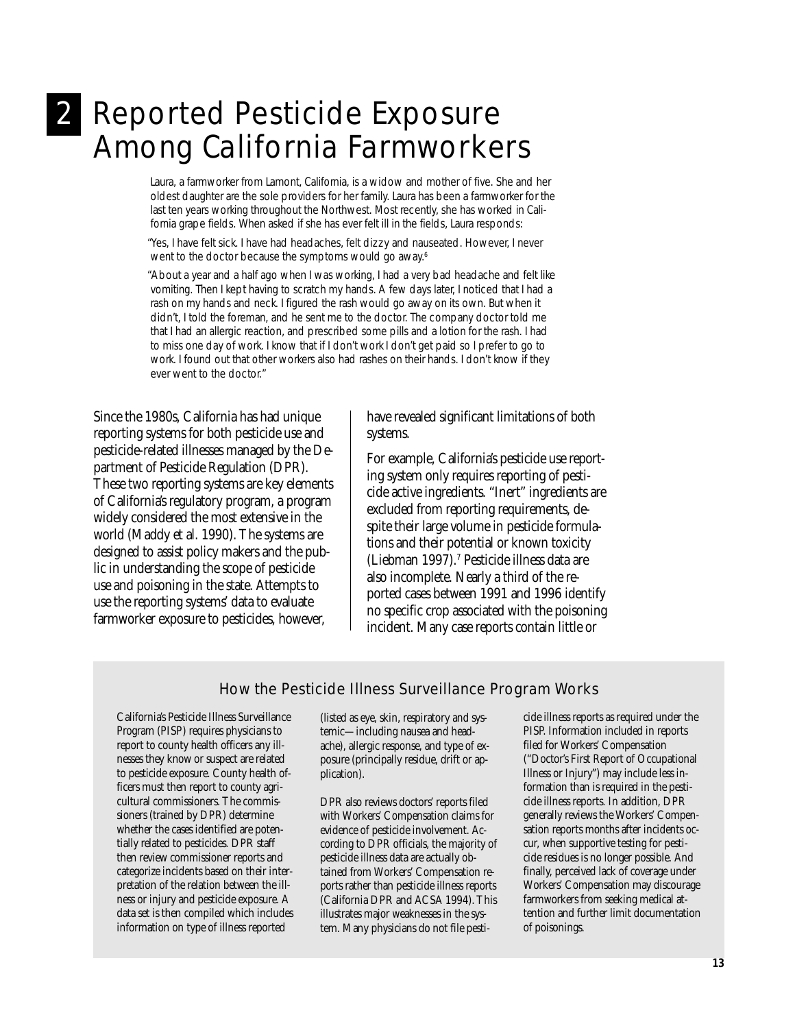# 2 Reported Pesticide Exposure Among California Farmworkers

Laura, a farmworker from Lamont, California, is a widow and mother of five. She and her oldest daughter are the sole providers for her family. Laura has been a farmworker for the last ten years working throughout the Northwest. Most recently, she has worked in California grape fields. When asked if she has ever felt ill in the fields, Laura responds:

"Yes, I have felt sick. I have had headaches, felt dizzy and nauseated. However, I never went to the doctor because the symptoms would go away.[6]

"About a year and a half ago when I was working, I had a very bad headache and felt like vomiting. Then I kept having to scratch my hands. A few days later, I noticed that I had a rash on my hands and neck. I figured the rash would go away on its own. But when it didn't, I told the foreman, and he sent me to the doctor. The company doctor told me that I had an allergic reaction, and prescribed some pills and a lotion for the rash. I had to miss one day of work. I know that if I don't work I don't get paid so I prefer to go to work. I found out that other workers also had rashes on their hands. I don't know if they ever went to the doctor."

Since the 1980s, California has had unique reporting systems for both pesticide use and pesticide-related illnesses managed by the Department of Pesticide Regulation (DPR). These two reporting systems are key elements of California's regulatory program, a program widely considered the most extensive in the world (Maddy et al. 1990). The systems are designed to assist policy makers and the public in understanding the scope of pesticide use and poisoning in the state. Attempts to use the reporting systems' data to evaluate farmworker exposure to pesticides, however, have revealed significant limitations of both systems.

For example, California's pesticide use reporting system only requires reporting of pesticide active ingredients. "Inert" ingredients are excluded from reporting requirements, despite their large volume in pesticide formulations and their potential or known toxicity (Liebman 1997).[7] Pesticide illness data are also incomplete. Nearly a third of the reported cases between 1991 and 1996 identify no specific crop associated with the poisoning incident. Many case reports contain little or

### How the Pesticide Illness Surveillance Program Works

California's Pesticide Illness Surveillance Program (PISP) requires physicians to report to county health officers any illnesses they know or suspect are related to pesticide exposure. County health officers must then report to county agricultural commissioners. The commissioners (trained by DPR) determine whether the cases identified are potentially related to pesticides. DPR staff then review commissioner reports and categorize incidents based on their interpretation of the relation between the illness or injury and pesticide exposure. A data set is then compiled which includes information on type of illness reported (listed as eye, skin, respiratory and systemic—including nausea and headache), allergic response, and type of exposure (principally residue, drift or application).

DPR also reviews doctors' reports filed with Workers' Compensation claims for evidence of pesticide involvement. According to DPR officials, the majority of pesticide illness data are actually obtained from Workers' Compensation reports rather than pesticide illness reports (California DPR and ACSA 1994). This illustrates major weaknesses in the system. Many physicians do not file pesticide illness reports as required under the PISP. Information included in reports filed for Workers' Compensation ("Doctor's First Report of Occupational Illness or Injury") may include less information than is required in the pesticide illness reports. In addition, DPR generally reviews the Workers' Compensation reports months after incidents occur, when supportive testing for pesticide residues is no longer possible. And finally, perceived lack of coverage under Workers' Compensation may discourage farmworkers from seeking medical attention and further limit documentation of poisonings.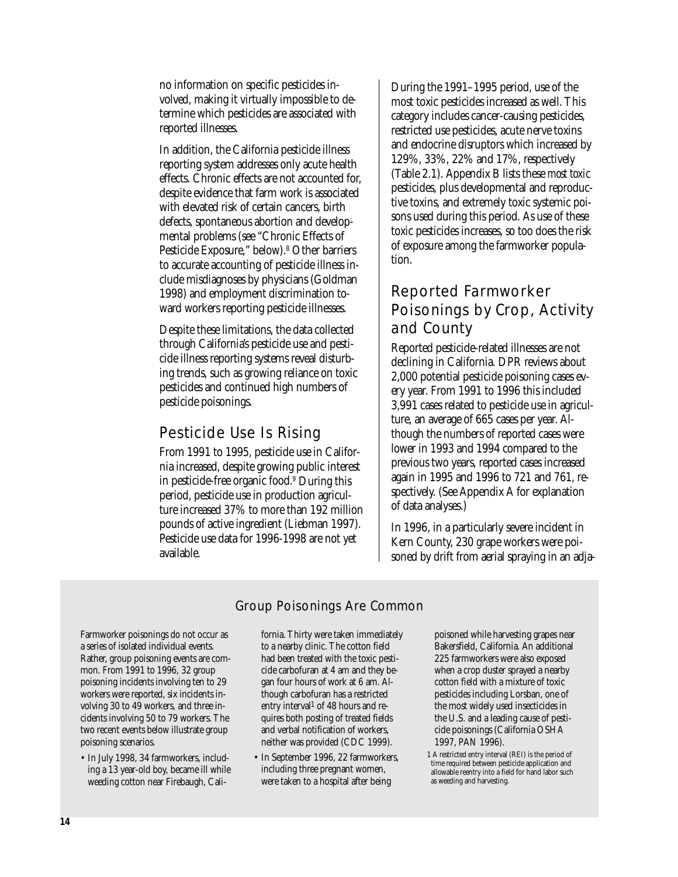no information on specific pesticides involved, making it virtually impossible to determine which pesticides are associated with reported illnesses.

In addition, the California pesticide illness reporting system addresses only acute health effects. Chronic effects are not accounted for, despite evidence that farm work is associated with elevated risk of certain cancers, birth defects, spontaneous abortion and developmental problems (see "Chronic Effects of Pesticide Exposure," below).[8] Other barriers to accurate accounting of pesticide illness include misdiagnoses by physicians (Goldman 1998) and employment discrimination toward workers reporting pesticide illnesses.

Despite these limitations, the data collected through California's pesticide use and pesticide illness reporting systems reveal disturbing trends, such as growing reliance on toxic pesticides and continued high numbers of pesticide poisonings.

## Pesticide Use Is Rising

From 1991 to 1995, pesticide use in California increased, despite growing public interest in pesticide-free organic food.[9] During this period, pesticide use in production agriculture increased 37% to more than 192 million pounds of active ingredient (Liebman 1997). Pesticide use data for 1996-1998 are not yet available.

During the 1991–1995 period, use of the most toxic pesticides increased as well. This category includes cancer-causing pesticides, restricted use pesticides, acute nerve toxins and endocrine disruptors which increased by 129%, 33%, 22% and 17%, respectively (Table 2.1). Appendix B lists these *most toxic* pesticides, plus developmental and reproductive toxins, and extremely toxic systemic poisons used during this period. As use of these toxic pesticides increases, so too does the risk of exposure among the farmworker population.

## Reported Farmworker Poisonings by Crop, Activity and County

Reported pesticide-related illnesses are not declining in California. DPR reviews about 2,000 potential pesticide poisoning cases every year. From 1991 to 1996 this included 3,991 cases related to pesticide use in agriculture, an average of 665 cases per year. Although the numbers of reported cases were lower in 1993 and 1994 compared to the previous two years, reported cases increased again in 1995 and 1996 to 721 and 761, respectively. (See Appendix A for explanation of data analyses.)

In 1996, in a particularly severe incident in Kern County, 230 grape workers were poisoned by drift from aerial spraying in an adja-

### Group Poisonings Are Common

Farmworker poisonings do not occur as a series of isolated individual events. Rather, group poisoning events are common. From 1991 to 1996, 32 group poisoning incidents involving ten to 29 workers were reported, six incidents involving 30 to 49 workers, and three incidents involving 50 to 79 workers. The two recent events below illustrate group poisoning scenarios.

- In July 1998, 34 farmworkers, including a 13 year-old boy, became ill while weeding cotton near Firebaugh, California. Thirty were taken immediately to a nearby clinic. The cotton field had been treated with the toxic pesticide carbofuran at 4 am and they began four hours of work at 6 am. Although carbofuran has a restricted entry interval[1] of 48 hours and requires both posting of treated fields and verbal notification of workers, neither was provided (CDC 1999).
- In September 1996, 22 farmworkers, including three pregnant women, were taken to a hospital after being poisoned while harvesting grapes near Bakersfield, California. An additional 225 farmworkers were also exposed when a crop duster sprayed a nearby cotton field with a mixture of toxic pesticides including Lorsban, one of the most widely used insecticides in the U.S. and a leading cause of pesticide poisonings (California OSHA 1997, PAN 1996).

1 A restricted entry interval (REI) is the period of time required between pesticide application and allowable reentry into a field for hand labor such as weeding and harvesting.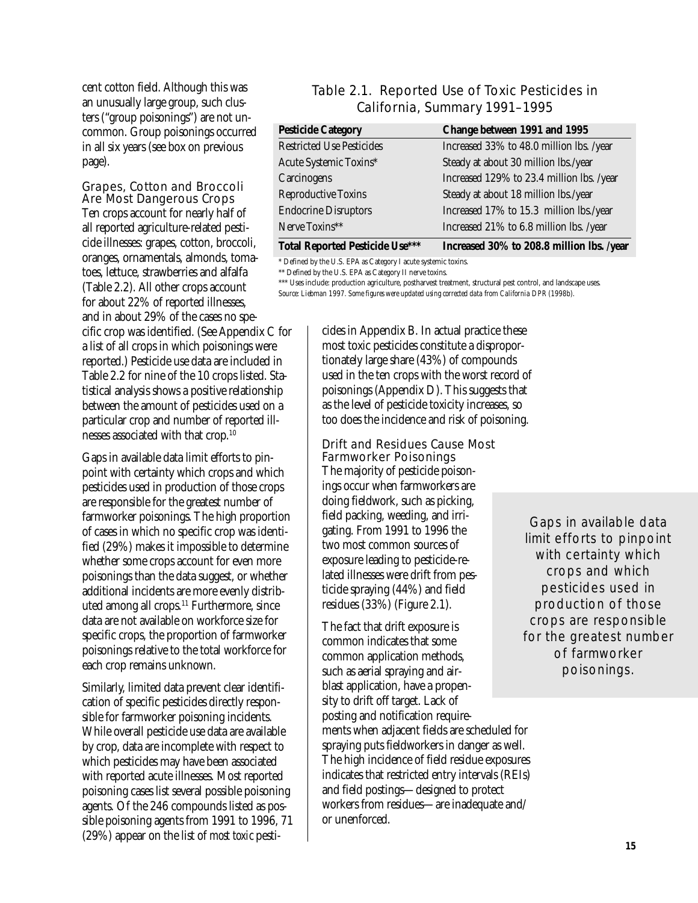cent cotton field. Although this was an unusually large group, such clusters ("group poisonings") are not uncommon. Group poisonings occurred in all six years (see box on previous page).

### Grapes, Cotton and Broccoli Are Most Dangerous Crops

Ten crops account for nearly half of all reported agriculture-related pesticide illnesses: grapes, cotton, broccoli, oranges, ornamentals, almonds, tomatoes, lettuce, strawberries and alfalfa (Table 2.2). All other crops account for about 22% of reported illnesses, and in about 29% of the cases no specific crop was identified. (See Appendix C for a list of all crops in which poisonings were reported.) Pesticide use data are included in Table 2.2 for nine of the 10 crops listed. Statistical analysis shows a positive relationship between the amount of pesticides used on a particular crop and number of reported illnesses associated with that crop.[10]

Gaps in available data limit efforts to pinpoint with certainty which crops and which pesticides used in production of those crops are responsible for the greatest number of farmworker poisonings. The high proportion of cases in which no specific crop was identified (29%) makes it impossible to determine whether some crops account for even more poisonings than the data suggest, or whether additional incidents are more evenly distributed among all crops.[11] Furthermore, since data are not available on workforce size for specific crops, the proportion of farmworker poisonings relative to the total workforce for each crop remains unknown.

Similarly, limited data prevent clear identification of specific pesticides directly responsible for farmworker poisoning incidents. While overall pesticide use data are available by crop, data are incomplete with respect to which pesticides may have been associated with reported acute illnesses. Most reported poisoning cases list several possible poisoning agents. Of the 246 compounds listed as possible poisoning agents from 1991 to 1996, 71 (29%) appear on the list of *most toxic* pesticides in Appendix B. In actual practice these most toxic pesticides constitute a disproportionately large share (43%) of compounds used in the ten crops with the worst record of poisonings (Appendix D). This suggests that as the level of pesticide toxicity increases, so too does the incidence and risk of poisoning.

Table 2.1. Reported Use of Toxic Pesticides in California, Summary 1991–1995

| Pesticide Category | Change between 1991 and 1995 |
|---|---|
| Restricted Use Pesticides | Increased 33% to 48.0 million lbs. /year |
| Acute Systemic Toxins* | Steady at about 30 million lbs./year |
| Carcinogens | Increased 129% to 23.4 million lbs. /year |
| Reproductive Toxins | Steady at about 18 million lbs./year |
| Endocrine Disruptors | Increased 17% to 15.3 million lbs./year |
| Nerve Toxins** | Increased 21% to 6.8 million lbs. /year |
| **Total Reported Pesticide Use***** | **Increased 30% to 208.8 million lbs. /year** |

\* Defined by the U.S. EPA as Category I acute systemic toxins.

** Defined by the U.S. EPA as Category II nerve toxins.

*** Uses include: production agriculture, postharvest treatment, structural pest control, and landscape uses.

*Source: Liebman 1997. Some figures were updated using corrected data from California DPR (1998b).*

### Drift and Residues Cause Most Farmworker Poisonings

The majority of pesticide poisonings occur when farmworkers are doing fieldwork, such as picking, field packing, weeding, and irrigating. From 1991 to 1996 the two most common sources of exposure leading to pesticide-related illnesses were drift from pesticide spraying (44%) and field residues (33%) (Figure 2.1).

The fact that drift exposure is common indicates that some common application methods, such as aerial spraying and airblast application, have a propensity to drift off target. Lack of posting and notification requirements when adjacent fields are scheduled for spraying puts fieldworkers in danger as well. The high incidence of field residue exposures indicates that restricted entry intervals (REIs) and field postings—designed to protect workers from residues—are inadequate and/or unenforced.

> Gaps in available data limit efforts to pinpoint with certainty which crops and which pesticides used in production of those crops are responsible for the greatest number of farmworker poisonings.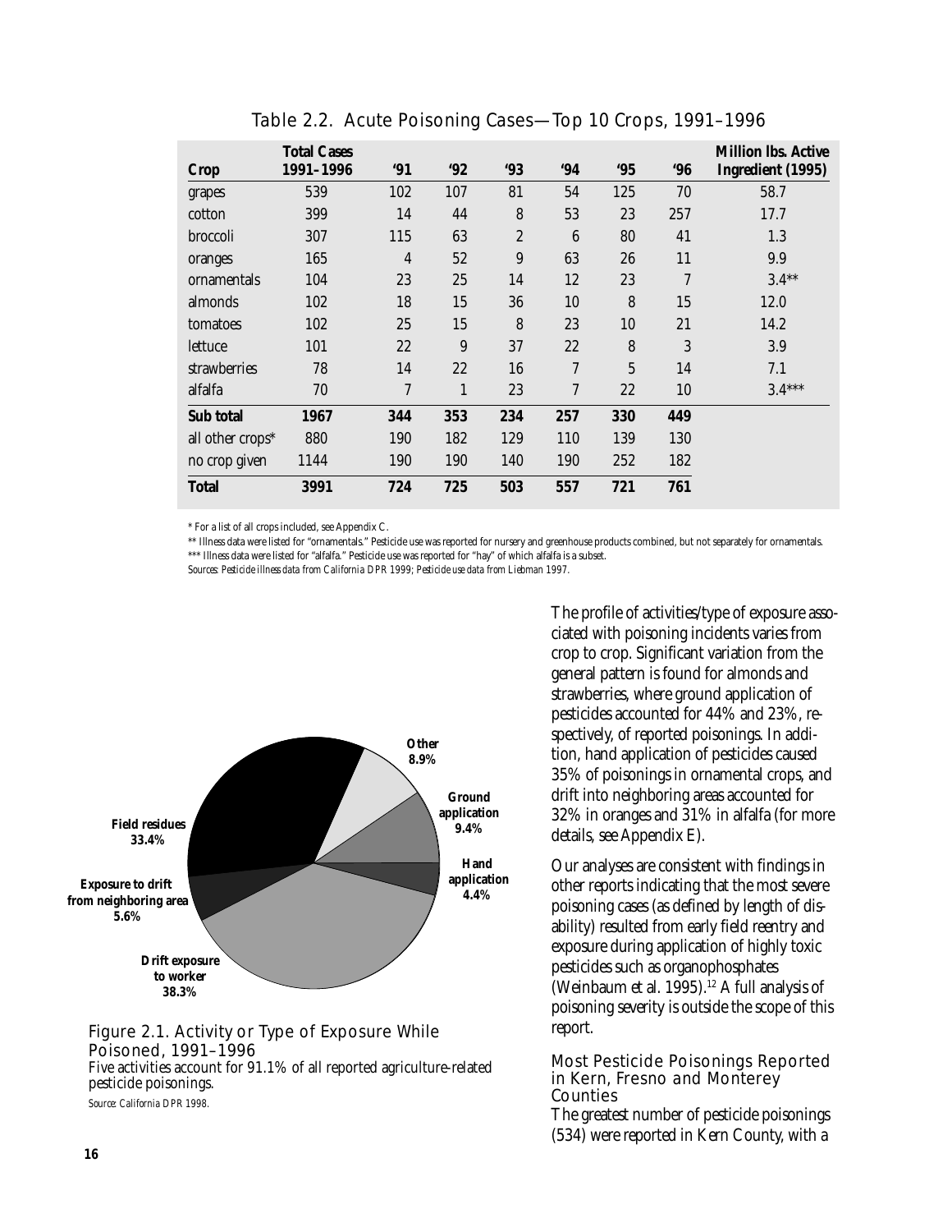## Table 2.2. Acute Poisoning Cases—Top 10 Crops, 1991–1996

| Crop | Total Cases 1991–1996 | '91 | '92 | '93 | '94 | '95 | '96 | Million lbs. Active Ingredient (1995) |
|---|---|---|---|---|---|---|---|---|
| grapes | 539 | 102 | 107 | 81 | 54 | 125 | 70 | 58.7 |
| cotton | 399 | 14 | 44 | 8 | 53 | 23 | 257 | 17.7 |
| broccoli | 307 | 115 | 63 | 2 | 6 | 80 | 41 | 1.3 |
| oranges | 165 | 4 | 52 | 9 | 63 | 26 | 11 | 9.9 |
| ornamentals | 104 | 23 | 25 | 14 | 12 | 23 | 7 | 3.4** |
| almonds | 102 | 18 | 15 | 36 | 10 | 8 | 15 | 12.0 |
| tomatoes | 102 | 25 | 15 | 8 | 23 | 10 | 21 | 14.2 |
| lettuce | 101 | 22 | 9 | 37 | 22 | 8 | 3 | 3.9 |
| strawberries | 78 | 14 | 22 | 16 | 7 | 5 | 14 | 7.1 |
| alfalfa | 70 | 7 | 1 | 23 | 7 | 22 | 10 | 3.4*** |
| **Sub total** | **1967** | **344** | **353** | **234** | **257** | **330** | **449** | |
| all other crops* | 880 | 190 | 182 | 129 | 110 | 139 | 130 | |
| no crop given | 1144 | 190 | 190 | 140 | 190 | 252 | 182 | |
| **Total** | **3991** | **724** | **725** | **503** | **557** | **721** | **761** | |

\* For a list of all crops included, see Appendix C.

** Illness data were listed for "ornamentals." Pesticide use was reported for nursery and greenhouse products combined, but not separately for ornamentals.

*** Illness data were listed for "alfalfa." Pesticide use was reported for "hay" of which alfalfa is a subset.

*Sources: Pesticide illness data from California DPR 1999; Pesticide use data from Liebman 1997.*

Field residues 33.4%; Other 8.9%; Ground application 9.4%; Hand application 4.4%; Drift exposure to worker 38.3%; Exposure to drift from neighboring area 5.6%

Figure 2.1. Activity or Type of Exposure While Poisoned, 1991–1996

Five activities account for 91.1% of all reported agriculture-related pesticide poisonings.

*Source: California DPR 1998.*

The profile of activities/type of exposure associated with poisoning incidents varies from crop to crop. Significant variation from the general pattern is found for almonds and strawberries, where ground application of pesticides accounted for 44% and 23%, respectively, of reported poisonings. In addition, hand application of pesticides caused 35% of poisonings in ornamental crops, and drift into neighboring areas accounted for 32% in oranges and 31% in alfalfa (for more details, see Appendix E).

Our analyses are consistent with findings in other reports indicating that the most severe poisoning cases (as defined by length of disability) resulted from early field reentry and exposure during application of highly toxic pesticides such as organophosphates (Weinbaum et al. 1995).[12] A full analysis of poisoning severity is outside the scope of this report.

### Most Pesticide Poisonings Reported in Kern, Fresno and Monterey Counties

The greatest number of pesticide poisonings (534) were reported in Kern County, with a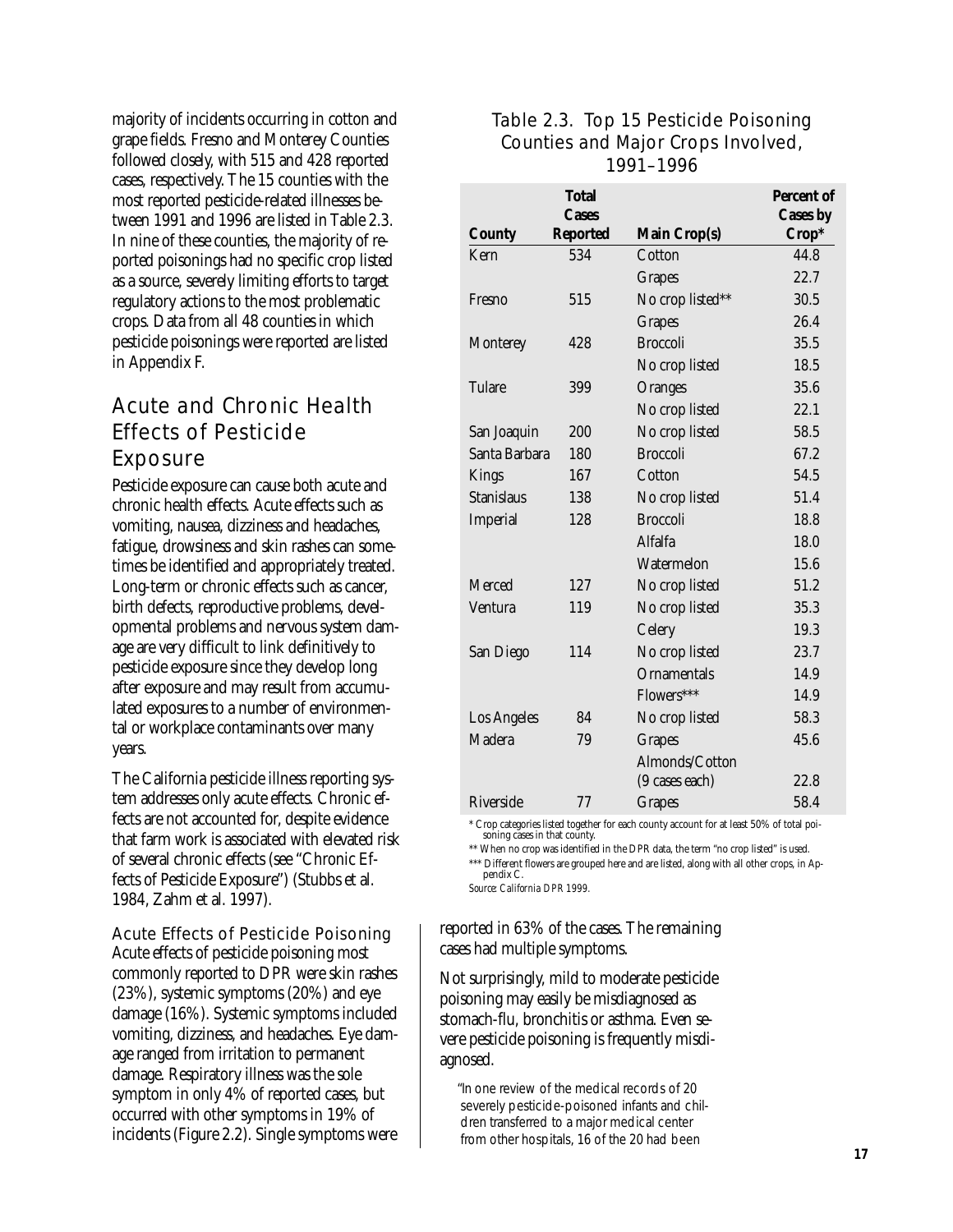majority of incidents occurring in cotton and grape fields. Fresno and Monterey Counties followed closely, with 515 and 428 reported cases, respectively. The 15 counties with the most reported pesticide-related illnesses between 1991 and 1996 are listed in Table 2.3. In nine of these counties, the majority of reported poisonings had no specific crop listed as a source, severely limiting efforts to target regulatory actions to the most problematic crops. Data from all 48 counties in which pesticide poisonings were reported are listed in Appendix F.

Table 2.3. Top 15 Pesticide Poisoning Counties and Major Crops Involved, 1991–1996

| County | Total Cases Reported | Main Crop(s) | Percent of Cases by Crop* |
|---|---|---|---|
| Kern | 534 | Cotton | 44.8 |
| | | Grapes | 22.7 |
| Fresno | 515 | No crop listed** | 30.5 |
| | | Grapes | 26.4 |
| Monterey | 428 | Broccoli | 35.5 |
| | | No crop listed | 18.5 |
| Tulare | 399 | Oranges | 35.6 |
| | | No crop listed | 22.1 |
| San Joaquin | 200 | No crop listed | 58.5 |
| Santa Barbara | 180 | Broccoli | 67.2 |
| Kings | 167 | Cotton | 54.5 |
| Stanislaus | 138 | No crop listed | 51.4 |
| Imperial | 128 | Broccoli | 18.8 |
| | | Alfalfa | 18.0 |
| | | Watermelon | 15.6 |
| Merced | 127 | No crop listed | 51.2 |
| Ventura | 119 | No crop listed | 35.3 |
| | | Celery | 19.3 |
| San Diego | 114 | No crop listed | 23.7 |
| | | Ornamentals | 14.9 |
| | | Flowers*** | 14.9 |
| Los Angeles | 84 | No crop listed | 58.3 |
| Madera | 79 | Grapes | 45.6 |
| | | Almonds/Cotton (9 cases each) | 22.8 |
| Riverside | 77 | Grapes | 58.4 |

\* Crop categories listed together for each county account for at least 50% of total poisoning cases in that county.

** When no crop was identified in the DPR data, the term "no crop listed" is used.

*** Different flowers are grouped here and are listed, along with all other crops, in Appendix C.

*Source: California DPR 1999.*

## Acute and Chronic Health Effects of Pesticide Exposure

Pesticide exposure can cause both acute and chronic health effects. Acute effects such as vomiting, nausea, dizziness and headaches, fatigue, drowsiness and skin rashes can sometimes be identified and appropriately treated. Long-term or chronic effects such as cancer, birth defects, reproductive problems, developmental problems and nervous system damage are very difficult to link definitively to pesticide exposure since they develop long after exposure and may result from accumulated exposures to a number of environmental or workplace contaminants over many years.

The California pesticide illness reporting system addresses only acute effects. Chronic effects are not accounted for, despite evidence that farm work is associated with elevated risk of several chronic effects (see "Chronic Effects of Pesticide Exposure") (Stubbs et al. 1984, Zahm et al. 1997).

### Acute Effects of Pesticide Poisoning

Acute effects of pesticide poisoning most commonly reported to DPR were skin rashes (23%), systemic symptoms (20%) and eye damage (16%). Systemic symptoms included vomiting, dizziness, and headaches. Eye damage ranged from irritation to permanent damage. Respiratory illness was the sole symptom in only 4% of reported cases, but occurred with other symptoms in 19% of incidents (Figure 2.2). Single symptoms were reported in 63% of the cases. The remaining cases had multiple symptoms.

Not surprisingly, mild to moderate pesticide poisoning may easily be misdiagnosed as stomach-flu, bronchitis or asthma. Even severe pesticide poisoning is frequently misdiagnosed.

> "In one review of the medical records of 20 severely pesticide-poisoned infants and children transferred to a major medical center from other hospitals, 16 of the 20 had been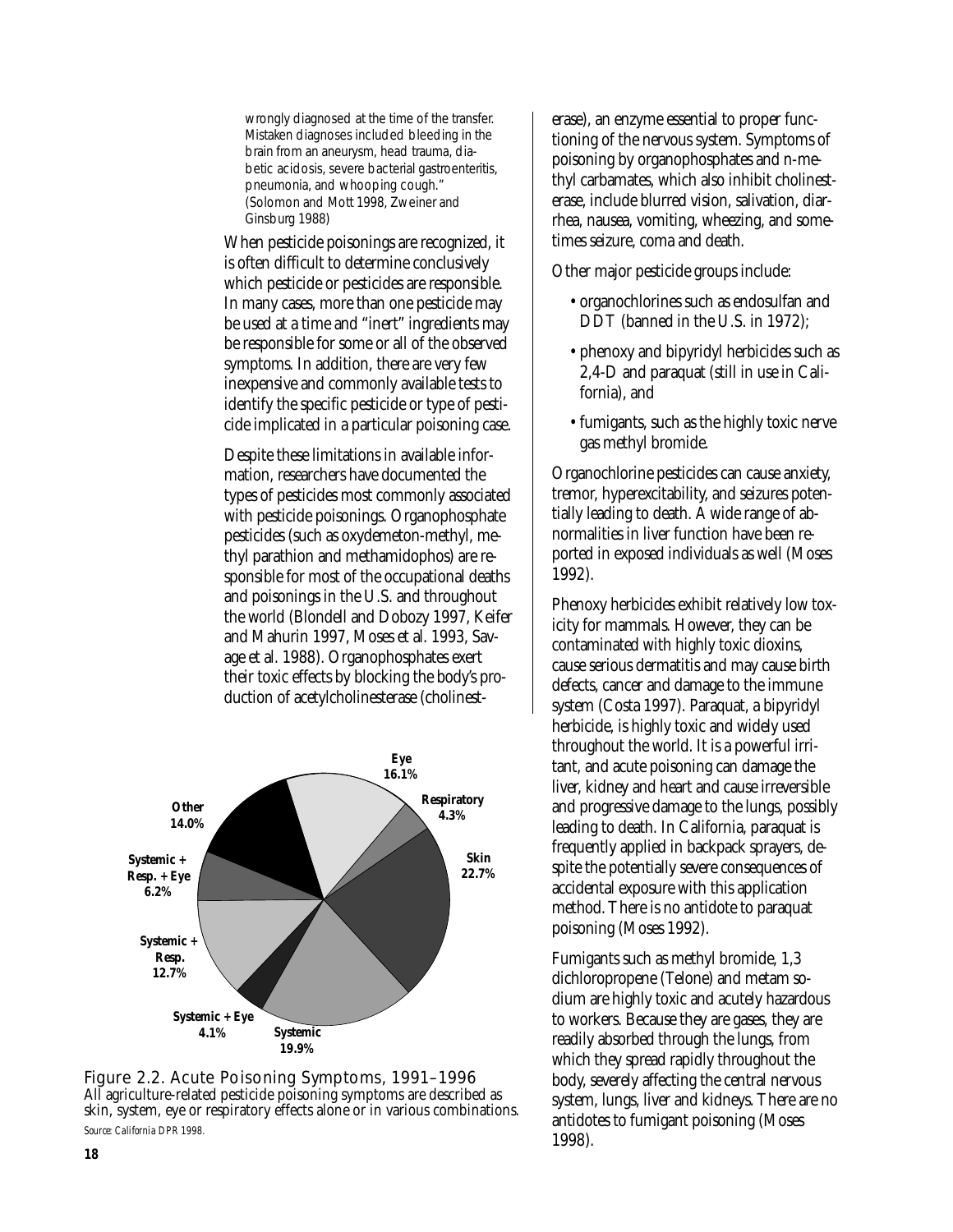wrongly diagnosed at the time of the transfer. Mistaken diagnoses included bleeding in the brain from an aneurysm, head trauma, diabetic acidosis, severe bacterial gastroenteritis, pneumonia, and whooping cough." (Solomon and Mott 1998, Zweiner and Ginsburg 1988)

When pesticide poisonings are recognized, it is often difficult to determine conclusively which pesticide or pesticides are responsible. In many cases, more than one pesticide may be used at a time and "inert" ingredients may be responsible for some or all of the observed symptoms. In addition, there are very few inexpensive and commonly available tests to identify the specific pesticide or type of pesticide implicated in a particular poisoning case.

Despite these limitations in available information, researchers have documented the types of pesticides most commonly associated with pesticide poisonings. Organophosphate pesticides (such as oxydemeton-methyl, methyl parathion and methamidophos) are responsible for most of the occupational deaths and poisonings in the U.S. and throughout the world (Blondell and Dobozy 1997, Keifer and Mahurin 1997, Moses et al. 1993, Savage et al. 1988). Organophosphates exert their toxic effects by blocking the body's production of acetylcholinesterase (cholinesterase), an enzyme essential to proper functioning of the nervous system. Symptoms of poisoning by organophosphates and n-methyl carbamates, which also inhibit cholinesterase, include blurred vision, salivation, diarrhea, nausea, vomiting, wheezing, and sometimes seizure, coma and death.

**Eye 16.1%** | **Respiratory 4.3%** | **Skin 22.7%** | **Systemic 19.9%** | **Systemic + Eye 4.1%** | **Systemic + Resp. 12.7%** | **Systemic + Resp. + Eye 6.2%** | **Other 14.0%**

Figure 2.2. Acute Poisoning Symptoms, 1991–1996
All agriculture-related pesticide poisoning symptoms are described as skin, system, eye or respiratory effects alone or in various combinations.
*Source: California DPR 1998.*

Other major pesticide groups include:

- organochlorines such as endosulfan and DDT (banned in the U.S. in 1972);
- phenoxy and bipyridyl herbicides such as 2,4-D and paraquat (still in use in California), and
- fumigants, such as the highly toxic nerve gas methyl bromide.

Organochlorine pesticides can cause anxiety, tremor, hyperexcitability, and seizures potentially leading to death. A wide range of abnormalities in liver function have been reported in exposed individuals as well (Moses 1992).

Phenoxy herbicides exhibit relatively low toxicity for mammals. However, they can be contaminated with highly toxic dioxins, cause serious dermatitis and may cause birth defects, cancer and damage to the immune system (Costa 1997). Paraquat, a bipyridyl herbicide, is highly toxic and widely used throughout the world. It is a powerful irritant, and acute poisoning can damage the liver, kidney and heart and cause irreversible and progressive damage to the lungs, possibly leading to death. In California, paraquat is frequently applied in backpack sprayers, despite the potentially severe consequences of accidental exposure with this application method. There is no antidote to paraquat poisoning (Moses 1992).

Fumigants such as methyl bromide, 1,3 dichloropropene (Telone) and metam sodium are highly toxic and acutely hazardous to workers. Because they are gases, they are readily absorbed through the lungs, from which they spread rapidly throughout the body, severely affecting the central nervous system, lungs, liver and kidneys. There are no antidotes to fumigant poisoning (Moses 1998).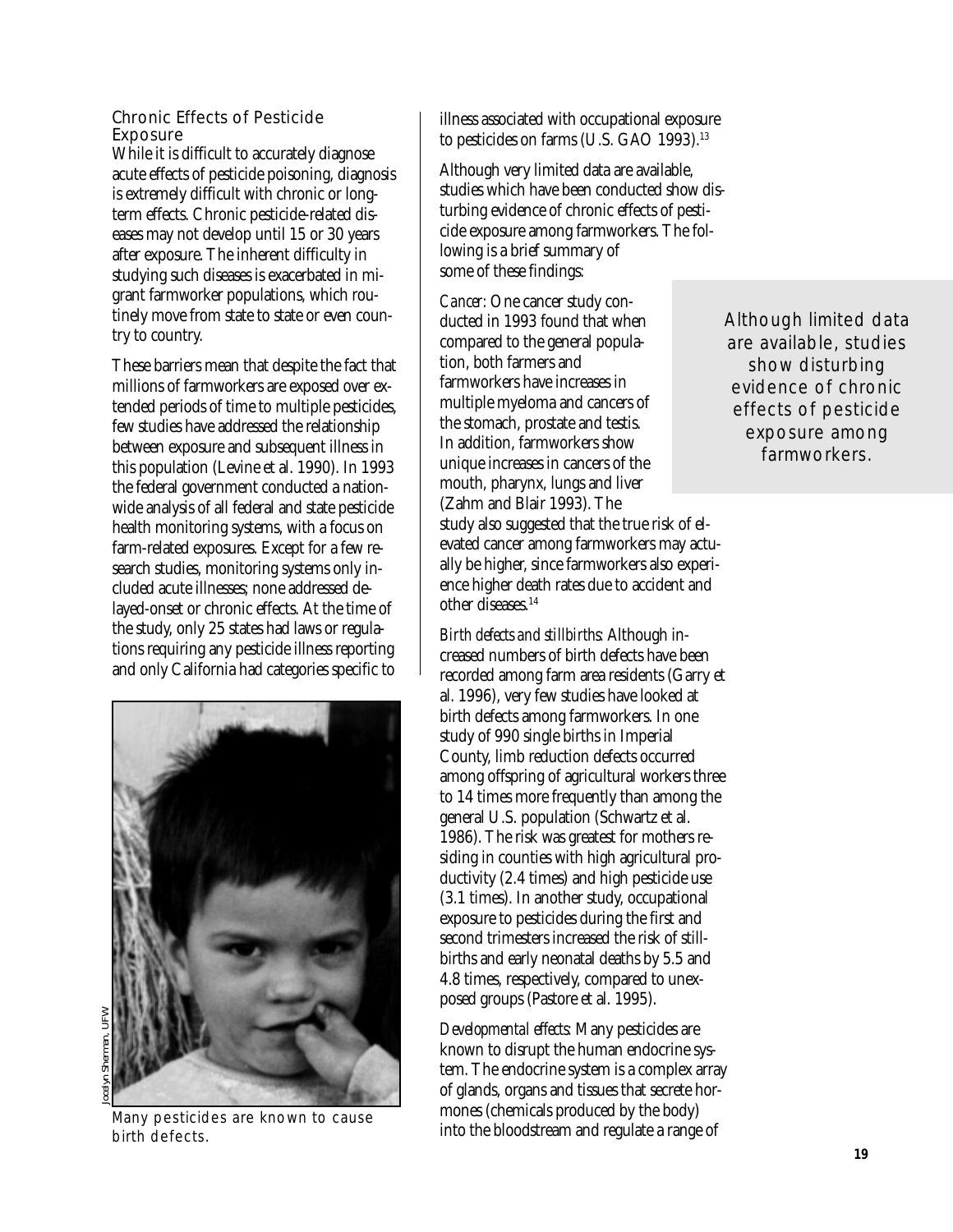## Chronic Effects of Pesticide Exposure

While it is difficult to accurately diagnose acute effects of pesticide poisoning, diagnosis is extremely difficult with chronic or long-term effects. Chronic pesticide-related diseases may not develop until 15 or 30 years after exposure. The inherent difficulty in studying such diseases is exacerbated in migrant farmworker populations, which routinely move from state to state or even country to country.

These barriers mean that despite the fact that millions of farmworkers are exposed over extended periods of time to multiple pesticides, few studies have addressed the relationship between exposure and subsequent illness in this population (Levine et al. 1990). In 1993 the federal government conducted a nationwide analysis of all federal and state pesticide health monitoring systems, with a focus on farm-related exposures. Except for a few research studies, monitoring systems only included acute illnesses; none addressed delayed-onset or chronic effects. At the time of the study, only 25 states had laws or regulations requiring any pesticide illness reporting and only California had categories specific to illness associated with occupational exposure to pesticides on farms (U.S. GAO 1993).[13]

Jocelyn Sherman, UFW

Many pesticides are known to cause birth defects.

Although very limited data are available, studies which have been conducted show disturbing evidence of chronic effects of pesticide exposure among farmworkers. The following is a brief summary of some of these findings:

*Cancer:* One cancer study conducted in 1993 found that when compared to the general population, both farmers and farmworkers have increases in multiple myeloma and cancers of the stomach, prostate and testis. In addition, farmworkers show unique increases in cancers of the mouth, pharynx, lungs and liver (Zahm and Blair 1993). The study also suggested that the true risk of elevated cancer among farmworkers may actually be higher, since farmworkers also experience higher death rates due to accident and other diseases.[14]

> Although limited data are available, studies show disturbing evidence of chronic effects of pesticide exposure among farmworkers.

*Birth defects and stillbirths:* Although increased numbers of birth defects have been recorded among farm area residents (Garry et al. 1996), very few studies have looked at birth defects among farmworkers. In one study of 990 single births in Imperial County, limb reduction defects occurred among offspring of agricultural workers three to 14 times more frequently than among the general U.S. population (Schwartz et al. 1986). The risk was greatest for mothers residing in counties with high agricultural productivity (2.4 times) and high pesticide use (3.1 times). In another study, occupational exposure to pesticides during the first and second trimesters increased the risk of stillbirths and early neonatal deaths by 5.5 and 4.8 times, respectively, compared to unexposed groups (Pastore et al. 1995).

*Developmental effects:* Many pesticides are known to disrupt the human endocrine system. The endocrine system is a complex array of glands, organs and tissues that secrete hormones (chemicals produced by the body) into the bloodstream and regulate a range of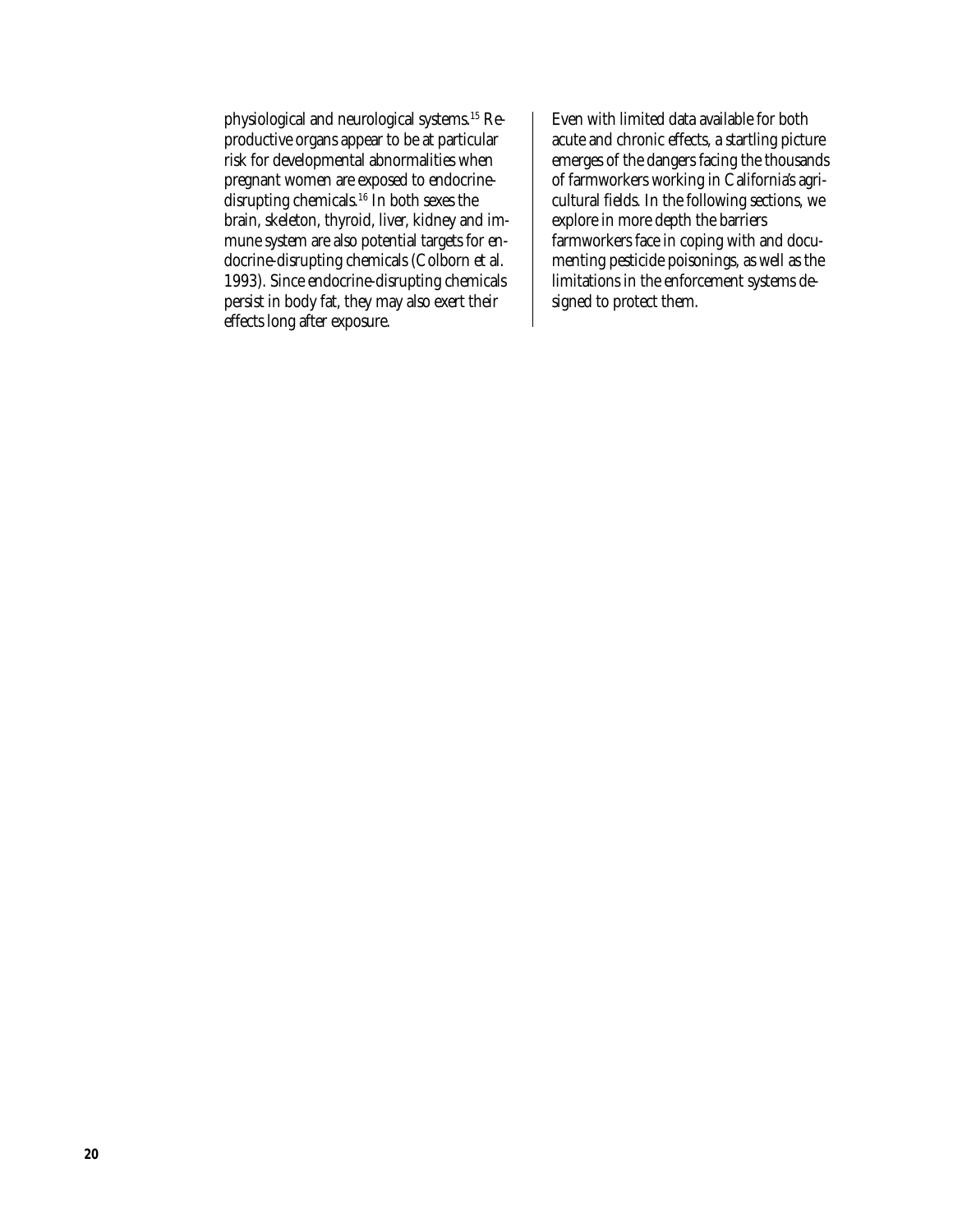physiological and neurological systems.[15] Reproductive organs appear to be at particular risk for developmental abnormalities when pregnant women are exposed to endocrine-disrupting chemicals.[16] In both sexes the brain, skeleton, thyroid, liver, kidney and immune system are also potential targets for endocrine-disrupting chemicals (Colborn et al. 1993). Since endocrine-disrupting chemicals persist in body fat, they may also exert their effects long after exposure.

Even with limited data available for both acute and chronic effects, a startling picture emerges of the dangers facing the thousands of farmworkers working in California's agricultural fields. In the following sections, we explore in more depth the barriers farmworkers face in coping with and documenting pesticide poisonings, as well as the limitations in the enforcement systems designed to protect them.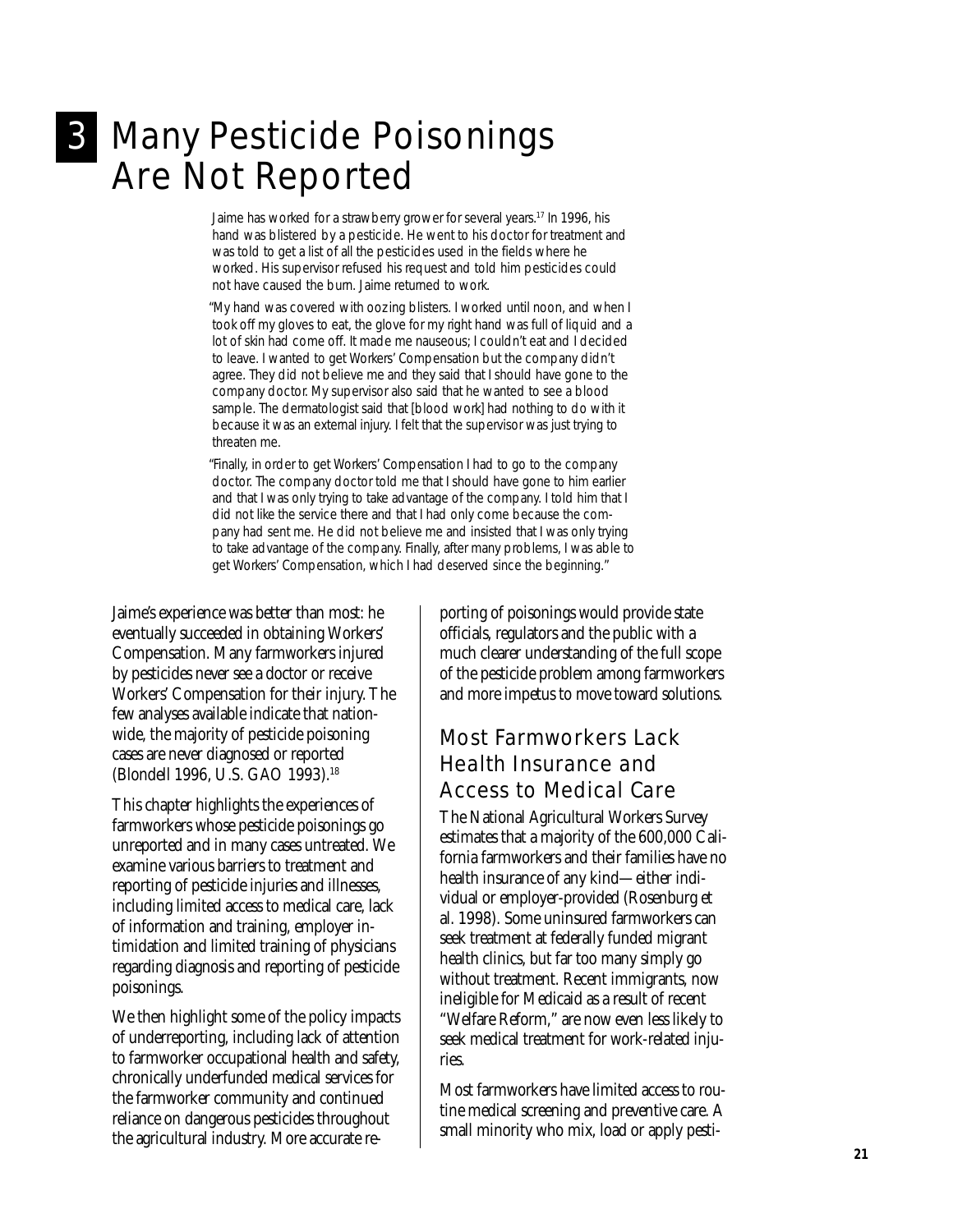# 3 Many Pesticide Poisonings Are Not Reported

Jaime has worked for a strawberry grower for several years.[17] In 1996, his hand was blistered by a pesticide. He went to his doctor for treatment and was told to get a list of all the pesticides used in the fields where he worked. His supervisor refused his request and told him pesticides could not have caused the burn. Jaime returned to work.

"My hand was covered with oozing blisters. I worked until noon, and when I took off my gloves to eat, the glove for my right hand was full of liquid and a lot of skin had come off. It made me nauseous; I couldn't eat and I decided to leave. I wanted to get Workers' Compensation but the company didn't agree. They did not believe me and they said that I should have gone to the company doctor. My supervisor also said that he wanted to see a blood sample. The dermatologist said that [blood work] had nothing to do with it because it was an external injury. I felt that the supervisor was just trying to threaten me.

"Finally, in order to get Workers' Compensation I had to go to the company doctor. The company doctor told me that I should have gone to him earlier and that I was only trying to take advantage of the company. I told him that I did not like the service there and that I had only come because the company had sent me. He did not believe me and insisted that I was only trying to take advantage of the company. Finally, after many problems, I was able to get Workers' Compensation, which I had deserved since the beginning."

Jaime's experience was better than most: he eventually succeeded in obtaining Workers' Compensation. Many farmworkers injured by pesticides never see a doctor or receive Workers' Compensation for their injury. The few analyses available indicate that nationwide, the majority of pesticide poisoning cases are never diagnosed or reported (Blondell 1996, U.S. GAO 1993).[18]

This chapter highlights the experiences of farmworkers whose pesticide poisonings go unreported and in many cases untreated. We examine various barriers to treatment and reporting of pesticide injuries and illnesses, including limited access to medical care, lack of information and training, employer intimidation and limited training of physicians regarding diagnosis and reporting of pesticide poisonings.

We then highlight some of the policy impacts of underreporting, including lack of attention to farmworker occupational health and safety, chronically underfunded medical services for the farmworker community and continued reliance on dangerous pesticides throughout the agricultural industry. More accurate reporting of poisonings would provide state officials, regulators and the public with a much clearer understanding of the full scope of the pesticide problem among farmworkers and more impetus to move toward solutions.

## Most Farmworkers Lack Health Insurance and Access to Medical Care

The National Agricultural Workers Survey estimates that a majority of the 600,000 California farmworkers and their families have no health insurance of any kind—either individual or employer-provided (Rosenburg et al. 1998). Some uninsured farmworkers can seek treatment at federally funded migrant health clinics, but far too many simply go without treatment. Recent immigrants, now ineligible for Medicaid as a result of recent "Welfare Reform," are now even less likely to seek medical treatment for work-related injuries.

Most farmworkers have limited access to routine medical screening and preventive care. A small minority who mix, load or apply pesti-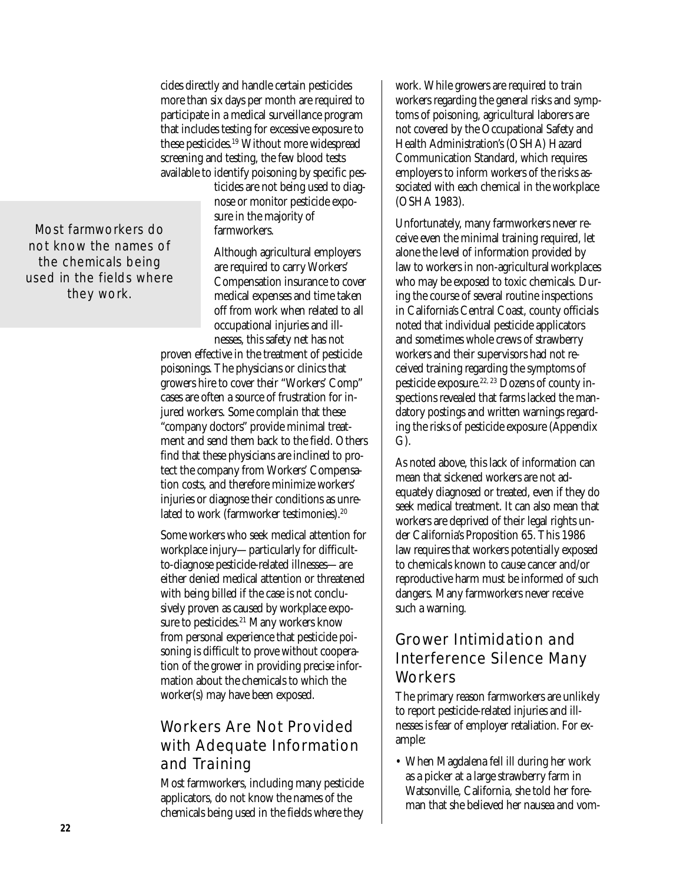cides directly and handle certain pesticides more than six days per month are required to participate in a medical surveillance program that includes testing for excessive exposure to these pesticides.[19] Without more widespread screening and testing, the few blood tests available to identify poisoning by specific pesticides are not being used to diagnose or monitor pesticide exposure in the majority of farmworkers.

> Most farmworkers do not know the names of the chemicals being used in the fields where they work.

Although agricultural employers are required to carry Workers' Compensation insurance to cover medical expenses and time taken off from work when related to all occupational injuries and illnesses, this safety net has not proven effective in the treatment of pesticide poisonings. The physicians or clinics that growers hire to cover their "Workers' Comp" cases are often a source of frustration for injured workers. Some complain that these "company doctors" provide minimal treatment and send them back to the field. Others find that these physicians are inclined to protect the company from Workers' Compensation costs, and therefore minimize workers' injuries or diagnose their conditions as unrelated to work (farmworker testimonies).[20]

Some workers who seek medical attention for workplace injury—particularly for difficult-to-diagnose pesticide-related illnesses—are either denied medical attention or threatened with being billed if the case is not conclusively proven as caused by workplace exposure to pesticides.[21] Many workers know from personal experience that pesticide poisoning is difficult to prove without cooperation of the grower in providing precise information about the chemicals to which the worker(s) may have been exposed.

## Workers Are Not Provided with Adequate Information and Training

Most farmworkers, including many pesticide applicators, do not know the names of the chemicals being used in the fields where they work. While growers are required to train workers regarding the general risks and symptoms of poisoning, agricultural laborers are not covered by the Occupational Safety and Health Administration's (OSHA) Hazard Communication Standard, which requires employers to inform workers of the risks associated with each chemical in the workplace (OSHA 1983).

Unfortunately, many farmworkers never receive even the minimal training required, let alone the level of information provided by law to workers in non-agricultural workplaces who may be exposed to toxic chemicals. During the course of several routine inspections in California's Central Coast, county officials noted that individual pesticide applicators and sometimes whole crews of strawberry workers and their supervisors had not received training regarding the symptoms of pesticide exposure.[22, 23] Dozens of county inspections revealed that farms lacked the mandatory postings and written warnings regarding the risks of pesticide exposure (Appendix G).

As noted above, this lack of information can mean that sickened workers are not adequately diagnosed or treated, even if they do seek medical treatment. It can also mean that workers are deprived of their legal rights under California's Proposition 65. This 1986 law requires that workers potentially exposed to chemicals known to cause cancer and/or reproductive harm must be informed of such dangers. Many farmworkers never receive such a warning.

## Grower Intimidation and Interference Silence Many Workers

The primary reason farmworkers are unlikely to report pesticide-related injuries and illnesses is fear of employer retaliation. For example:

- When Magdalena fell ill during her work as a picker at a large strawberry farm in Watsonville, California, she told her foreman that she believed her nausea and vom-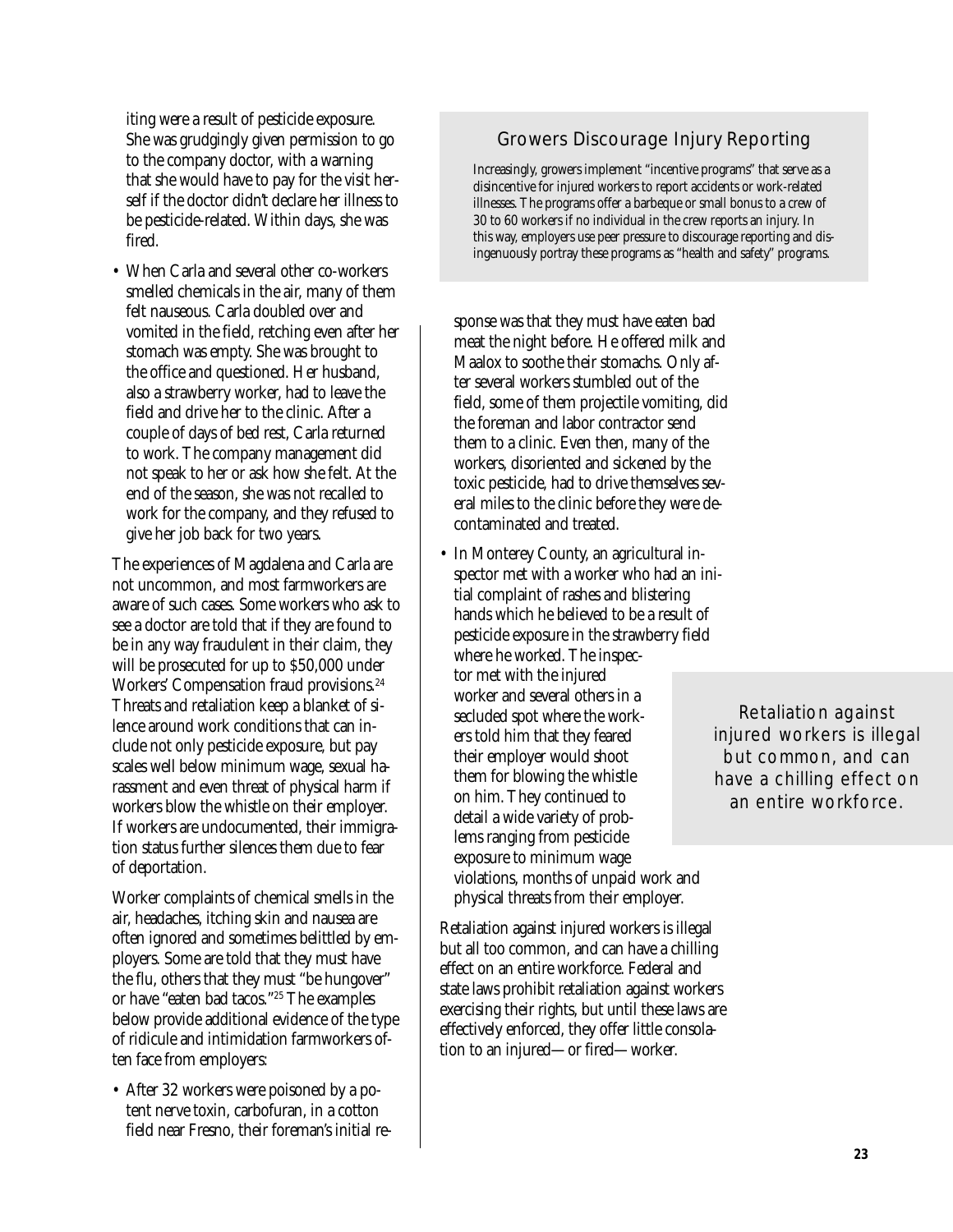iting were a result of pesticide exposure. She was grudgingly given permission to go to the company doctor, with a warning that she would have to pay for the visit herself if the doctor didn't declare her illness to be pesticide-related. Within days, she was fired.

- When Carla and several other co-workers smelled chemicals in the air, many of them felt nauseous. Carla doubled over and vomited in the field, retching even after her stomach was empty. She was brought to the office and questioned. Her husband, also a strawberry worker, had to leave the field and drive her to the clinic. After a couple of days of bed rest, Carla returned to work. The company management did not speak to her or ask how she felt. At the end of the season, she was not recalled to work for the company, and they refused to give her job back for two years.

The experiences of Magdalena and Carla are not uncommon, and most farmworkers are aware of such cases. Some workers who ask to see a doctor are told that if they are found to be in any way fraudulent in their claim, they will be prosecuted for up to $50,000 under Workers' Compensation fraud provisions.[24] Threats and retaliation keep a blanket of silence around work conditions that can include not only pesticide exposure, but pay scales well below minimum wage, sexual harassment and even threat of physical harm if workers blow the whistle on their employer. If workers are undocumented, their immigration status further silences them due to fear of deportation.

Worker complaints of chemical smells in the air, headaches, itching skin and nausea are often ignored and sometimes belittled by employers. Some are told that they must have the flu, others that they must "be hungover" or have "eaten bad tacos."[25] The examples below provide additional evidence of the type of ridicule and intimidation farmworkers often face from employers:

- After 32 workers were poisoned by a potent nerve toxin, carbofuran, in a cotton field near Fresno, their foreman's initial response was that they must have eaten bad meat the night before. He offered milk and Maalox to soothe their stomachs. Only after several workers stumbled out of the field, some of them projectile vomiting, did the foreman and labor contractor send them to a clinic. Even then, many of the workers, disoriented and sickened by the toxic pesticide, had to drive themselves several miles to the clinic before they were decontaminated and treated.

- In Monterey County, an agricultural inspector met with a worker who had an initial complaint of rashes and blistering hands which he believed to be a result of pesticide exposure in the strawberry field where he worked. The inspector met with the injured worker and several others in a secluded spot where the workers told him that they feared their employer would shoot them for blowing the whistle on him. They continued to detail a wide variety of problems ranging from pesticide exposure to minimum wage violations, months of unpaid work and physical threats from their employer.

Retaliation against injured workers is illegal but all too common, and can have a chilling effect on an entire workforce. Federal and state laws prohibit retaliation against workers exercising their rights, but until these laws are effectively enforced, they offer little consolation to an injured—or fired—worker.

> Retaliation against injured workers is illegal but common, and can have a chilling effect on an entire workforce.

## Growers Discourage Injury Reporting

Increasingly, growers implement "incentive programs" that serve as a disincentive for injured workers to report accidents or work-related illnesses. The programs offer a barbeque or small bonus to a crew of 30 to 60 workers if no individual in the crew reports an injury. In this way, employers use peer pressure to discourage reporting and disingenuously portray these programs as "health and safety" programs.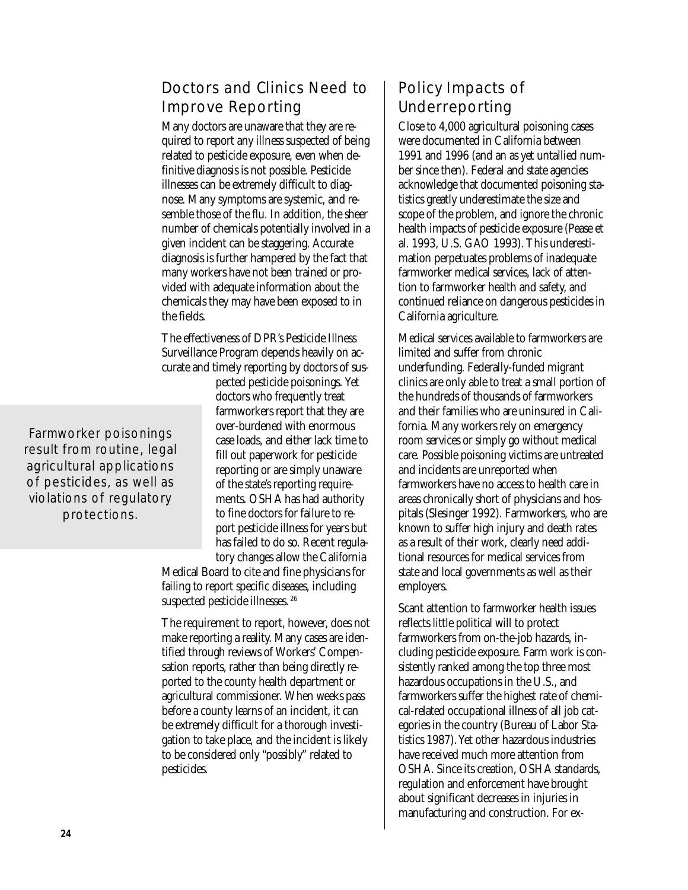## Doctors and Clinics Need to Improve Reporting

Many doctors are unaware that they are required to report any illness suspected of being related to pesticide exposure, even when definitive diagnosis is not possible. Pesticide illnesses can be extremely difficult to diagnose. Many symptoms are systemic, and resemble those of the flu. In addition, the sheer number of chemicals potentially involved in a given incident can be staggering. Accurate diagnosis is further hampered by the fact that many workers have not been trained or provided with adequate information about the chemicals they may have been exposed to in the fields.

The effectiveness of DPR's Pesticide Illness Surveillance Program depends heavily on accurate and timely reporting by doctors of suspected pesticide poisonings. Yet doctors who frequently treat farmworkers report that they are over-burdened with enormous case loads, and either lack time to fill out paperwork for pesticide reporting or are simply unaware of the state's reporting requirements. OSHA has had authority to fine doctors for failure to report pesticide illness for years but has failed to do so. Recent regulatory changes allow the California Medical Board to cite and fine physicians for failing to report specific diseases, including suspected pesticide illnesses.[26]

> Farmworker poisonings result from routine, legal agricultural applications of pesticides, as well as violations of regulatory protections.

The requirement to report, however, does not make reporting a reality. Many cases are identified through reviews of Workers' Compensation reports, rather than being directly reported to the county health department or agricultural commissioner. When weeks pass before a county learns of an incident, it can be extremely difficult for a thorough investigation to take place, and the incident is likely to be considered only "possibly" related to pesticides.

## Policy Impacts of Underreporting

Close to 4,000 agricultural poisoning cases were documented in California between 1991 and 1996 (and an as yet untallied number since then). Federal and state agencies acknowledge that documented poisoning statistics greatly underestimate the size and scope of the problem, and ignore the chronic health impacts of pesticide exposure (Pease et al. 1993, U.S. GAO 1993). This underestimation perpetuates problems of inadequate farmworker medical services, lack of attention to farmworker health and safety, and continued reliance on dangerous pesticides in California agriculture.

Medical services available to farmworkers are limited and suffer from chronic underfunding. Federally-funded migrant clinics are only able to treat a small portion of the hundreds of thousands of farmworkers and their families who are uninsured in California. Many workers rely on emergency room services or simply go without medical care. Possible poisoning victims are untreated and incidents are unreported when farmworkers have no access to health care in areas chronically short of physicians and hospitals (Slesinger 1992). Farmworkers, who are known to suffer high injury and death rates as a result of their work, clearly need additional resources for medical services from state and local governments as well as their employers.

Scant attention to farmworker health issues reflects little political will to protect farmworkers from on-the-job hazards, including pesticide exposure. Farm work is consistently ranked among the top three most hazardous occupations in the U.S., and farmworkers suffer the highest rate of chemical-related occupational illness of all job categories in the country (Bureau of Labor Statistics 1987). Yet other hazardous industries have received much more attention from OSHA. Since its creation, OSHA standards, regulation and enforcement have brought about significant decreases in injuries in manufacturing and construction. For ex-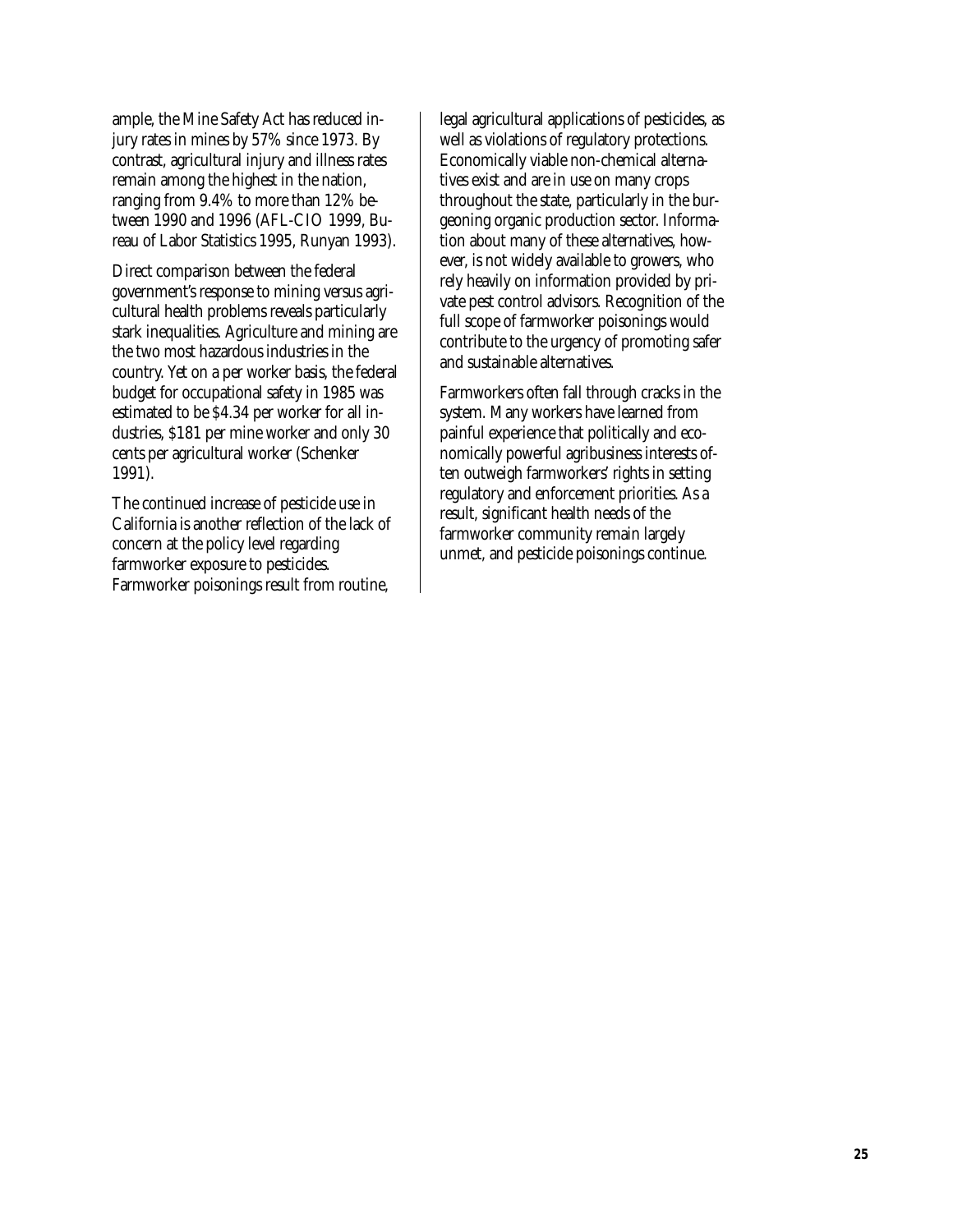ample, the Mine Safety Act has reduced injury rates in mines by 57% since 1973. By contrast, agricultural injury and illness rates remain among the highest in the nation, ranging from 9.4% to more than 12% between 1990 and 1996 (AFL-CIO 1999, Bureau of Labor Statistics 1995, Runyan 1993).

Direct comparison between the federal government's response to mining versus agricultural health problems reveals particularly stark inequalities. Agriculture and mining are the two most hazardous industries in the country. Yet on a per worker basis, the federal budget for occupational safety in 1985 was estimated to be $4.34 per worker for all industries, $181 per mine worker and only 30 cents per agricultural worker (Schenker 1991).

The continued increase of pesticide use in California is another reflection of the lack of concern at the policy level regarding farmworker exposure to pesticides. Farmworker poisonings result from routine, legal agricultural applications of pesticides, as well as violations of regulatory protections. Economically viable non-chemical alternatives exist and are in use on many crops throughout the state, particularly in the burgeoning organic production sector. Information about many of these alternatives, however, is not widely available to growers, who rely heavily on information provided by private pest control advisors. Recognition of the full scope of farmworker poisonings would contribute to the urgency of promoting safer and sustainable alternatives.

Farmworkers often fall through cracks in the system. Many workers have learned from painful experience that politically and economically powerful agribusiness interests often outweigh farmworkers' rights in setting regulatory and enforcement priorities. As a result, significant health needs of the farmworker community remain largely unmet, and pesticide poisonings continue.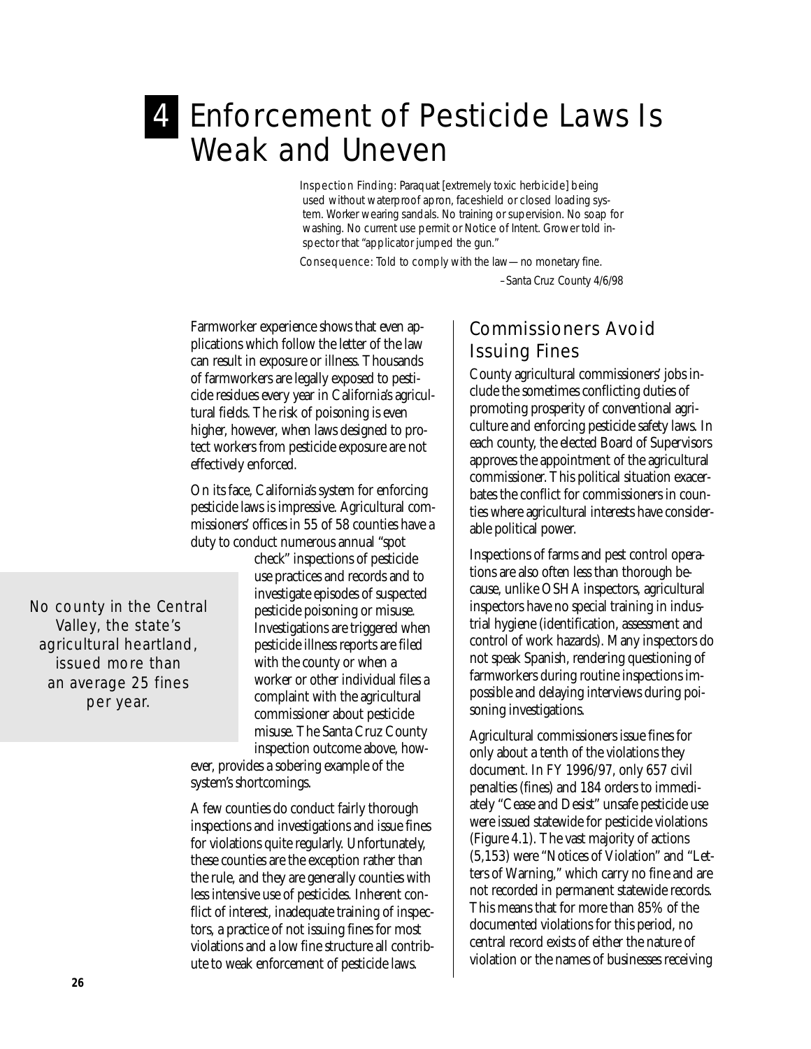# 4 Enforcement of Pesticide Laws Is Weak and Uneven

> Inspection Finding: Paraquat [extremely toxic herbicide] being used without waterproof apron, faceshield or closed loading system. Worker wearing sandals. No training or supervision. No soap for washing. No current use permit or Notice of Intent. Grower told inspector that "applicator jumped the gun."
>
> Consequence: Told to comply with the law—no monetary fine.
>
> –Santa Cruz County 4/6/98

Farmworker experience shows that even applications which follow the letter of the law can result in exposure or illness. Thousands of farmworkers are legally exposed to pesticide residues every year in California's agricultural fields. The risk of poisoning is even higher, however, when laws designed to protect workers from pesticide exposure are not effectively enforced.

On its face, California's system for enforcing pesticide laws is impressive. Agricultural commissioners' offices in 55 of 58 counties have a duty to conduct numerous annual "spot check" inspections of pesticide use practices and records and to investigate episodes of suspected pesticide poisoning or misuse. Investigations are triggered when pesticide illness reports are filed with the county or when a worker or other individual files a complaint with the agricultural commissioner about pesticide misuse. The Santa Cruz County inspection outcome above, however, provides a sobering example of the system's shortcomings.

> No county in the Central Valley, the state's agricultural heartland, issued more than an average 25 fines per year.

A few counties do conduct fairly thorough inspections and investigations and issue fines for violations quite regularly. Unfortunately, these counties are the exception rather than the rule, and they are generally counties with less intensive use of pesticides. Inherent conflict of interest, inadequate training of inspectors, a practice of not issuing fines for most violations and a low fine structure all contribute to weak enforcement of pesticide laws.

## Commissioners Avoid Issuing Fines

County agricultural commissioners' jobs include the sometimes conflicting duties of promoting prosperity of conventional agriculture and enforcing pesticide safety laws. In each county, the elected Board of Supervisors approves the appointment of the agricultural commissioner. This political situation exacerbates the conflict for commissioners in counties where agricultural interests have considerable political power.

Inspections of farms and pest control operations are also often less than thorough because, unlike OSHA inspectors, agricultural inspectors have no special training in industrial hygiene (identification, assessment and control of work hazards). Many inspectors do not speak Spanish, rendering questioning of farmworkers during routine inspections impossible and delaying interviews during poisoning investigations.

Agricultural commissioners issue fines for only about a tenth of the violations they document. In FY 1996/97, only 657 civil penalties (fines) and 184 orders to immediately "Cease and Desist" unsafe pesticide use were issued statewide for pesticide violations (Figure 4.1). The vast majority of actions (5,153) were "Notices of Violation" and "Letters of Warning," which carry no fine and are not recorded in permanent statewide records. This means that for more than 85% of the documented violations for this period, no central record exists of either the nature of violation or the names of businesses receiving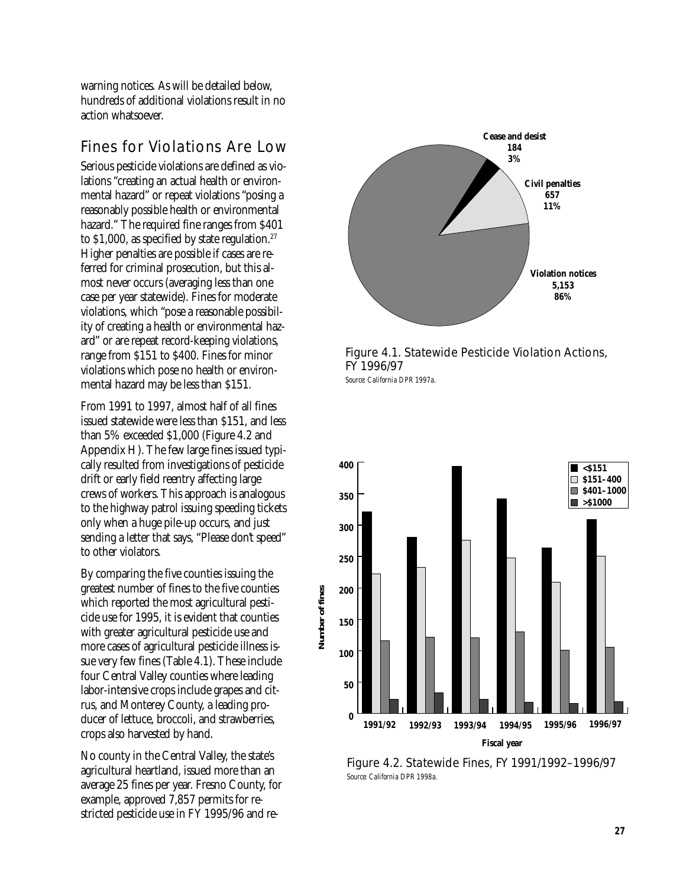warning notices. As will be detailed below, hundreds of additional violations result in no action whatsoever.

## Fines for Violations Are Low

Serious pesticide violations are defined as violations "creating an actual health or environmental hazard" or repeat violations "posing a reasonably possible health or environmental hazard." The required fine ranges from $401 to $1,000, as specified by state regulation.[27] Higher penalties are possible if cases are referred for criminal prosecution, but this almost never occurs (averaging less than one case per year statewide). Fines for moderate violations, which "pose a reasonable possibility of creating a health or environmental hazard" or are repeat record-keeping violations, range from $151 to $400. Fines for minor violations which pose no health or environmental hazard may be less than $151.

From 1991 to 1997, almost half of all fines issued statewide were less than $151, and less than 5% exceeded $1,000 (Figure 4.2 and Appendix H). The few large fines issued typically resulted from investigations of pesticide drift or early field reentry affecting large crews of workers. This approach is analogous to the highway patrol issuing speeding tickets only when a huge pile-up occurs, and just sending a letter that says, "Please don't speed" to other violators.

By comparing the five counties issuing the greatest number of fines to the five counties which reported the most agricultural pesticide use for 1995, it is evident that counties with greater agricultural pesticide use and more cases of agricultural pesticide illness issue very few fines (Table 4.1). These include four Central Valley counties where leading labor-intensive crops include grapes and citrus, and Monterey County, a leading producer of lettuce, broccoli, and strawberries, crops also harvested by hand.

No county in the Central Valley, the state's agricultural heartland, issued more than an average 25 fines per year. Fresno County, for example, approved 7,857 permits for restricted pesticide use in FY 1995/96 and re-

Cease and desist 184 3%

Civil penalties 657 11%

Violation notices 5,153 86%

Figure 4.1. Statewide Pesticide Violation Actions, FY 1996/97

*Source: California DPR 1997a.*

Figure 4.2. Statewide Fines, FY 1991/1992–1996/97

*Source: California DPR 1998a.*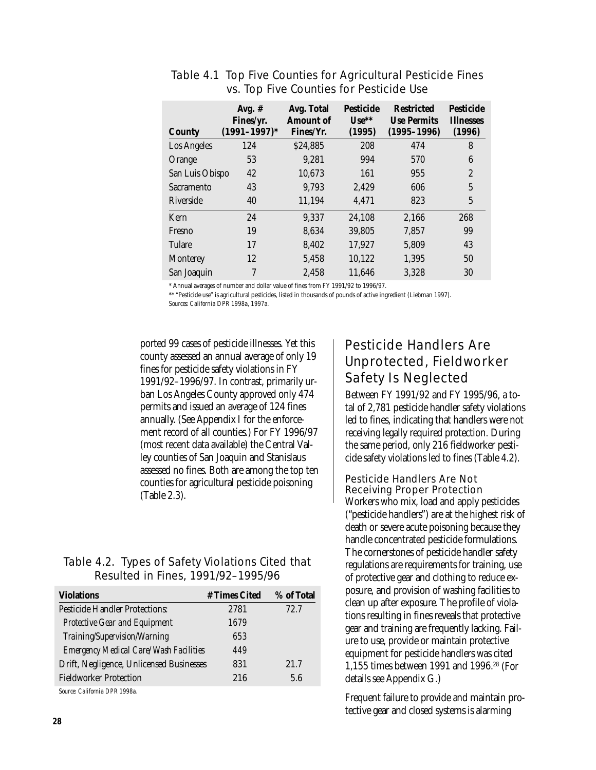### Table 4.1 Top Five Counties for Agricultural Pesticide Fines vs. Top Five Counties for Pesticide Use

| County | Avg. # Fines/yr. (1991–1997)* | Avg. Total Amount of Fines/Yr. | Pesticide Use** (1995) | Restricted Use Permits (1995–1996) | Pesticide Illnesses (1996) |
|---|---|---|---|---|---|
| Los Angeles | 124 | $24,885 | 208 | 474 | 8 |
| Orange | 53 | 9,281 | 994 | 570 | 6 |
| San Luis Obispo | 42 | 10,673 | 161 | 955 | 2 |
| Sacramento | 43 | 9,793 | 2,429 | 606 | 5 |
| Riverside | 40 | 11,194 | 4,471 | 823 | 5 |
| Kern | 24 | 9,337 | 24,108 | 2,166 | 268 |
| Fresno | 19 | 8,634 | 39,805 | 7,857 | 99 |
| Tulare | 17 | 8,402 | 17,927 | 5,809 | 43 |
| Monterey | 12 | 5,458 | 10,122 | 1,395 | 50 |
| San Joaquin | 7 | 2,458 | 11,646 | 3,328 | 30 |

\* Annual averages of number and dollar value of fines from FY 1991/92 to 1996/97.

\*\* "Pesticide use" is agricultural pesticides, listed in thousands of pounds of active ingredient (Liebman 1997).

*Sources: California DPR 1998a, 1997a.*

ported 99 cases of pesticide illnesses. Yet this county assessed an annual average of only 19 fines for pesticide safety violations in FY 1991/92–1996/97. In contrast, primarily urban Los Angeles County approved only 474 permits and issued an average of 124 fines annually. (See Appendix I for the enforcement record of all counties.) For FY 1996/97 (most recent data available) the Central Valley counties of San Joaquin and Stanislaus assessed no fines. Both are among the top ten counties for agricultural pesticide poisoning (Table 2.3).

### Table 4.2. Types of Safety Violations Cited that Resulted in Fines, 1991/92–1995/96

| Violations | # Times Cited | % of Total |
|---|---|---|
| Pesticide Handler Protections: | 2781 | 72.7 |
| *Protective Gear and Equipment* | 1679 | |
| *Training/Supervision/Warning* | 653 | |
| *Emergency Medical Care/Wash Facilities* | 449 | |
| Drift, Negligence, Unlicensed Businesses | 831 | 21.7 |
| Fieldworker Protection | 216 | 5.6 |

*Source: California DPR 1998a.*

## Pesticide Handlers Are Unprotected, Fieldworker Safety Is Neglected

Between FY 1991/92 and FY 1995/96, a total of 2,781 pesticide handler safety violations led to fines, indicating that handlers were not receiving legally required protection. During the same period, only 216 fieldworker pesticide safety violations led to fines (Table 4.2).

### Pesticide Handlers Are Not Receiving Proper Protection

Workers who mix, load and apply pesticides ("pesticide handlers") are at the highest risk of death or severe acute poisoning because they handle concentrated pesticide formulations. The cornerstones of pesticide handler safety regulations are requirements for training, use of protective gear and clothing to reduce exposure, and provision of washing facilities to clean up after exposure. The profile of violations resulting in fines reveals that protective gear and training are frequently lacking. Failure to use, provide or maintain protective equipment for pesticide handlers was cited 1,155 times between 1991 and 1996.[28] (For details see Appendix G.)

Frequent failure to provide and maintain protective gear and closed systems is alarming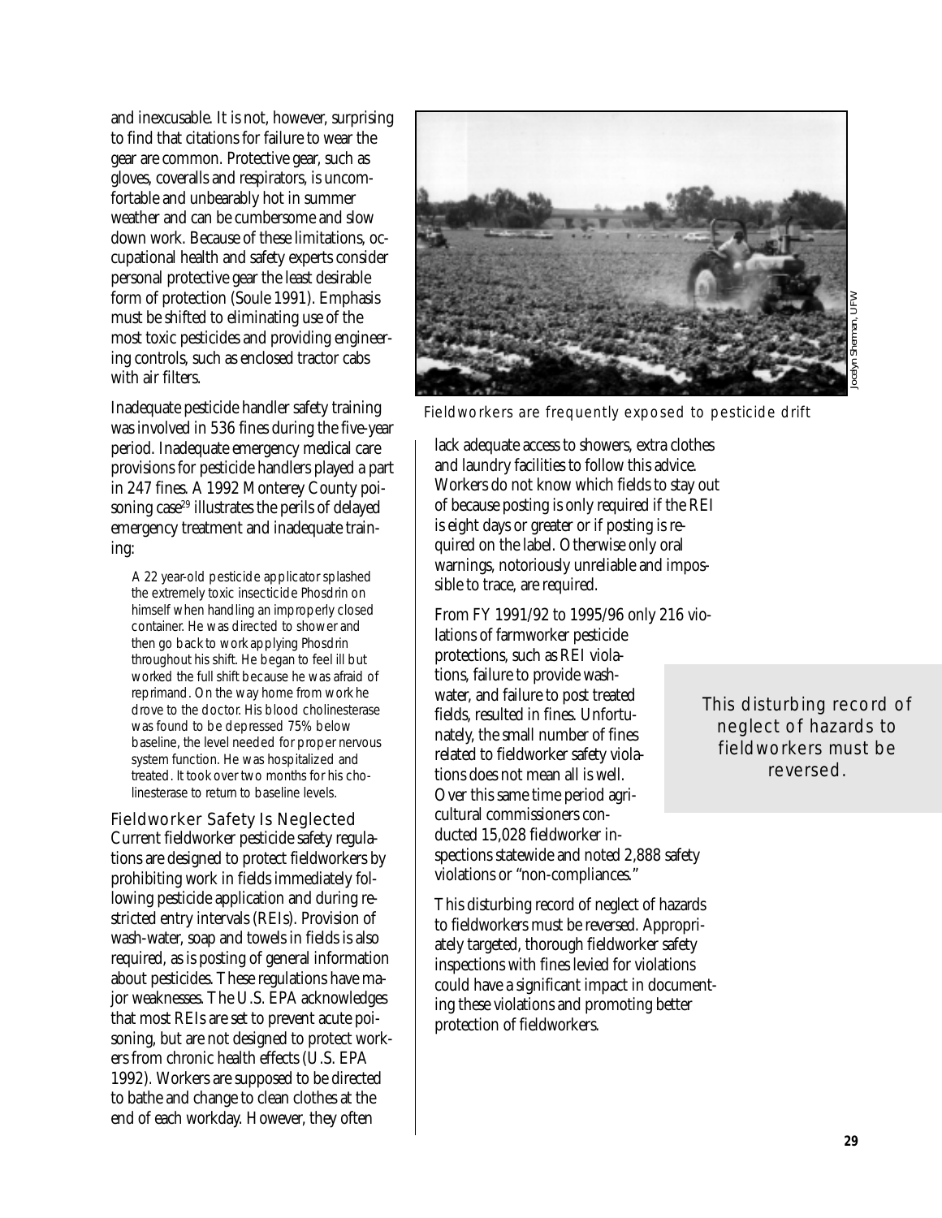and inexcusable. It is not, however, surprising to find that citations for failure to wear the gear are common. Protective gear, such as gloves, coveralls and respirators, is uncomfortable and unbearably hot in summer weather and can be cumbersome and slow down work. Because of these limitations, occupational health and safety experts consider personal protective gear the least desirable form of protection (Soule 1991). Emphasis must be shifted to eliminating use of the most toxic pesticides and providing engineering controls, such as enclosed tractor cabs with air filters.

Inadequate pesticide handler safety training was involved in 536 fines during the five-year period. Inadequate emergency medical care provisions for pesticide handlers played a part in 247 fines. A 1992 Monterey County poisoning case[29] illustrates the perils of delayed emergency treatment and inadequate training:

> A 22 year-old pesticide applicator splashed the extremely toxic insecticide Phosdrin on himself when handling an improperly closed container. He was directed to shower and then go back to work applying Phosdrin throughout his shift. He began to feel ill but worked the full shift because he was afraid of reprimand. On the way home from work he drove to the doctor. His blood cholinesterase was found to be depressed 75% below baseline, the level needed for proper nervous system function. He was hospitalized and treated. It took over two months for his cholinesterase to return to baseline levels.

## Fieldworker Safety Is Neglected

Current fieldworker pesticide safety regulations are designed to protect fieldworkers by prohibiting work in fields immediately following pesticide application and during restricted entry intervals (REIs). Provision of wash-water, soap and towels in fields is also required, as is posting of general information about pesticides. These regulations have major weaknesses. The U.S. EPA acknowledges that most REIs are set to prevent acute poisoning, but are not designed to protect workers from chronic health effects (U.S. EPA 1992). Workers are supposed to be directed to bathe and change to clean clothes at the end of each workday. However, they often lack adequate access to showers, extra clothes and laundry facilities to follow this advice. Workers do not know which fields to stay out of because posting is only required if the REI is eight days or greater or if posting is required on the label. Otherwise only oral warnings, notoriously unreliable and impossible to trace, are required.

Fieldworkers are frequently exposed to pesticide drift

From FY 1991/92 to 1995/96 only 216 violations of farmworker pesticide protections, such as REI violations, failure to provide wash-water, and failure to post treated fields, resulted in fines. Unfortunately, the small number of fines related to fieldworker safety violations does not mean all is well. Over this same time period agricultural commissioners conducted 15,028 fieldworker inspections statewide and noted 2,888 safety violations or "non-compliances."

> This disturbing record of neglect of hazards to fieldworkers must be reversed.

This disturbing record of neglect of hazards to fieldworkers must be reversed. Appropriately targeted, thorough fieldworker safety inspections with fines levied for violations could have a significant impact in documenting these violations and promoting better protection of fieldworkers.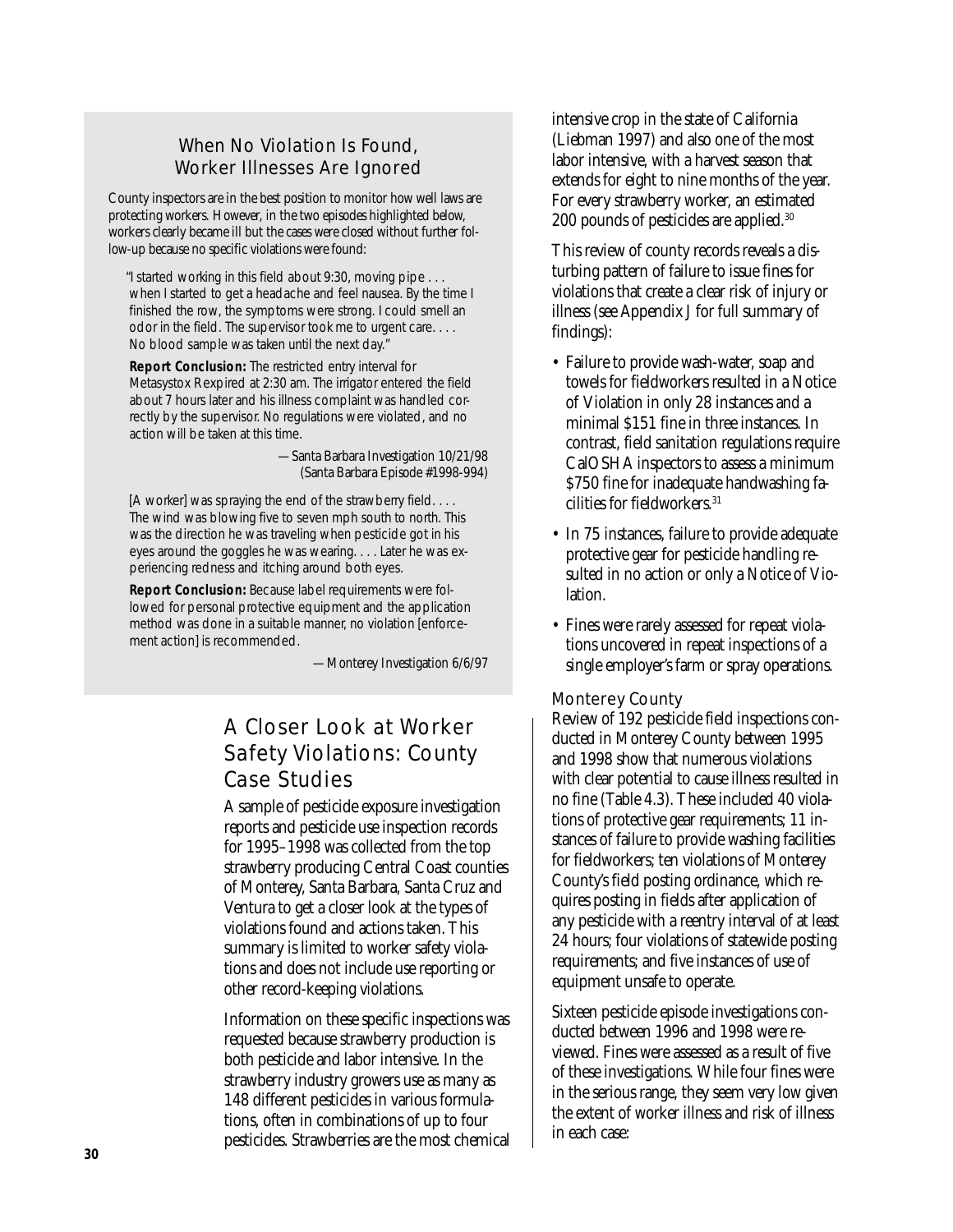### When No Violation Is Found, Worker Illnesses Are Ignored

County inspectors are in the best position to monitor how well laws are protecting workers. However, in the two episodes highlighted below, workers clearly became ill but the cases were closed without further follow-up because no specific violations were found:

> "I started working in this field about 9:30, moving pipe . . . when I started to get a headache and feel nausea. By the time I finished the row, the symptoms were strong. I could smell an odor in the field. The supervisor took me to urgent care. . . . No blood sample was taken until the next day."
>
> **Report Conclusion:** The restricted entry interval for Metasystox R expired at 2:30 am. The irrigator entered the field about 7 hours later and his illness complaint was handled correctly by the supervisor. No regulations were violated, and no action will be taken at this time.
>
> —Santa Barbara Investigation 10/21/98 (Santa Barbara Episode #1998-994)

> [A worker] was spraying the end of the strawberry field. . . . The wind was blowing five to seven mph south to north. This was the direction he was traveling when pesticide got in his eyes around the goggles he was wearing. . . . Later he was experiencing redness and itching around both eyes.
>
> **Report Conclusion:** Because label requirements were followed for personal protective equipment and the application method was done in a suitable manner, no violation [enforcement action] is recommended.
>
> —Monterey Investigation 6/6/97

## A Closer Look at Worker Safety Violations: County Case Studies

A sample of pesticide exposure investigation reports and pesticide use inspection records for 1995–1998 was collected from the top strawberry producing Central Coast counties of Monterey, Santa Barbara, Santa Cruz and Ventura to get a closer look at the types of violations found and actions taken. This summary is limited to worker safety violations and does not include use reporting or other record-keeping violations.

Information on these specific inspections was requested because strawberry production is both pesticide and labor intensive. In the strawberry industry growers use as many as 148 different pesticides in various formulations, often in combinations of up to four pesticides. Strawberries are the most chemical intensive crop in the state of California (Liebman 1997) and also one of the most labor intensive, with a harvest season that extends for eight to nine months of the year. For every strawberry worker, an estimated 200 pounds of pesticides are applied.[30]

This review of county records reveals a disturbing pattern of failure to issue fines for violations that create a clear risk of injury or illness (see Appendix J for full summary of findings):

- Failure to provide wash-water, soap and towels for fieldworkers resulted in a Notice of Violation in only 28 instances and a minimal $151 fine in three instances. In contrast, field sanitation regulations require CalOSHA inspectors to assess a minimum $750 fine for inadequate handwashing facilities for fieldworkers.[31]
- In 75 instances, failure to provide adequate protective gear for pesticide handling resulted in no action or only a Notice of Violation.
- Fines were rarely assessed for repeat violations uncovered in repeat inspections of a single employer's farm or spray operations.

### Monterey County

Review of 192 pesticide field inspections conducted in Monterey County between 1995 and 1998 show that numerous violations with clear potential to cause illness resulted in no fine (Table 4.3). These included 40 violations of protective gear requirements; 11 instances of failure to provide washing facilities for fieldworkers; ten violations of Monterey County's field posting ordinance, which requires posting in fields after application of any pesticide with a reentry interval of at least 24 hours; four violations of statewide posting requirements; and five instances of use of equipment unsafe to operate.

Sixteen pesticide episode investigations conducted between 1996 and 1998 were reviewed. Fines were assessed as a result of five of these investigations. While four fines were in the serious range, they seem very low given the extent of worker illness and risk of illness in each case: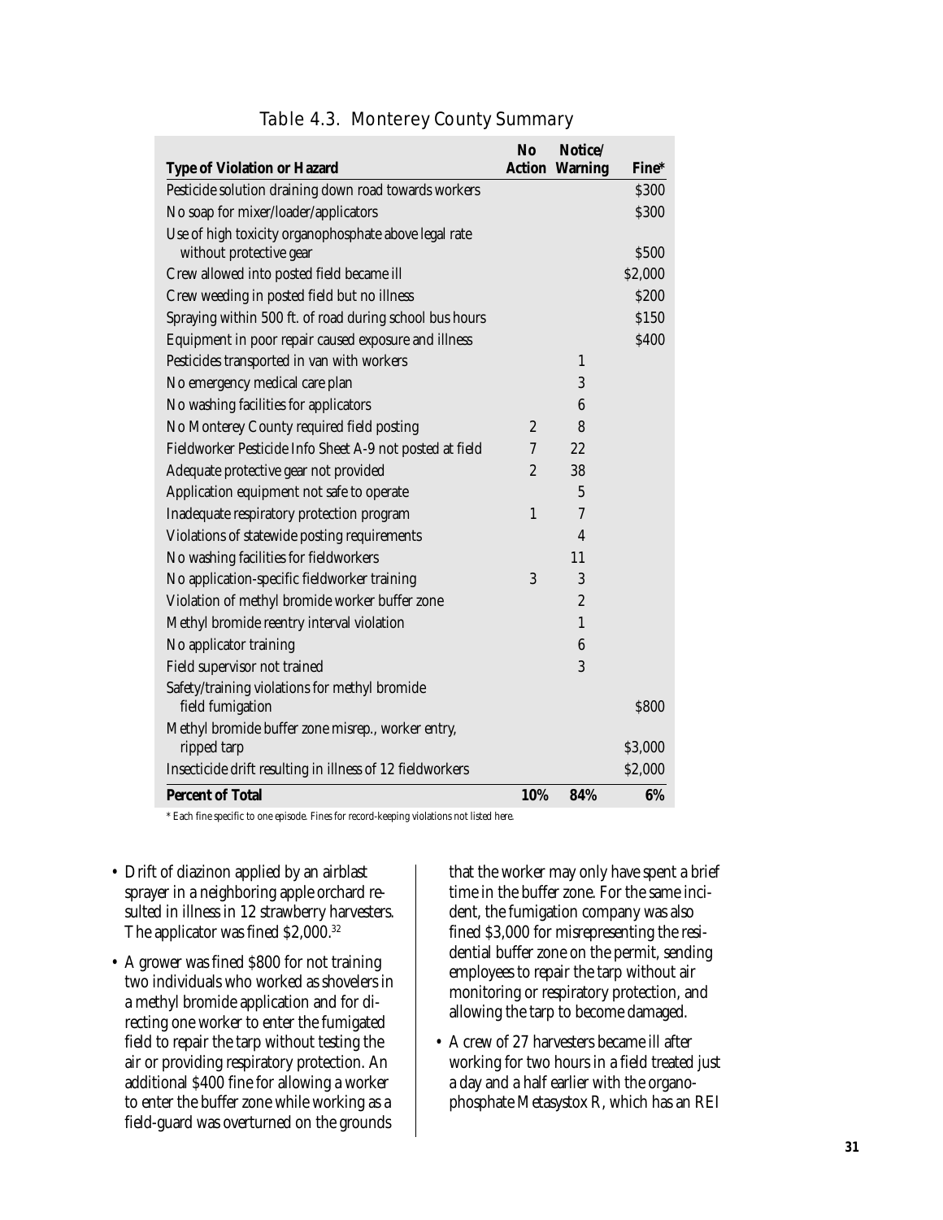## Table 4.3. Monterey County Summary

| Type of Violation or Hazard | No Action | Notice/ Warning | Fine* |
|---|---|---|---|
| Pesticide solution draining down road towards workers | | | $300 |
| No soap for mixer/loader/applicators | | | $300 |
| Use of high toxicity organophosphate above legal rate without protective gear | | | $500 |
| Crew allowed into posted field became ill | | | $2,000 |
| Crew weeding in posted field but no illness | | | $200 |
| Spraying within 500 ft. of road during school bus hours | | | $150 |
| Equipment in poor repair caused exposure and illness | | | $400 |
| Pesticides transported in van with workers | | 1 | |
| No emergency medical care plan | | 3 | |
| No washing facilities for applicators | | 6 | |
| No Monterey County required field posting | 2 | 8 | |
| Fieldworker Pesticide Info Sheet A-9 not posted at field | 7 | 22 | |
| Adequate protective gear not provided | 2 | 38 | |
| Application equipment not safe to operate | | 5 | |
| Inadequate respiratory protection program | 1 | 7 | |
| Violations of statewide posting requirements | | 4 | |
| No washing facilities for fieldworkers | | 11 | |
| No application-specific fieldworker training | 3 | 3 | |
| Violation of methyl bromide worker buffer zone | | 2 | |
| Methyl bromide reentry interval violation | | 1 | |
| No applicator training | | 6 | |
| Field supervisor not trained | | 3 | |
| Safety/training violations for methyl bromide field fumigation | | | $800 |
| Methyl bromide buffer zone misrep., worker entry, ripped tarp | | | $3,000 |
| Insecticide drift resulting in illness of 12 fieldworkers | | | $2,000 |
| **Percent of Total** | **10%** | **84%** | **6%** |

\* Each fine specific to one episode. Fines for record-keeping violations not listed here.

- Drift of diazinon applied by an airblast sprayer in a neighboring apple orchard resulted in illness in 12 strawberry harvesters. The applicator was fined $2,000.[32]
- A grower was fined $800 for not training two individuals who worked as shovelers in a methyl bromide application and for directing one worker to enter the fumigated field to repair the tarp without testing the air or providing respiratory protection. An additional $400 fine for allowing a worker to enter the buffer zone while working as a field-guard was overturned on the grounds that the worker may only have spent a brief time in the buffer zone. For the same incident, the fumigation company was also fined $3,000 for misrepresenting the residential buffer zone on the permit, sending employees to repair the tarp without air monitoring or respiratory protection, and allowing the tarp to become damaged.
- A crew of 27 harvesters became ill after working for two hours in a field treated just a day and a half earlier with the organophosphate Metasystox R, which has an REI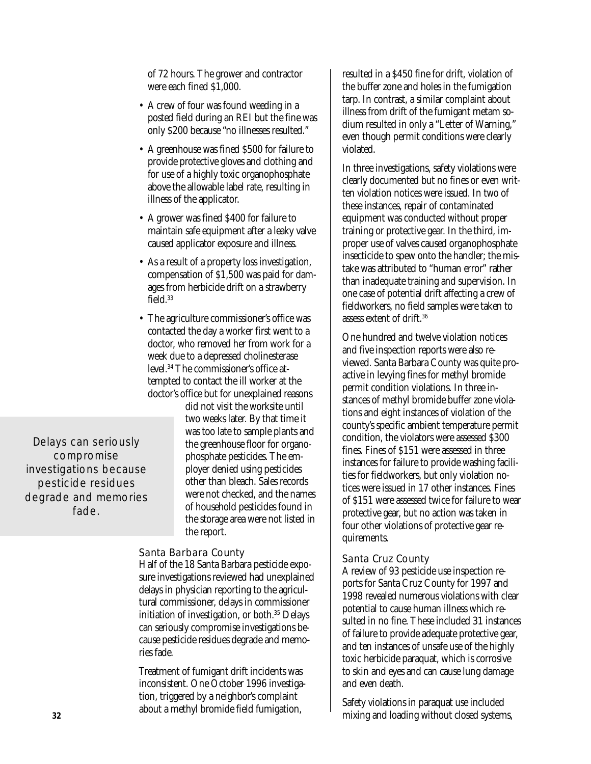of 72 hours. The grower and contractor were each fined $1,000.

- A crew of four was found weeding in a posted field during an REI but the fine was only $200 because "no illnesses resulted."
- A greenhouse was fined $500 for failure to provide protective gloves and clothing and for use of a highly toxic organophosphate above the allowable label rate, resulting in illness of the applicator.
- A grower was fined $400 for failure to maintain safe equipment after a leaky valve caused applicator exposure and illness.
- As a result of a property loss investigation, compensation of $1,500 was paid for damages from herbicide drift on a strawberry field.[33]
- The agriculture commissioner's office was contacted the day a worker first went to a doctor, who removed her from work for a week due to a depressed cholinesterase level.[34] The commissioner's office attempted to contact the ill worker at the doctor's office but for unexplained reasons did not visit the worksite until two weeks later. By that time it was too late to sample plants and the greenhouse floor for organophosphate pesticides. The employer denied using pesticides other than bleach. Sales records were not checked, and the names of household pesticides found in the storage area were not listed in the report.

> Delays can seriously compromise investigations because pesticide residues degrade and memories fade.

### Santa Barbara County

Half of the 18 Santa Barbara pesticide exposure investigations reviewed had unexplained delays in physician reporting to the agricultural commissioner, delays in commissioner initiation of investigation, or both.[35] Delays can seriously compromise investigations because pesticide residues degrade and memories fade.

Treatment of fumigant drift incidents was inconsistent. One October 1996 investigation, triggered by a neighbor's complaint about a methyl bromide field fumigation, resulted in a $450 fine for drift, violation of the buffer zone and holes in the fumigation tarp. In contrast, a similar complaint about illness from drift of the fumigant metam sodium resulted in only a "Letter of Warning," even though permit conditions were clearly violated.

In three investigations, safety violations were clearly documented but no fines or even written violation notices were issued. In two of these instances, repair of contaminated equipment was conducted without proper training or protective gear. In the third, improper use of valves caused organophosphate insecticide to spew onto the handler; the mistake was attributed to "human error" rather than inadequate training and supervision. In one case of potential drift affecting a crew of fieldworkers, no field samples were taken to assess extent of drift.[36]

One hundred and twelve violation notices and five inspection reports were also reviewed. Santa Barbara County was quite proactive in levying fines for methyl bromide permit condition violations. In three instances of methyl bromide buffer zone violations and eight instances of violation of the county's specific ambient temperature permit condition, the violators were assessed $300 fines. Fines of $151 were assessed in three instances for failure to provide washing facilities for fieldworkers, but only violation notices were issued in 17 other instances. Fines of $151 were assessed twice for failure to wear protective gear, but no action was taken in four other violations of protective gear requirements.

### Santa Cruz County

A review of 93 pesticide use inspection reports for Santa Cruz County for 1997 and 1998 revealed numerous violations with clear potential to cause human illness which resulted in no fine. These included 31 instances of failure to provide adequate protective gear, and ten instances of unsafe use of the highly toxic herbicide paraquat, which is corrosive to skin and eyes and can cause lung damage and even death.

Safety violations in paraquat use included mixing and loading without closed systems,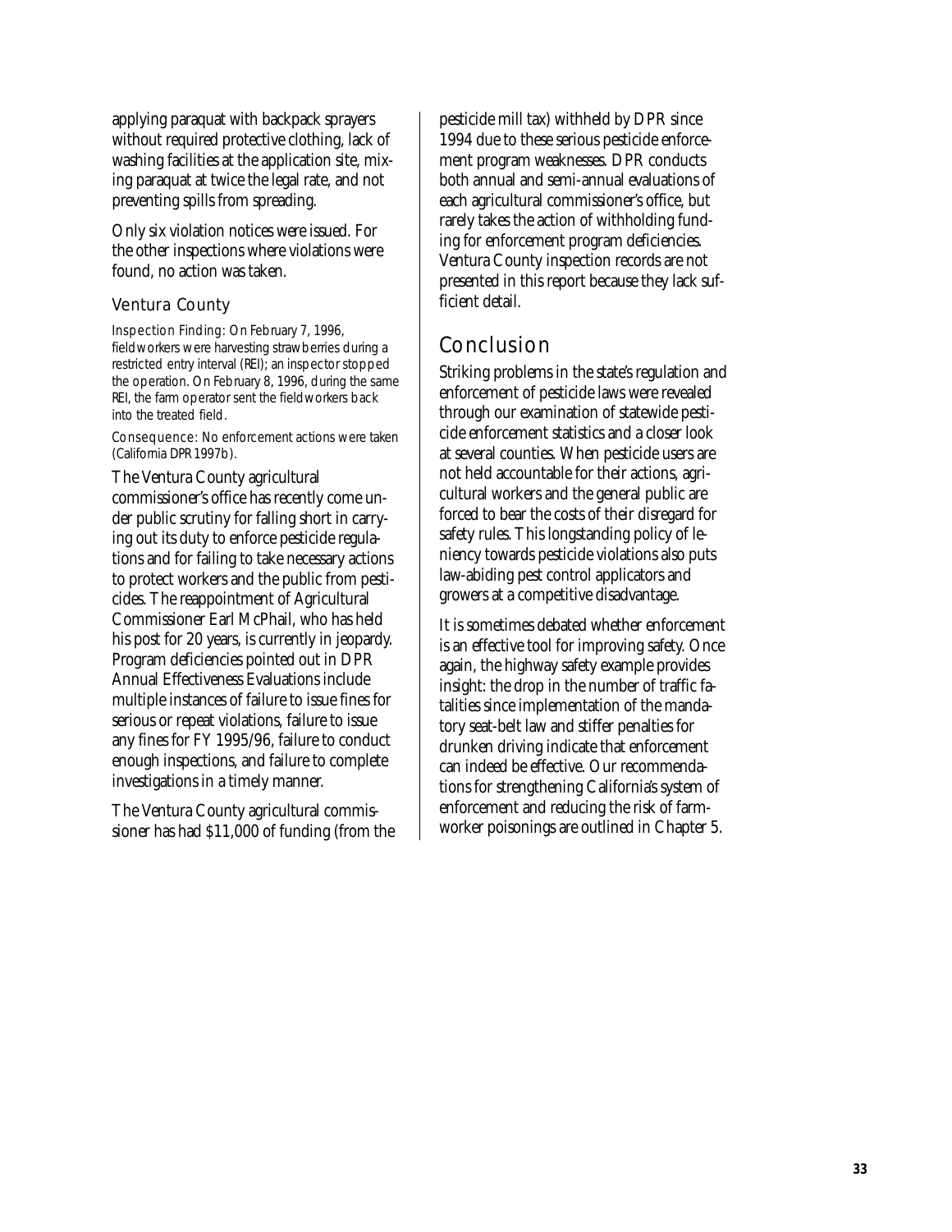applying paraquat with backpack sprayers without required protective clothing, lack of washing facilities at the application site, mixing paraquat at twice the legal rate, and not preventing spills from spreading.

Only six violation notices were issued. For the other inspections where violations were found, no action was taken.

### Ventura County

Inspection Finding: On February 7, 1996, fieldworkers were harvesting strawberries during a restricted entry interval (REI); an inspector stopped the operation. On February 8, 1996, during the same REI, the farm operator sent the fieldworkers back into the treated field.

Consequence: No enforcement actions were taken (California DPR 1997b).

The Ventura County agricultural commissioner's office has recently come under public scrutiny for falling short in carrying out its duty to enforce pesticide regulations and for failing to take necessary actions to protect workers and the public from pesticides. The reappointment of Agricultural Commissioner Earl McPhail, who has held his post for 20 years, is currently in jeopardy. Program deficiencies pointed out in DPR Annual Effectiveness Evaluations include multiple instances of failure to issue fines for serious or repeat violations, failure to issue any fines for FY 1995/96, failure to conduct enough inspections, and failure to complete investigations in a timely manner.

The Ventura County agricultural commissioner has had $11,000 of funding (from the pesticide mill tax) withheld by DPR since 1994 due to these serious pesticide enforcement program weaknesses. DPR conducts both annual and semi-annual evaluations of each agricultural commissioner's office, but rarely takes the action of withholding funding for enforcement program deficiencies. Ventura County inspection records are not presented in this report because they lack sufficient detail.

## Conclusion

Striking problems in the state's regulation and enforcement of pesticide laws were revealed through our examination of statewide pesticide enforcement statistics and a closer look at several counties. When pesticide users are not held accountable for their actions, agricultural workers and the general public are forced to bear the costs of their disregard for safety rules. This longstanding policy of leniency towards pesticide violations also puts law-abiding pest control applicators and growers at a competitive disadvantage.

It is sometimes debated whether enforcement is an effective tool for improving safety. Once again, the highway safety example provides insight: the drop in the number of traffic fatalities since implementation of the mandatory seat-belt law and stiffer penalties for drunken driving indicate that enforcement can indeed be effective. Our recommendations for strengthening California's system of enforcement and reducing the risk of farmworker poisonings are outlined in Chapter 5.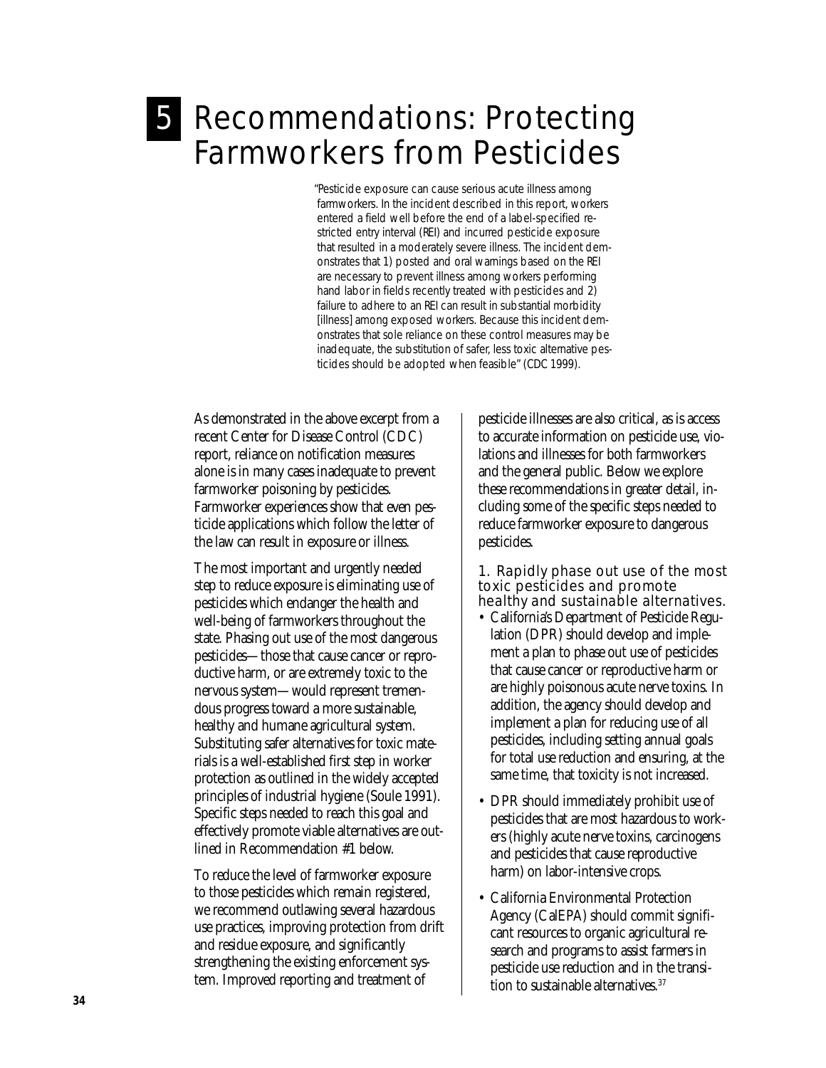# 5 Recommendations: Protecting Farmworkers from Pesticides

> "Pesticide exposure can cause serious acute illness among farmworkers. In the incident described in this report, workers entered a field well before the end of a label-specified restricted entry interval (REI) and incurred pesticide exposure that resulted in a moderately severe illness. The incident demonstrates that 1) posted and oral warnings based on the REI are necessary to prevent illness among workers performing hand labor in fields recently treated with pesticides and 2) failure to adhere to an REI can result in substantial morbidity [illness] among exposed workers. Because this incident demonstrates that sole reliance on these control measures may be inadequate, the substitution of safer, less toxic alternative pesticides should be adopted when feasible" (CDC 1999).

As demonstrated in the above excerpt from a recent Center for Disease Control (CDC) report, reliance on notification measures alone is in many cases inadequate to prevent farmworker poisoning by pesticides. Farmworker experiences show that even pesticide applications which follow the letter of the law can result in exposure or illness.

The most important and urgently needed step to reduce exposure is eliminating use of pesticides which endanger the health and well-being of farmworkers throughout the state. Phasing out use of the most dangerous pesticides—those that cause cancer or reproductive harm, or are extremely toxic to the nervous system—would represent tremendous progress toward a more sustainable, healthy and humane agricultural system. Substituting safer alternatives for toxic materials is a well-established first step in worker protection as outlined in the widely accepted principles of industrial hygiene (Soule 1991). Specific steps needed to reach this goal and effectively promote viable alternatives are outlined in Recommendation #1 below.

To reduce the level of farmworker exposure to those pesticides which remain registered, we recommend outlawing several hazardous use practices, improving protection from drift and residue exposure, and significantly strengthening the existing enforcement system. Improved reporting and treatment of pesticide illnesses are also critical, as is access to accurate information on pesticide use, violations and illnesses for both farmworkers and the general public. Below we explore these recommendations in greater detail, including some of the specific steps needed to reduce farmworker exposure to dangerous pesticides.

### 1. Rapidly phase out use of the most toxic pesticides and promote healthy and sustainable alternatives.

- California's Department of Pesticide Regulation (DPR) should develop and implement a plan to phase out use of pesticides that cause cancer or reproductive harm or are highly poisonous acute nerve toxins. In addition, the agency should develop and implement a plan for reducing use of all pesticides, including setting annual goals for total use reduction and ensuring, at the same time, that toxicity is not increased.
- DPR should immediately prohibit use of pesticides that are most hazardous to workers (highly acute nerve toxins, carcinogens and pesticides that cause reproductive harm) on labor-intensive crops.
- California Environmental Protection Agency (CalEPA) should commit significant resources to organic agricultural research and programs to assist farmers in pesticide use reduction and in the transition to sustainable alternatives.[37]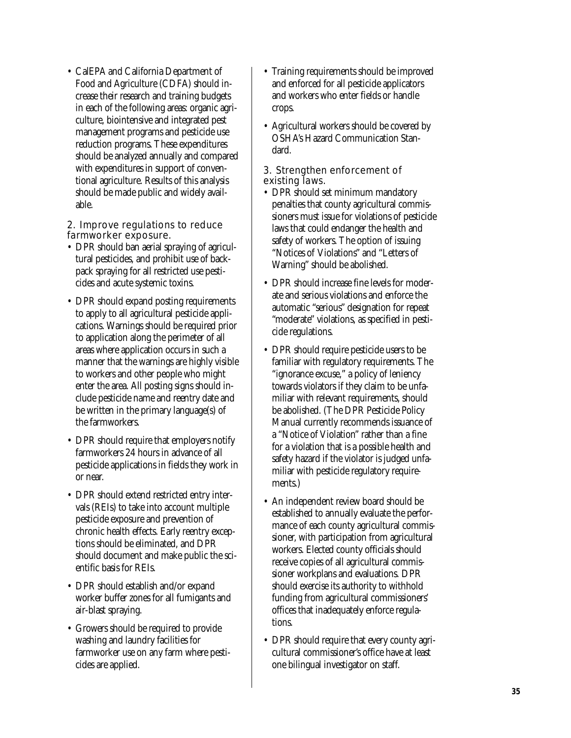- CalEPA and California Department of Food and Agriculture (CDFA) should increase their research and training budgets in each of the following areas: organic agriculture, biointensive and integrated pest management programs and pesticide use reduction programs. These expenditures should be analyzed annually and compared with expenditures in support of conventional agriculture. Results of this analysis should be made public and widely available.

### 2. Improve regulations to reduce farmworker exposure.

- DPR should ban aerial spraying of agricultural pesticides, and prohibit use of backpack spraying for all restricted use pesticides and acute systemic toxins.
- DPR should expand posting requirements to apply to all agricultural pesticide applications. Warnings should be required prior to application along the perimeter of all areas where application occurs in such a manner that the warnings are highly visible to workers and other people who might enter the area. All posting signs should include pesticide name and reentry date and be written in the primary language(s) of the farmworkers.
- DPR should require that employers notify farmworkers 24 hours in advance of all pesticide applications in fields they work in or near.
- DPR should extend restricted entry intervals (REIs) to take into account multiple pesticide exposure and prevention of chronic health effects. Early reentry exceptions should be eliminated, and DPR should document and make public the scientific basis for REIs.
- DPR should establish and/or expand worker buffer zones for all fumigants and air-blast spraying.
- Growers should be required to provide washing and laundry facilities for farmworker use on any farm where pesticides are applied.
- Training requirements should be improved and enforced for all pesticide applicators and workers who enter fields or handle crops.
- Agricultural workers should be covered by OSHA's Hazard Communication Standard.

### 3. Strengthen enforcement of existing laws.

- DPR should set minimum mandatory penalties that county agricultural commissioners must issue for violations of pesticide laws that could endanger the health and safety of workers. The option of issuing "Notices of Violations" and "Letters of Warning" should be abolished.
- DPR should increase fine levels for moderate and serious violations and enforce the automatic "serious" designation for repeat "moderate" violations, as specified in pesticide regulations.
- DPR should require pesticide users to be familiar with regulatory requirements. The "ignorance excuse," a policy of leniency towards violators if they claim to be unfamiliar with relevant requirements, should be abolished. (The DPR Pesticide Policy Manual currently recommends issuance of a "Notice of Violation" rather than a fine for a violation that is a possible health and safety hazard if the violator is judged unfamiliar with pesticide regulatory requirements.)
- An independent review board should be established to annually evaluate the performance of each county agricultural commissioner, with participation from agricultural workers. Elected county officials should receive copies of all agricultural commissioner workplans and evaluations. DPR should exercise its authority to withhold funding from agricultural commissioners' offices that inadequately enforce regulations.
- DPR should require that every county agricultural commissioner's office have at least one bilingual investigator on staff.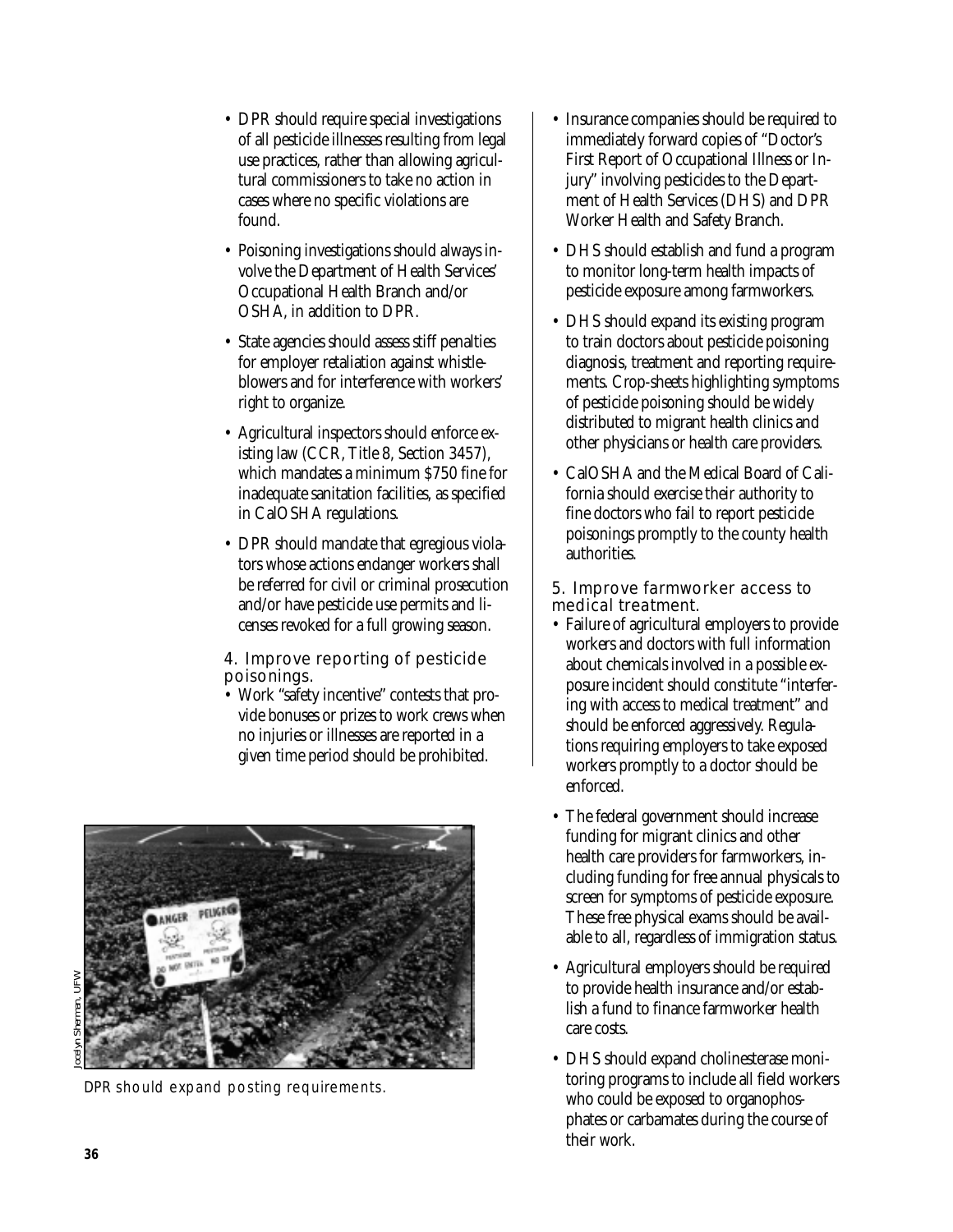- DPR should require special investigations of all pesticide illnesses resulting from legal use practices, rather than allowing agricultural commissioners to take no action in cases where no specific violations are found.
- Poisoning investigations should always involve the Department of Health Services' Occupational Health Branch and/or OSHA, in addition to DPR.
- State agencies should assess stiff penalties for employer retaliation against whistleblowers and for interference with workers' right to organize.
- Agricultural inspectors should enforce existing law (CCR, Title 8, Section 3457), which mandates a minimum $750 fine for inadequate sanitation facilities, as specified in CalOSHA regulations.
- DPR should mandate that egregious violators whose actions endanger workers shall be referred for civil or criminal prosecution and/or have pesticide use permits and licenses revoked for a full growing season.

### 4. Improve reporting of pesticide poisonings.

- Work "safety incentive" contests that provide bonuses or prizes to work crews when no injuries or illnesses are reported in a given time period should be prohibited.

Jocelyn Sherman, UFW

DPR should expand posting requirements.

- Insurance companies should be required to immediately forward copies of "Doctor's First Report of Occupational Illness or Injury" involving pesticides to the Department of Health Services (DHS) and DPR Worker Health and Safety Branch.
- DHS should establish and fund a program to monitor long-term health impacts of pesticide exposure among farmworkers.
- DHS should expand its existing program to train doctors about pesticide poisoning diagnosis, treatment and reporting requirements. Crop-sheets highlighting symptoms of pesticide poisoning should be widely distributed to migrant health clinics and other physicians or health care providers.
- CalOSHA and the Medical Board of California should exercise their authority to fine doctors who fail to report pesticide poisonings promptly to the county health authorities.

### 5. Improve farmworker access to medical treatment.

- Failure of agricultural employers to provide workers and doctors with full information about chemicals involved in a possible exposure incident should constitute "interfering with access to medical treatment" and should be enforced aggressively. Regulations requiring employers to take exposed workers promptly to a doctor should be enforced.
- The federal government should increase funding for migrant clinics and other health care providers for farmworkers, including funding for free annual physicals to screen for symptoms of pesticide exposure. These free physical exams should be available to all, regardless of immigration status.
- Agricultural employers should be required to provide health insurance and/or establish a fund to finance farmworker health care costs.
- DHS should expand cholinesterase monitoring programs to include all field workers who could be exposed to organophosphates or carbamates during the course of their work.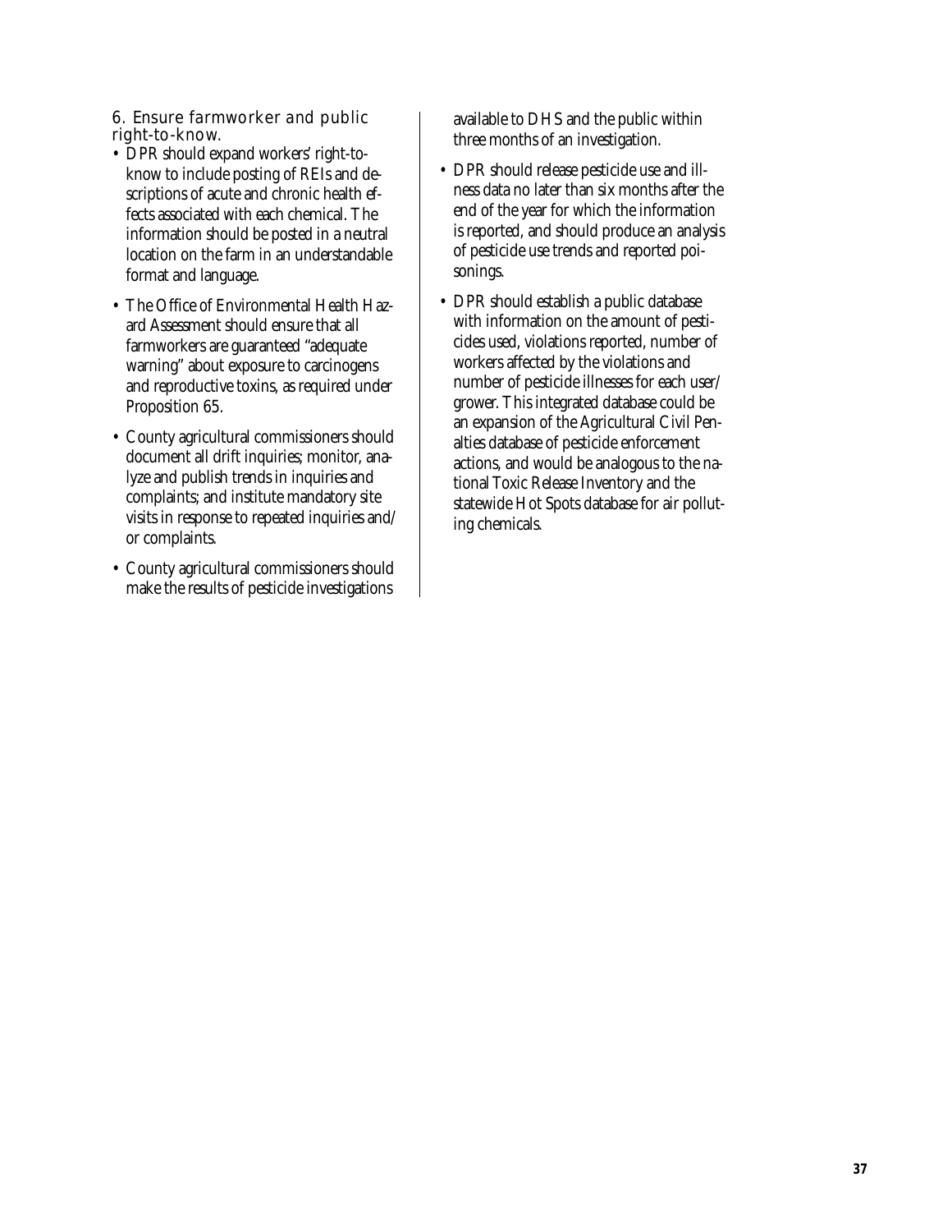### 6. Ensure farmworker and public right-to-know.

- DPR should expand workers' right-to-know to include posting of REIs and descriptions of acute and chronic health effects associated with each chemical. The information should be posted in a neutral location on the farm in an understandable format and language.
- The Office of Environmental Health Hazard Assessment should ensure that all farmworkers are guaranteed "adequate warning" about exposure to carcinogens and reproductive toxins, as required under Proposition 65.
- County agricultural commissioners should document all drift inquiries; monitor, analyze and publish trends in inquiries and complaints; and institute mandatory site visits in response to repeated inquiries and/or complaints.
- County agricultural commissioners should make the results of pesticide investigations available to DHS and the public within three months of an investigation.
- DPR should release pesticide use and illness data no later than six months after the end of the year for which the information is reported, and should produce an analysis of pesticide use trends and reported poisonings.
- DPR should establish a public database with information on the amount of pesticides used, violations reported, number of workers affected by the violations and number of pesticide illnesses for each user/grower. This integrated database could be an expansion of the Agricultural Civil Penalties database of pesticide enforcement actions, and would be analogous to the national Toxic Release Inventory and the statewide Hot Spots database for air polluting chemicals.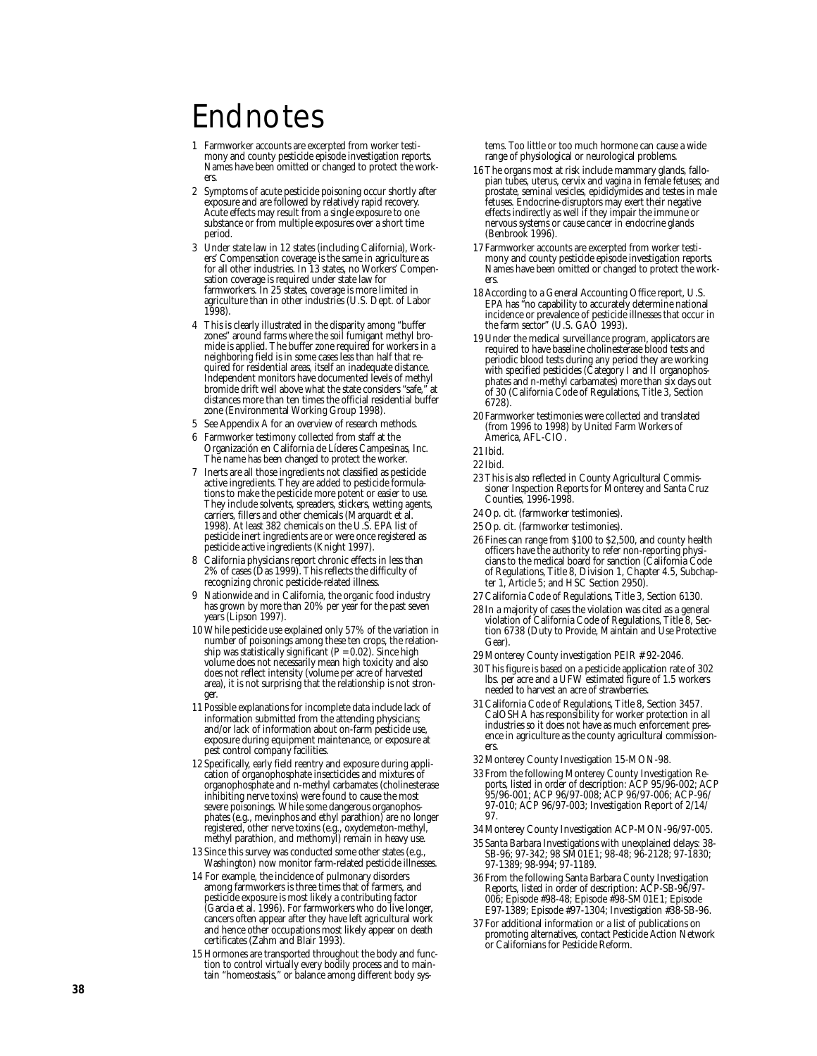# Endnotes

1. Farmworker accounts are excerpted from worker testimony and county pesticide episode investigation reports. Names have been omitted or changed to protect the workers.
2. Symptoms of acute pesticide poisoning occur shortly after exposure and are followed by relatively rapid recovery. Acute effects may result from a single exposure to one substance or from multiple exposures over a short time period.
3. Under state law in 12 states (including California), Workers' Compensation coverage is the same in agriculture as for all other industries. In 13 states, no Workers' Compensation coverage is required under state law for farmworkers. In 25 states, coverage is more limited in agriculture than in other industries (U.S. Dept. of Labor 1998).
4. This is clearly illustrated in the disparity among "buffer zones" around farms where the soil fumigant methyl bromide is applied. The buffer zone required for workers in a neighboring field is in some cases less than half that required for residential areas, itself an inadequate distance. Independent monitors have documented levels of methyl bromide drift well above what the state considers "safe," at distances more than ten times the official residential buffer zone (Environmental Working Group 1998).
5. See Appendix A for an overview of research methods.
6. Farmworker testimony collected from staff at the Organización en California de Líderes Campesinas, Inc. The name has been changed to protect the worker.
7. Inerts are all those ingredients not classified as pesticide active ingredients. They are added to pesticide formulations to make the pesticide more potent or easier to use. They include solvents, spreaders, stickers, wetting agents, carriers, fillers and other chemicals (Marquardt et al. 1998). At least 382 chemicals on the U.S. EPA list of pesticide inert ingredients are or were once registered as pesticide active ingredients (Knight 1997).
8. California physicians report chronic effects in less than 2% of cases (Das 1999). This reflects the difficulty of recognizing chronic pesticide-related illness.
9. Nationwide and in California, the organic food industry has grown by more than 20% per year for the past seven years (Lipson 1997).
10. While pesticide use explained only 57% of the variation in number of poisonings among these ten crops, the relationship was statistically significant ($P = 0.02$). Since high volume does not necessarily mean high toxicity and also does not reflect intensity (volume per acre of harvested area), it is not surprising that the relationship is not stronger.
11. Possible explanations for incomplete data include lack of information submitted from the attending physicians; and/or lack of information about on-farm pesticide use, exposure during equipment maintenance, or exposure at pest control company facilities.
12. Specifically, early field reentry and exposure during application of organophosphate insecticides and mixtures of organophosphate and n-methyl carbamates (cholinesterase inhibiting nerve toxins) were found to cause the most severe poisonings. While some dangerous organophosphates (e.g., mevinphos and ethyl parathion) are no longer registered, other nerve toxins (e.g., oxydemeton-methyl, methyl parathion, and methomyl) remain in heavy use.
13. Since this survey was conducted some other states (e.g., Washington) now monitor farm-related pesticide illnesses.
14. For example, the incidence of pulmonary disorders among farmworkers is three times that of farmers, and pesticide exposure is most likely a contributing factor (Garcia et al. 1996). For farmworkers who do live longer, cancers often appear after they have left agricultural work and hence other occupations most likely appear on death certificates (Zahm and Blair 1993).
15. Hormones are transported throughout the body and function to control virtually every bodily process and to maintain "homeostasis," or balance among different body systems. Too little or too much hormone can cause a wide range of physiological or neurological problems.
16. The organs most at risk include mammary glands, fallopian tubes, uterus, cervix and vagina in female fetuses; and prostate, seminal vesicles, epididymides and testes in male fetuses. Endocrine-disruptors may exert their negative effects indirectly as well if they impair the immune or nervous systems or cause cancer in endocrine glands (Benbrook 1996).
17. Farmworker accounts are excerpted from worker testimony and county pesticide episode investigation reports. Names have been omitted or changed to protect the workers.
18. According to a General Accounting Office report, U.S. EPA has "no capability to accurately determine national incidence or prevalence of pesticide illnesses that occur in the farm sector" (U.S. GAO 1993).
19. Under the medical surveillance program, applicators are required to have baseline cholinesterase blood tests and periodic blood tests during any period they are working with specified pesticides (Category I and II organophosphates and n-methyl carbamates) more than six days out of 30 (California Code of Regulations, Title 3, Section 6728).
20. Farmworker testimonies were collected and translated (from 1996 to 1998) by United Farm Workers of America, AFL-CIO.
21. Ibid.
22. Ibid.
23. This is also reflected in County Agricultural Commissioner Inspection Reports for Monterey and Santa Cruz Counties, 1996-1998.
24. Op. cit. (farmworker testimonies).
25. Op. cit. (farmworker testimonies).
26. Fines can range from \$100 to \$2,500, and county health officers have the authority to refer non-reporting physicians to the medical board for sanction (California Code of Regulations, Title 8, Division 1, Chapter 4.5, Subchapter 1, Article 5; and HSC Section 2950).
27. California Code of Regulations, Title 3, Section 6130.
28. In a majority of cases the violation was cited as a general violation of California Code of Regulations, Title 8, Section 6738 (Duty to Provide, Maintain and Use Protective Gear).
29. Monterey County investigation PEIR # 92-2046.
30. This figure is based on a pesticide application rate of 302 lbs. per acre and a UFW estimated figure of 1.5 workers needed to harvest an acre of strawberries.
31. California Code of Regulations, Title 8, Section 3457. CalOSHA has responsibility for worker protection in all industries so it does not have as much enforcement presence in agriculture as the county agricultural commissioners.
32. Monterey County Investigation 15-MON-98.
33. From the following Monterey County Investigation Reports, listed in order of description: ACP 95/96-002; ACP 95/96-001; ACP 96/97-008; ACP 96/97-006; ACP-96/97-010; ACP 96/97-003; Investigation Report of 2/14/97.
34. Monterey County Investigation ACP-MON-96/97-005.
35. Santa Barbara Investigations with unexplained delays: 38-SB-96; 97-342; 98 SM01E1; 98-48; 96-2128; 97-1830; 97-1389; 98-994; 97-1189.
36. From the following Santa Barbara County Investigation Reports, listed in order of description: ACP-SB-96/97-006; Episode #98-48; Episode #98-SM01E1; Episode E97-1389; Episode #97-1304; Investigation #38-SB-96.
37. For additional information or a list of publications on promoting alternatives, contact Pesticide Action Network or Californians for Pesticide Reform.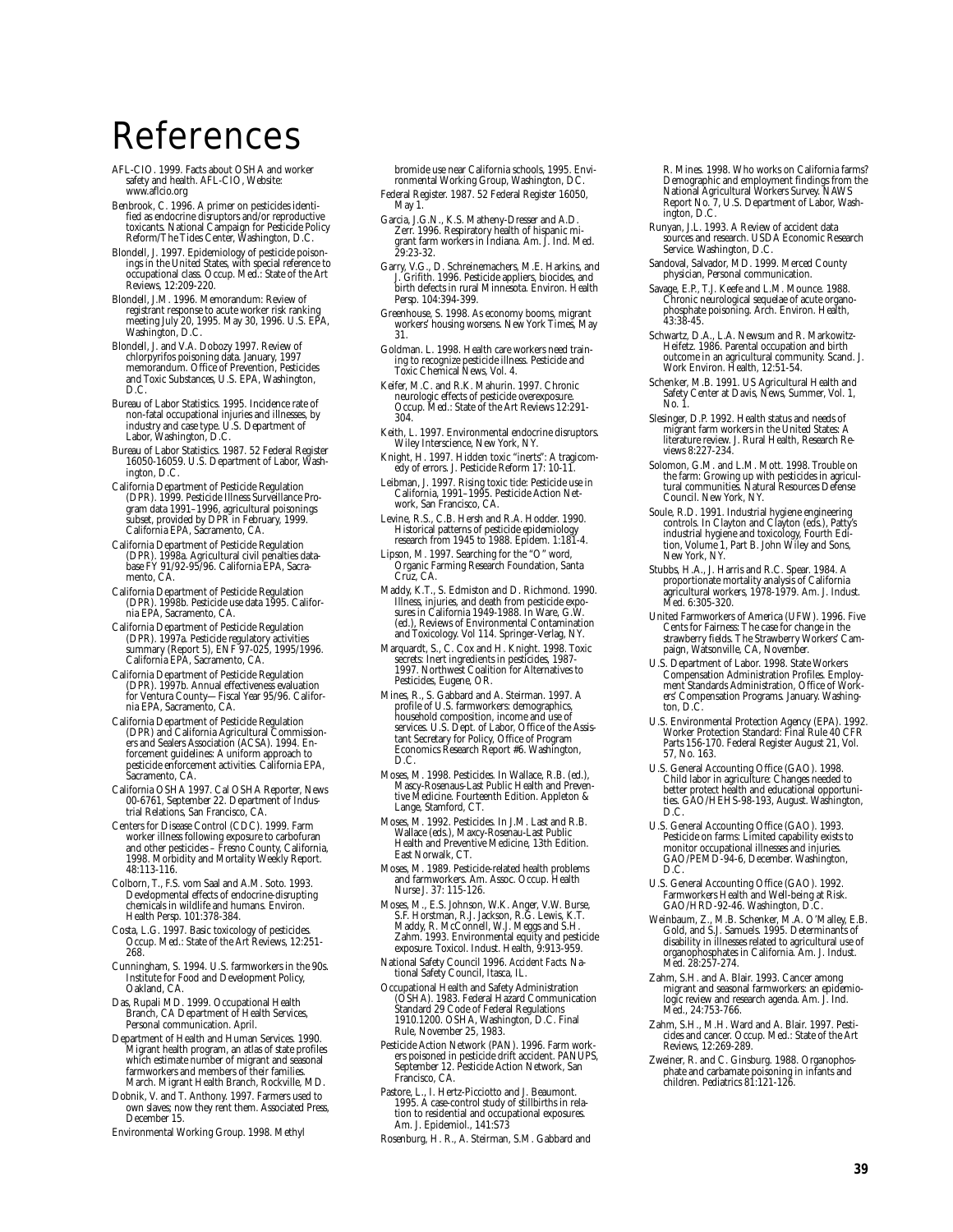# References

AFL-CIO. 1999. Facts about OSHA and worker safety and health. AFL-CIO, Website: www.aflcio.org

Benbrook, C. 1996. A primer on pesticides identified as endocrine disruptors and/or reproductive toxicants. National Campaign for Pesticide Policy Reform/The Tides Center, Washington, D.C.

Blondell, J. 1997. Epidemiology of pesticide poisonings in the United States, with special reference to occupational class. Occup. Med.: State of the Art Reviews, 12:209-220.

Blondell, J.M. 1996. Memorandum: Review of registrant response to acute worker risk ranking meeting July 20, 1995. May 30, 1996. U.S. EPA, Washington, D.C.

Blondell, J. and V.A. Dobozy 1997. Review of chlorpyrifos poisoning data. January, 1997 memorandum. Office of Prevention, Pesticides and Toxic Substances, U.S. EPA, Washington, D.C.

Bureau of Labor Statistics. 1995. Incidence rate of non-fatal occupational injuries and illnesses, by industry and case type. U.S. Department of Labor, Washington, D.C.

Bureau of Labor Statistics. 1987. 52 Federal Register 16050-16059. U.S. Department of Labor, Washington, D.C.

California Department of Pesticide Regulation (DPR). 1999. Pesticide Illness Surveillance Program data 1991–1996, agricultural poisonings subset, provided by DPR in February, 1999. California EPA, Sacramento, CA.

California Department of Pesticide Regulation (DPR). 1998a. Agricultural civil penalties database FY 91/92-95/96. California EPA, Sacramento, CA.

California Department of Pesticide Regulation (DPR). 1998b. Pesticide use data 1995. California EPA, Sacramento, CA.

California Department of Pesticide Regulation (DPR). 1997a. Pesticide regulatory activities summary (Report 5), ENF 97-025, 1995/1996. California EPA, Sacramento, CA.

California Department of Pesticide Regulation (DPR). 1997b. Annual effectiveness evaluation for Ventura County—Fiscal Year 95/96. California EPA, Sacramento, CA.

California Department of Pesticide Regulation (DPR) and California Agricultural Commissioners and Sealers Association (ACSA). 1994. Enforcement guidelines: A uniform approach to pesticide enforcement activities. California EPA, Sacramento, CA.

California OSHA 1997. Cal OSHA Reporter, News 00-6761, September 22. Department of Industrial Relations, San Francisco, CA.

Centers for Disease Control (CDC). 1999. Farm worker illness following exposure to carbofuran and other pesticides – Fresno County, California, 1998. Morbidity and Mortality Weekly Report. 48:113-116.

Colborn, T., F.S. vom Saal and A.M. Soto. 1993. Developmental effects of endocrine-disrupting chemicals in wildlife and humans. Environ. Health Persp. 101:378-384.

Costa, L.G. 1997. Basic toxicology of pesticides. Occup. Med.: State of the Art Reviews, 12:251-268.

Cunningham, S. 1994. U.S. farmworkers in the 90s. Institute for Food and Development Policy, Oakland, CA.

Das, Rupali MD. 1999. Occupational Health Branch, CA Department of Health Services, Personal communication. April.

Department of Health and Human Services. 1990. Migrant health program, an atlas of state profiles which estimate number of migrant and seasonal farmworkers and members of their families. March. Migrant Health Branch, Rockville, MD.

Dobnik, V. and T. Anthony. 1997. Farmers used to own slaves; now they rent them. Associated Press, December 15.

Environmental Working Group. 1998. Methyl bromide use near California schools, 1995. Environmental Working Group, Washington, DC.

Federal Register. 1987. 52 Federal Register 16050, May 1.

Garcia, J.G.N., K.S. Matheny-Dresser and A.D. Zerr. 1996. Respiratory health of hispanic migrant farm workers in Indiana. Am. J. Ind. Med. 29:23-32.

Garry, V.G., D. Schreinemachers, M.E. Harkins, and J. Grifith. 1996. Pesticide appliers, biocides, and birth defects in rural Minnesota. Environ. Health Persp. 104:394-399.

Greenhouse, S. 1998. As economy booms, migrant workers' housing worsens. New York Times, May 31.

Goldman. L. 1998. Health care workers need training to recognize pesticide illness. Pesticide and Toxic Chemical News, Vol. 4.

Keifer, M.C. and R.K. Mahurin. 1997. Chronic neurologic effects of pesticide overexposure. Occup. Med.: State of the Art Reviews 12:291-304.

Keith, L. 1997. Environmental endocrine disruptors. Wiley Interscience, New York, NY.

Knight, H. 1997. Hidden toxic "inerts": A tragicomedy of errors. J. Pesticide Reform 17: 10-11.

Leibman, J. 1997. Rising toxic tide: Pesticide use in California, 1991–1995. Pesticide Action Network, San Francisco, CA.

Levine, R.S., C.B. Hersh and R.A. Hodder. 1990. Historical patterns of pesticide epidemiology research from 1945 to 1988. Epidem. 1:181-4.

Lipson, M. 1997. Searching for the "O" word, Organic Farming Research Foundation, Santa Cruz, CA.

Maddy, K.T., S. Edmiston and D. Richmond. 1990. Illness, injuries, and death from pesticide exposures in California 1949-1988. In Ware, G.W. (ed.), Reviews of Environmental Contamination and Toxicology. Vol 114. Springer-Verlag, NY.

Marquardt, S., C. Cox and H. Knight. 1998. Toxic secrets: Inert ingredients in pesticides, 1987-1997. Northwest Coalition for Alternatives to Pesticides, Eugene, OR.

Mines, R., S. Gabbard and A. Steirman. 1997. A profile of U.S. farmworkers: demographics, household composition, income and use of services. U.S. Dept. of Labor, Office of the Assistant Secretary for Policy, Office of Program Economics Research Report #6. Washington, D.C.

Moses, M. 1998. Pesticides. In Wallace, R.B. (ed.), Mascy-Rosenaus-Last Public Health and Preventive Medicine. Fourteenth Edition. Appleton & Lange, Stamford, CT.

Moses, M. 1992. Pesticides. In J.M. Last and R.B. Wallace (eds.), Maxcy-Rosenau-Last Public Health and Preventive Medicine, 13th Edition. East Norwalk, CT.

Moses, M. 1989. Pesticide-related health problems and farmworkers. Am. Assoc. Occup. Health Nurse J. 37: 115-126.

Moses, M., E.S. Johnson, W.K. Anger, V.W. Burse, S.F. Horstman, R.J. Jackson, R.G. Lewis, K.T. Maddy, R. McConnell, W.J. Meggs and S.H. Zahm. 1993. Environmental equity and pesticide exposure. Toxicol. Indust. Health, 9:913-959.

National Safety Council 1996. *Accident Facts.* National Safety Council, Itasca, IL.

Occupational Health and Safety Administration (OSHA). 1983. Federal Hazard Communication Standard 29 Code of Federal Regulations 1910.1200. OSHA, Washington, D.C. Final Rule, November 25, 1983.

Pesticide Action Network (PAN). 1996. Farm workers poisoned in pesticide drift accident. PANUPS, September 12. Pesticide Action Network, San Francisco, CA.

Pastore, L., I. Hertz-Picciotto and J. Beaumont. 1995. A case-control study of stillbirths in relation to residential and occupational exposures. Am. J. Epidemiol., 141:S73

Rosenburg, H. R., A. Steirman, S.M. Gabbard and R. Mines. 1998. Who works on California farms? Demographic and employment findings from the National Agricultural Workers Survey. NAWS Report No. 7, U.S. Department of Labor, Washington, D.C.

Runyan, J.L. 1993. A Review of accident data sources and research. USDA Economic Research Service. Washington, D.C.

Sandoval, Salvador, MD. 1999. Merced County physician, Personal communication.

Savage, E.P., T.J. Keefe and L.M. Mounce. 1988. Chronic neurological sequelae of acute organophosphate poisoning. Arch. Environ. Health, 43:38-45.

Schwartz, D.A., L.A. Newsum and R. Markowitz-Heifetz. 1986. Parental occupation and birth outcome in an agricultural community. Scand. J. Work Environ. Health, 12:51-54.

Schenker, M.B. 1991. US Agricultural Health and Safety Center at Davis, News, Summer, Vol. 1, No. 1.

Slesinger, D.P. 1992. Health status and needs of migrant farm workers in the United States: A literature review. J. Rural Health, Research Reviews 8:227-234.

Solomon, G.M. and L.M. Mott. 1998. Trouble on the farm: Growing up with pesticides in agricultural communities. Natural Resources Defense Council. New York, NY.

Soule, R.D. 1991. Industrial hygiene engineering controls. In Clayton and Clayton (eds.), Patty's industrial hygiene and toxicology, Fourth Edition, Volume 1, Part B. John Wiley and Sons, New York, NY.

Stubbs, H.A., J. Harris and R.C. Spear. 1984. A proportionate mortality analysis of California agricultural workers, 1978-1979. Am. J. Indust. Med. 6:305-320.

United Farmworkers of America (UFW). 1996. Five Cents for Fairness: The case for change in the strawberry fields. The Strawberry Workers' Campaign, Watsonville, CA, November.

U.S. Department of Labor. 1998. State Workers Compensation Administration Profiles. Employment Standards Administration, Office of Workers' Compensation Programs. January. Washington, D.C.

U.S. Environmental Protection Agency (EPA). 1992. Worker Protection Standard: Final Rule 40 CFR Parts 156-170. Federal Register August 21, Vol. 57, No. 163.

U.S. General Accounting Office (GAO). 1998. Child labor in agriculture: Changes needed to better protect health and educational opportunities. GAO/HEHS-98-193, August. Washington, D.C.

U.S. General Accounting Office (GAO). 1993. Pesticide on farms: Limited capability exists to monitor occupational illnesses and injuries. GAO/PEMD-94-6, December. Washington, D.C.

U.S. General Accounting Office (GAO). 1992. Farmworkers Health and Well-being at Risk. GAO/HRD-92-46. Washington, D.C.

Weinbaum, Z., M.B. Schenker, M.A. O'Malley, E.B. Gold, and S.J. Samuels. 1995. Determinants of disability in illnesses related to agricultural use of organophosphates in California. Am. J. Indust. Med. 28:257-274.

Zahm, S.H. and A. Blair. 1993. Cancer among migrant and seasonal farmworkers: an epidemiologic review and research agenda. Am. J. Ind. Med., 24:753-766.

Zahm, S.H., M.H. Ward and A. Blair. 1997. Pesticides and cancer. Occup. Med.: State of the Art Reviews, 12:269-289.

Zweiner, R. and C. Ginsburg. 1988. Organophosphate and carbamate poisoning in infants and children. Pediatrics 81:121-126.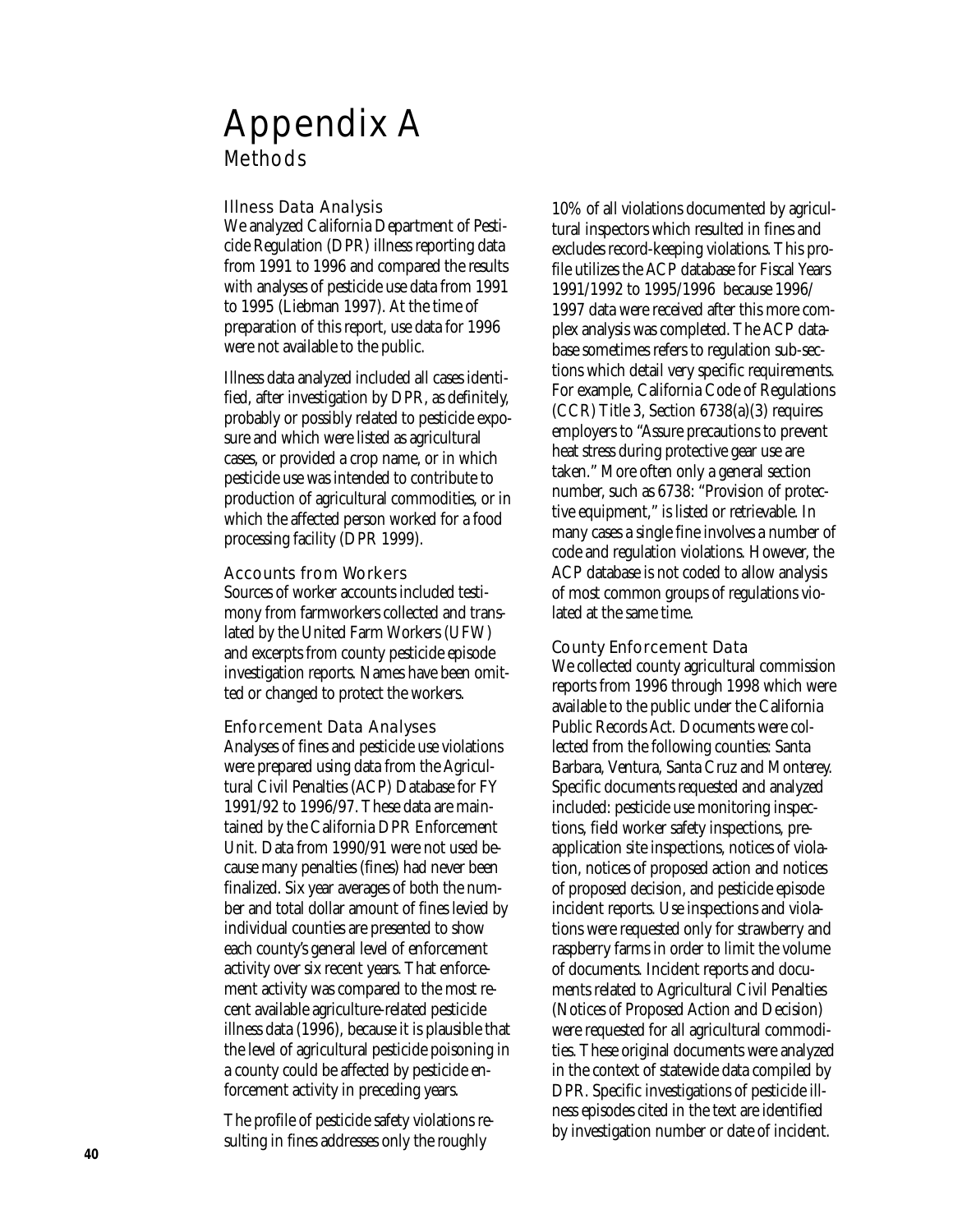# Appendix A

## Methods

### Illness Data Analysis

We analyzed California Department of Pesticide Regulation (DPR) illness reporting data from 1991 to 1996 and compared the results with analyses of pesticide use data from 1991 to 1995 (Liebman 1997). At the time of preparation of this report, use data for 1996 were not available to the public.

Illness data analyzed included all cases identified, after investigation by DPR, as definitely, probably or possibly related to pesticide exposure and which were listed as agricultural cases, or provided a crop name, or in which pesticide use was intended to contribute to production of agricultural commodities, or in which the affected person worked for a food processing facility (DPR 1999).

### Accounts from Workers

Sources of worker accounts included testimony from farmworkers collected and translated by the United Farm Workers (UFW) and excerpts from county pesticide episode investigation reports. Names have been omitted or changed to protect the workers.

### Enforcement Data Analyses

Analyses of fines and pesticide use violations were prepared using data from the Agricultural Civil Penalties (ACP) Database for FY 1991/92 to 1996/97. These data are maintained by the California DPR Enforcement Unit. Data from 1990/91 were not used because many penalties (fines) had never been finalized. Six year averages of both the number and total dollar amount of fines levied by individual counties are presented to show each county's general level of enforcement activity over six recent years. That enforcement activity was compared to the most recent available agriculture-related pesticide illness data (1996), because it is plausible that the level of agricultural pesticide poisoning in a county could be affected by pesticide enforcement activity in preceding years.

The profile of pesticide safety violations resulting in fines addresses only the roughly 10% of all violations documented by agricultural inspectors which resulted in fines and excludes record-keeping violations. This profile utilizes the ACP database for Fiscal Years 1991/1992 to 1995/1996 because 1996/1997 data were received after this more complex analysis was completed. The ACP database sometimes refers to regulation sub-sections which detail very specific requirements. For example, California Code of Regulations (CCR) Title 3, Section 6738(a)(3) requires employers to "Assure precautions to prevent heat stress during protective gear use are taken." More often only a general section number, such as 6738: "Provision of protective equipment," is listed or retrievable. In many cases a single fine involves a number of code and regulation violations. However, the ACP database is not coded to allow analysis of most common groups of regulations violated at the same time.

### County Enforcement Data

We collected county agricultural commission reports from 1996 through 1998 which were available to the public under the California Public Records Act. Documents were collected from the following counties: Santa Barbara, Ventura, Santa Cruz and Monterey. Specific documents requested and analyzed included: pesticide use monitoring inspections, field worker safety inspections, pre-application site inspections, notices of violation, notices of proposed action and notices of proposed decision, and pesticide episode incident reports. Use inspections and violations were requested only for strawberry and raspberry farms in order to limit the volume of documents. Incident reports and documents related to Agricultural Civil Penalties (Notices of Proposed Action and Decision) were requested for all agricultural commodities. These original documents were analyzed in the context of statewide data compiled by DPR. Specific investigations of pesticide illness episodes cited in the text are identified by investigation number or date of incident.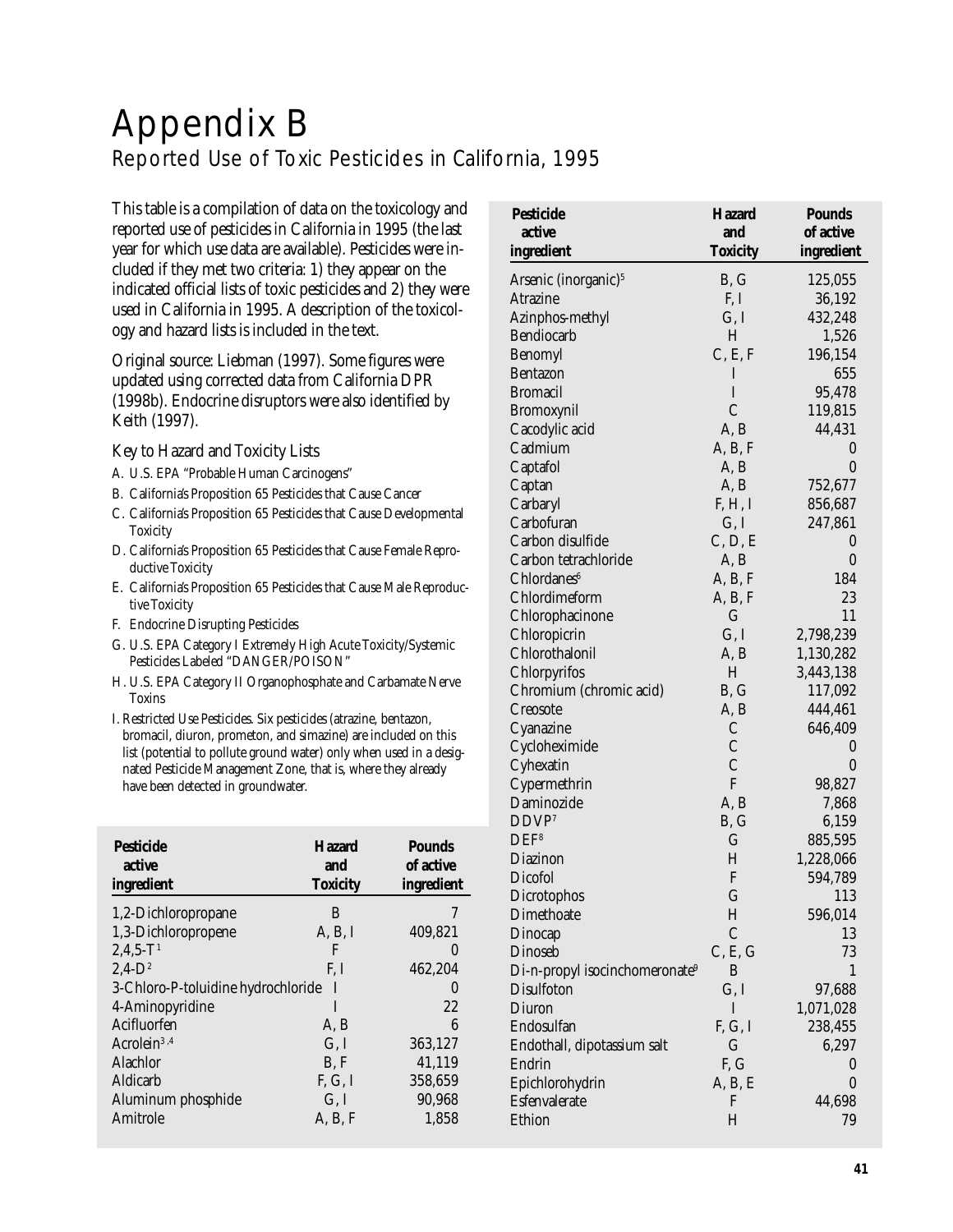# Appendix B

## Reported Use of Toxic Pesticides in California, 1995

This table is a compilation of data on the toxicology and reported use of pesticides in California in 1995 (the last year for which use data are available). Pesticides were included if they met two criteria: 1) they appear on the indicated official lists of toxic pesticides and 2) they were used in California in 1995. A description of the toxicology and hazard lists is included in the text.

Original source: Liebman (1997). Some figures were updated using corrected data from California DPR (1998b). Endocrine disruptors were also identified by Keith (1997).

### Key to Hazard and Toxicity Lists

A. U.S. EPA "Probable Human Carcinogens"

B. California's Proposition 65 Pesticides that Cause Cancer

C. California's Proposition 65 Pesticides that Cause Developmental Toxicity

D. California's Proposition 65 Pesticides that Cause Female Reproductive Toxicity

E. California's Proposition 65 Pesticides that Cause Male Reproductive Toxicity

F. Endocrine Disrupting Pesticides

G. U.S. EPA Category I Extremely High Acute Toxicity/Systemic Pesticides Labeled "DANGER/POISON"

H. U.S. EPA Category II Organophosphate and Carbamate Nerve Toxins

I. Restricted Use Pesticides. Six pesticides (atrazine, bentazon, bromacil, diuron, prometon, and simazine) are included on this list (potential to pollute ground water) only when used in a designated Pesticide Management Zone, that is, where they already have been detected in groundwater.

| Pesticide active ingredient | Hazard and Toxicity | Pounds of active ingredient |
|---|---|---|
| 1,2-Dichloropropane | B | 7 |
| 1,3-Dichloropropene | A, B, I | 409,821 |
| 2,4,5-T[1] | F | 0 |
| 2,4-D[2] | F, I | 462,204 |
| 3-Chloro-P-toluidine hydrochloride | I | 0 |
| 4-Aminopyridine | I | 22 |
| Acifluorfen | A, B | 6 |
| Acrolein[3,4] | G, I | 363,127 |
| Alachlor | B, F | 41,119 |
| Aldicarb | F, G, I | 358,659 |
| Aluminum phosphide | G, I | 90,968 |
| Amitrole | A, B, F | 1,858 |
| Arsenic (inorganic)[5] | B, G | 125,055 |
| Atrazine | F, I | 36,192 |
| Azinphos-methyl | G, I | 432,248 |
| Bendiocarb | H | 1,526 |
| Benomyl | C, E, F | 196,154 |
| Bentazon | I | 655 |
| Bromacil | I | 95,478 |
| Bromoxynil | C | 119,815 |
| Cacodylic acid | A, B | 44,431 |
| Cadmium | A, B, F | 0 |
| Captafol | A, B | 0 |
| Captan | A, B | 752,677 |
| Carbaryl | F, H, I | 856,687 |
| Carbofuran | G, I | 247,861 |
| Carbon disulfide | C, D, E | 0 |
| Carbon tetrachloride | A, B | 0 |
| Chlordanes[6] | A, B, F | 184 |
| Chlordimeform | A, B, F | 23 |
| Chlorophacinone | G | 11 |
| Chloropicrin | G, I | 2,798,239 |
| Chlorothalonil | A, B | 1,130,282 |
| Chlorpyrifos | H | 3,443,138 |
| Chromium (chromic acid) | B, G | 117,092 |
| Creosote | A, B | 444,461 |
| Cyanazine | C | 646,409 |
| Cycloheximide | C | 0 |
| Cyhexatin | C | 0 |
| Cypermethrin | F | 98,827 |
| Daminozide | A, B | 7,868 |
| DDVP[7] | B, G | 6,159 |
| DEF[8] | G | 885,595 |
| Diazinon | H | 1,228,066 |
| Dicofol | F | 594,789 |
| Dicrotophos | G | 113 |
| Dimethoate | H | 596,014 |
| Dinocap | C | 13 |
| Dinoseb | C, E, G | 73 |
| Di-n-propyl isocinchomeronate[9] | B | 1 |
| Disulfoton | G, I | 97,688 |
| Diuron | I | 1,071,028 |
| Endosulfan | F, G, I | 238,455 |
| Endothall, dipotassium salt | G | 6,297 |
| Endrin | F, G | 0 |
| Epichlorohydrin | A, B, E | 0 |
| Esfenvalerate | F | 44,698 |
| Ethion | H | 79 |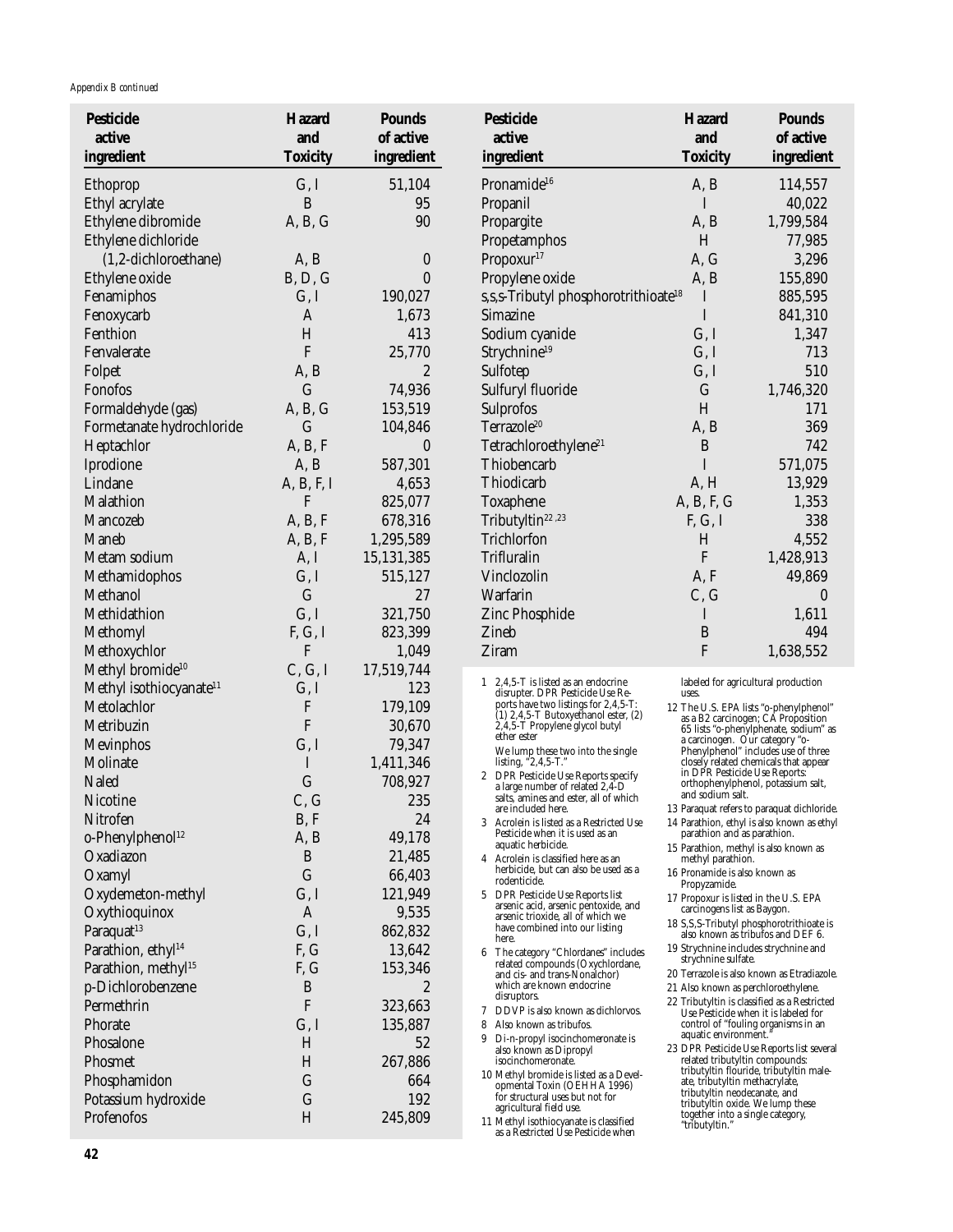*Appendix B continued*

| Pesticide active ingredient | Hazard and Toxicity | Pounds of active ingredient |
|---|---|---|
| Ethoprop | G, I | 51,104 |
| Ethyl acrylate | B | 95 |
| Ethylene dibromide | A, B, G | 90 |
| Ethylene dichloride (1,2-dichloroethane) | A, B | 0 |
| Ethylene oxide | B, D, G | 0 |
| Fenamiphos | G, I | 190,027 |
| Fenoxycarb | A | 1,673 |
| Fenthion | H | 413 |
| Fenvalerate | F | 25,770 |
| Folpet | A, B | 2 |
| Fonofos | G | 74,936 |
| Formaldehyde (gas) | A, B, G | 153,519 |
| Formetanate hydrochloride | G | 104,846 |
| Heptachlor | A, B, F | 0 |
| Iprodione | A, B | 587,301 |
| Lindane | A, B, F, I | 4,653 |
| Malathion | F | 825,077 |
| Mancozeb | A, B, F | 678,316 |
| Maneb | A, B, F | 1,295,589 |
| Metam sodium | A, I | 15,131,385 |
| Methamidophos | G, I | 515,127 |
| Methanol | G | 27 |
| Methidathion | G, I | 321,750 |
| Methomyl | F, G, I | 823,399 |
| Methoxychlor | F | 1,049 |
| Methyl bromide[10] | C, G, I | 17,519,744 |
| Methyl isothiocyanate[11] | G, I | 123 |
| Metolachlor | F | 179,109 |
| Metribuzin | F | 30,670 |
| Mevinphos | G, I | 79,347 |
| Molinate | I | 1,411,346 |
| Naled | G | 708,927 |
| Nicotine | C, G | 235 |
| Nitrofen | B, F | 24 |
| o-Phenylphenol[12] | A, B | 49,178 |
| Oxadiazon | B | 21,485 |
| Oxamyl | G | 66,403 |
| Oxydemeton-methyl | G, I | 121,949 |
| Oxythioquinox | A | 9,535 |
| Paraquat[13] | G, I | 862,832 |
| Parathion, ethyl[14] | F, G | 13,642 |
| Parathion, methyl[15] | F, G | 153,346 |
| p-Dichlorobenzene | B | 2 |
| Permethrin | F | 323,663 |
| Phorate | G, I | 135,887 |
| Phosalone | H | 52 |
| Phosmet | H | 267,886 |
| Phosphamidon | G | 664 |
| Potassium hydroxide | G | 192 |
| Profenofos | H | 245,809 |
| Pronamide[16] | A, B | 114,557 |
| Propanil | I | 40,022 |
| Propargite | A, B | 1,799,584 |
| Propetamphos | H | 77,985 |
| Propoxur[17] | A, G | 3,296 |
| Propylene oxide | A, B | 155,890 |
| s,s,s-Tributyl phosphorotrithioate[18] | I | 885,595 |
| Simazine | I | 841,310 |
| Sodium cyanide | G, I | 1,347 |
| Strychnine[19] | G, I | 713 |
| Sulfotep | G, I | 510 |
| Sulfuryl fluoride | G | 1,746,320 |
| Sulprofos | H | 171 |
| Terrazole[20] | A, B | 369 |
| Tetrachloroethylene[21] | B | 742 |
| Thiobencarb | I | 571,075 |
| Thiodicarb | A, H | 13,929 |
| Toxaphene | A, B, F, G | 1,353 |
| Tributyltin[22,23] | F, G, I | 338 |
| Trichlorfon | H | 4,552 |
| Trifluralin | F | 1,428,913 |
| Vinclozolin | A, F | 49,869 |
| Warfarin | C, G | 0 |
| Zinc Phosphide | I | 1,611 |
| Zineb | B | 494 |
| Ziram | F | 1,638,552 |

1. 2,4,5-T is listed as an endocrine disrupter. DPR Pesticide Use Reports have two listings for 2,4,5-T: (1) 2,4,5-T Butoxyethanol ester, (2) 2,4,5-T Propylene glycol butyl ether ester

   We lump these two into the single listing, "2,4,5-T."
2. DPR Pesticide Use Reports specify a large number of related 2,4-D salts, amines and ester, all of which are included here.
3. Acrolein is listed as a Restricted Use Pesticide when it is used as an aquatic herbicide.
4. Acrolein is classified here as an herbicide, but can also be used as a rodenticide.
5. DPR Pesticide Use Reports list arsenic acid, arsenic pentoxide, and arsenic trioxide, all of which we have combined into our listing here.
6. The category "Chlordanes" includes related compounds (Oxychlordane, and cis- and trans-Nonalchor) which are known endocrine disruptors.
7. DDVP is also known as dichlorvos.
8. Also known as tribufos.
9. Di-n-propyl isocinchomeronate is also known as Dipropyl isocinchomeronate.
10. Methyl bromide is listed as a Developmental Toxin (OEHHA 1996) for structural uses but not for agricultural field use.
11. Methyl isothiocyanate is classified as a Restricted Use Pesticide when labeled for agricultural production uses.
12. The U.S. EPA lists "o-phenylphenol" as a B2 carcinogen; CA Proposition 65 lists "o-phenylphenate, sodium" as a carcinogen. Our category "o-Phenylphenol" includes use of three closely related chemicals that appear in DPR Pesticide Use Reports: orthophenylphenol, potassium salt, and sodium salt.
13. Paraquat refers to paraquat dichloride.
14. Parathion, ethyl is also known as ethyl parathion and as parathion.
15. Parathion, methyl is also known as methyl parathion.
16. Pronamide is also known as Propyzamide.
17. Propoxur is listed in the U.S. EPA carcinogens list as Baygon.
18. S,S,S-Tributyl phosphorotrithioate is also known as tribufos and DEF 6.
19. Strychnine includes strychnine and strychnine sulfate.
20. Terrazole is also known as Etradiazole.
21. Also known as perchloroethylene.
22. Tributyltin is classified as a Restricted Use Pesticide when it is labeled for control of "fouling organisms in an aquatic environment."
23. DPR Pesticide Use Reports list several related tributyltin compounds: tributyltin flouride, tributyltin maleate, tributyltin methacrylate, tributyltin neodecanate, and tributyltin oxide. We lump these together into a single category, "tributyltin."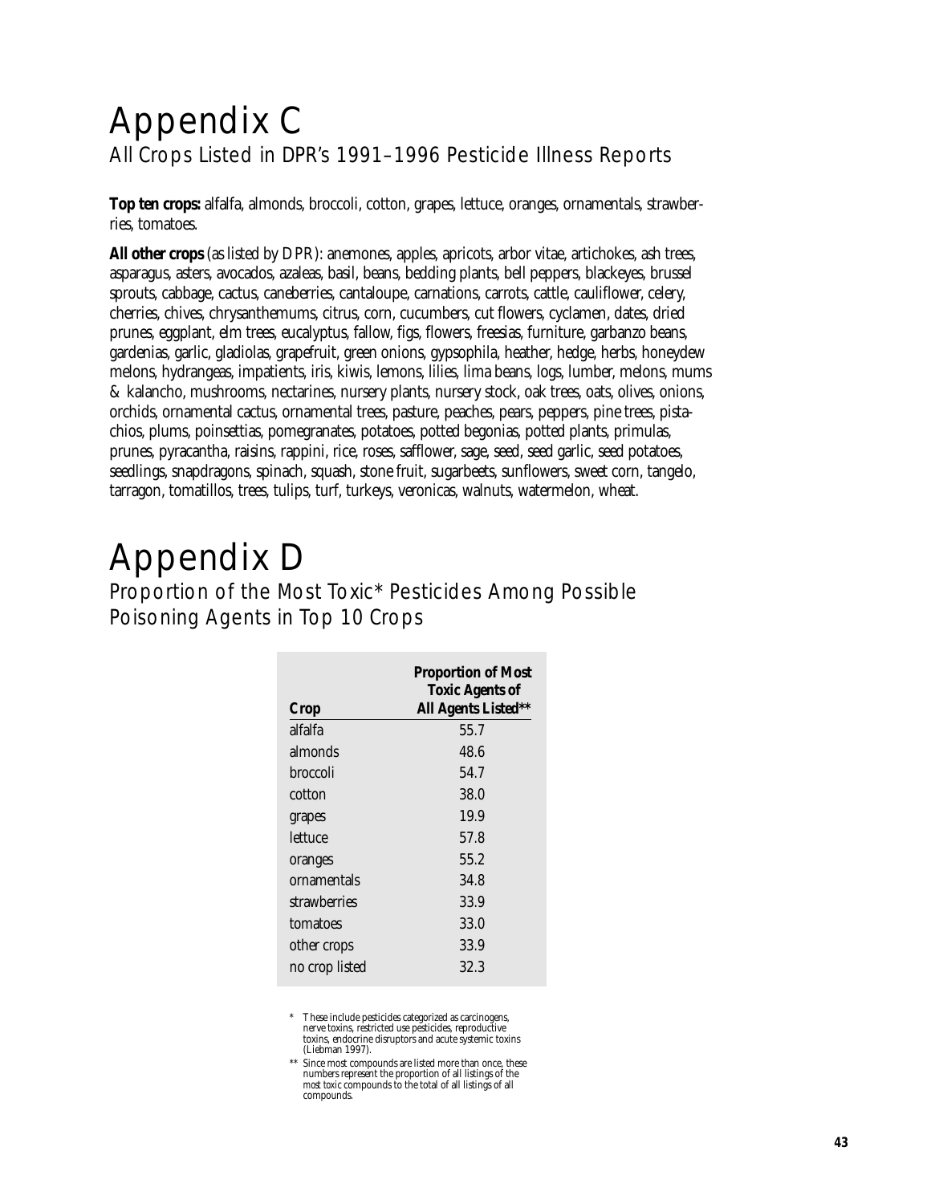# Appendix C

## All Crops Listed in DPR's 1991–1996 Pesticide Illness Reports

**Top ten crops:** alfalfa, almonds, broccoli, cotton, grapes, lettuce, oranges, ornamentals, strawberries, tomatoes.

**All other crops** (as listed by DPR): anemones, apples, apricots, arbor vitae, artichokes, ash trees, asparagus, asters, avocados, azaleas, basil, beans, bedding plants, bell peppers, blackeyes, brussel sprouts, cabbage, cactus, caneberries, cantaloupe, carnations, carrots, cattle, cauliflower, celery, cherries, chives, chrysanthemums, citrus, corn, cucumbers, cut flowers, cyclamen, dates, dried prunes, eggplant, elm trees, eucalyptus, fallow, figs, flowers, freesias, furniture, garbanzo beans, gardenias, garlic, gladiolas, grapefruit, green onions, gypsophila, heather, hedge, herbs, honeydew melons, hydrangeas, impatients, iris, kiwis, lemons, lilies, lima beans, logs, lumber, melons, mums & kalancho, mushrooms, nectarines, nursery plants, nursery stock, oak trees, oats, olives, onions, orchids, ornamental cactus, ornamental trees, pasture, peaches, pears, peppers, pine trees, pistachios, plums, poinsettias, pomegranates, potatoes, potted begonias, potted plants, primulas, prunes, pyracantha, raisins, rappini, rice, roses, safflower, sage, seed, seed garlic, seed potatoes, seedlings, snapdragons, spinach, squash, stone fruit, sugarbeets, sunflowers, sweet corn, tangelo, tarragon, tomatillos, trees, tulips, turf, turkeys, veronicas, walnuts, watermelon, wheat.

# Appendix D

## Proportion of the Most Toxic* Pesticides Among Possible Poisoning Agents in Top 10 Crops

| Crop | Proportion of Most Toxic Agents of All Agents Listed** |
|---|---|
| alfalfa | 55.7 |
| almonds | 48.6 |
| broccoli | 54.7 |
| cotton | 38.0 |
| grapes | 19.9 |
| lettuce | 57.8 |
| oranges | 55.2 |
| ornamentals | 34.8 |
| strawberries | 33.9 |
| tomatoes | 33.0 |
| other crops | 33.9 |
| no crop listed | 32.3 |

\* These include pesticides categorized as carcinogens, nerve toxins, restricted use pesticides, reproductive toxins, endocrine disruptors and acute systemic toxins (Liebman 1997).

\*\* Since most compounds are listed more than once, these numbers represent the proportion of all listings of the *most* toxic compounds to the total of all listings of all compounds.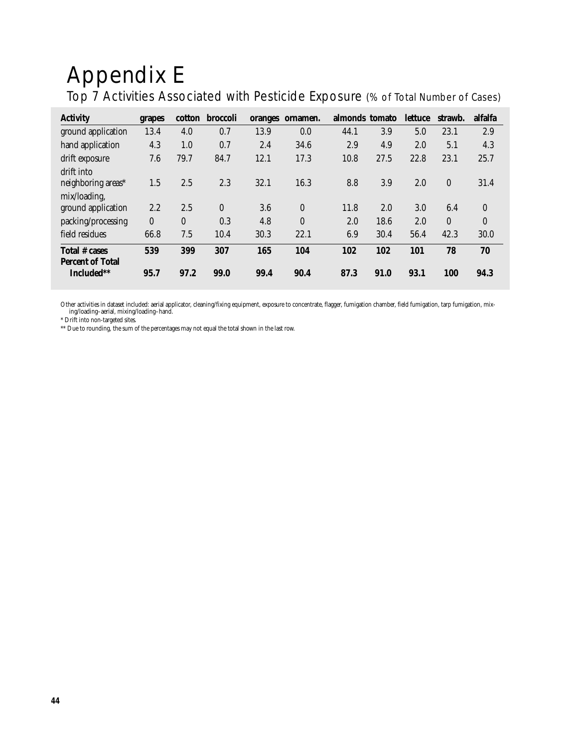# Appendix E

## Top 7 Activities Associated with Pesticide Exposure (% of Total Number of Cases)

| Activity | grapes | cotton | broccoli | oranges | ornamen. | almonds | tomato | lettuce | strawb. | alfalfa |
|---|---|---|---|---|---|---|---|---|---|---|
| ground application | 13.4 | 4.0 | 0.7 | 13.9 | 0.0 | 44.1 | 3.9 | 5.0 | 23.1 | 2.9 |
| hand application | 4.3 | 1.0 | 0.7 | 2.4 | 34.6 | 2.9 | 4.9 | 2.0 | 5.1 | 4.3 |
| drift exposure | 7.6 | 79.7 | 84.7 | 12.1 | 17.3 | 10.8 | 27.5 | 22.8 | 23.1 | 25.7 |
| drift into neighboring areas* | 1.5 | 2.5 | 2.3 | 32.1 | 16.3 | 8.8 | 3.9 | 2.0 | 0 | 31.4 |
| mix/loading, ground application | 2.2 | 2.5 | 0 | 3.6 | 0 | 11.8 | 2.0 | 3.0 | 6.4 | 0 |
| packing/processing | 0 | 0 | 0.3 | 4.8 | 0 | 2.0 | 18.6 | 2.0 | 0 | 0 |
| field residues | 66.8 | 7.5 | 10.4 | 30.3 | 22.1 | 6.9 | 30.4 | 56.4 | 42.3 | 30.0 |
| **Total # cases** | **539** | **399** | **307** | **165** | **104** | **102** | **102** | **101** | **78** | **70** |
| **Percent of Total Included**** | **95.7** | **97.2** | **99.0** | **99.4** | **90.4** | **87.3** | **91.0** | **93.1** | **100** | **94.3** |

Other activities in dataset included: aerial applicator, cleaning/fixing equipment, exposure to concentrate, flagger, fumigation chamber, field fumigation, tarp fumigation, mixing/loading–aerial, mixing/loading–hand.

* Drift into non-targeted sites.

** Due to rounding, the sum of the percentages may not equal the total shown in the last row.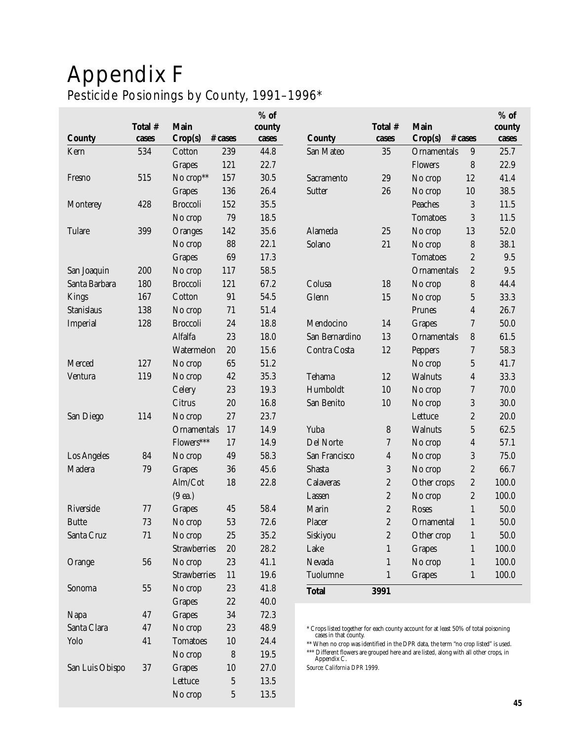# Appendix F

## Pesticide Posionings by County, 1991–1996*

| County | Total # cases | Main Crop(s) | # cases | % of county cases |
|---|---|---|---|---|
| Kern | 534 | Cotton | 239 | 44.8 |
| | | Grapes | 121 | 22.7 |
| Fresno | 515 | No crop** | 157 | 30.5 |
| | | Grapes | 136 | 26.4 |
| Monterey | 428 | Broccoli | 152 | 35.5 |
| | | No crop | 79 | 18.5 |
| Tulare | 399 | Oranges | 142 | 35.6 |
| | | No crop | 88 | 22.1 |
| | | Grapes | 69 | 17.3 |
| San Joaquin | 200 | No crop | 117 | 58.5 |
| Santa Barbara | 180 | Broccoli | 121 | 67.2 |
| Kings | 167 | Cotton | 91 | 54.5 |
| Stanislaus | 138 | No crop | 71 | 51.4 |
| Imperial | 128 | Broccoli | 24 | 18.8 |
| | | Alfalfa | 23 | 18.0 |
| | | Watermelon | 20 | 15.6 |
| Merced | 127 | No crop | 65 | 51.2 |
| Ventura | 119 | No crop | 42 | 35.3 |
| | | Celery | 23 | 19.3 |
| | | Citrus | 20 | 16.8 |
| San Diego | 114 | No crop | 27 | 23.7 |
| | | Ornamentals | 17 | 14.9 |
| | | Flowers*** | 17 | 14.9 |
| Los Angeles | 84 | No crop | 49 | 58.3 |
| Madera | 79 | Grapes | 36 | 45.6 |
| | | Alm/Cot (9 ea.) | 18 | 22.8 |
| Riverside | 77 | Grapes | 45 | 58.4 |
| Butte | 73 | No crop | 53 | 72.6 |
| Santa Cruz | 71 | No crop | 25 | 35.2 |
| | | Strawberries | 20 | 28.2 |
| Orange | 56 | No crop | 23 | 41.1 |
| | | Strawberries | 11 | 19.6 |
| Sonoma | 55 | No crop | 23 | 41.8 |
| | | Grapes | 22 | 40.0 |
| Napa | 47 | Grapes | 34 | 72.3 |
| Santa Clara | 47 | No crop | 23 | 48.9 |
| Yolo | 41 | Tomatoes | 10 | 24.4 |
| | | No crop | 8 | 19.5 |
| San Luis Obispo | 37 | Grapes | 10 | 27.0 |
| | | Lettuce | 5 | 13.5 |
| | | No crop | 5 | 13.5 |
| San Mateo | 35 | Ornamentals | 9 | 25.7 |
| | | Flowers | 8 | 22.9 |
| Sacramento | 29 | No crop | 12 | 41.4 |
| Sutter | 26 | No crop | 10 | 38.5 |
| | | Peaches | 3 | 11.5 |
| | | Tomatoes | 3 | 11.5 |
| Alameda | 25 | No crop | 13 | 52.0 |
| Solano | 21 | No crop | 8 | 38.1 |
| | | Tomatoes | 2 | 9.5 |
| | | Ornamentals | 2 | 9.5 |
| Colusa | 18 | No crop | 8 | 44.4 |
| Glenn | 15 | No crop | 5 | 33.3 |
| | | Prunes | 4 | 26.7 |
| Mendocino | 14 | Grapes | 7 | 50.0 |
| San Bernardino | 13 | Ornamentals | 8 | 61.5 |
| Contra Costa | 12 | Peppers | 7 | 58.3 |
| | | No crop | 5 | 41.7 |
| Tehama | 12 | Walnuts | 4 | 33.3 |
| Humboldt | 10 | No crop | 7 | 70.0 |
| San Benito | 10 | No crop | 3 | 30.0 |
| | | Lettuce | 2 | 20.0 |
| Yuba | 8 | Walnuts | 5 | 62.5 |
| Del Norte | 7 | No crop | 4 | 57.1 |
| San Francisco | 4 | No crop | 3 | 75.0 |
| Shasta | 3 | No crop | 2 | 66.7 |
| Calaveras | 2 | Other crops | 2 | 100.0 |
| Lassen | 2 | No crop | 2 | 100.0 |
| Marin | 2 | Roses | 1 | 50.0 |
| Placer | 2 | Ornamental | 1 | 50.0 |
| Siskiyou | 2 | Other crop | 1 | 50.0 |
| Lake | 1 | Grapes | 1 | 100.0 |
| Nevada | 1 | No crop | 1 | 100.0 |
| Tuolumne | 1 | Grapes | 1 | 100.0 |
| **Total** | **3991** | | | |

\* Crops listed together for each county account for at least 50% of total poisoning cases in that county.

\*\* When no crop was identified in the DPR data, the term "no crop listed" is used.

\*\*\* Different flowers are grouped here and are listed, along with all other crops, in Appendix C.

*Source: California DPR 1999.*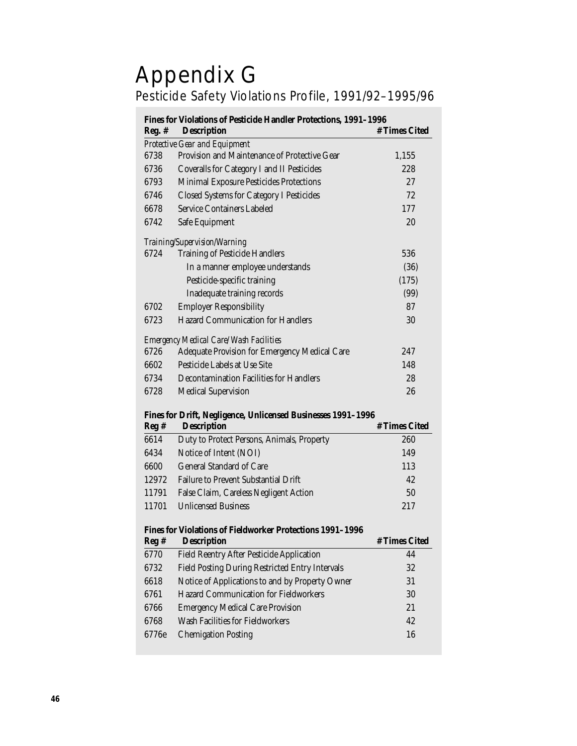# Appendix G

## Pesticide Safety Violations Profile, 1991/92–1995/96

**Fines for Violations of Pesticide Handler Protections, 1991–1996**

| Reg. # | Description | # Times Cited |
|---|---|---|
| | *Protective Gear and Equipment* | |
| 6738 | Provision and Maintenance of Protective Gear | 1,155 |
| 6736 | Coveralls for Category I and II Pesticides | 228 |
| 6793 | Minimal Exposure Pesticides Protections | 27 |
| 6746 | Closed Systems for Category I Pesticides | 72 |
| 6678 | Service Containers Labeled | 177 |
| 6742 | Safe Equipment | 20 |
| | *Training/Supervision/Warning* | |
| 6724 | Training of Pesticide Handlers | 536 |
| | In a manner employee understands | (36) |
| | Pesticide-specific training | (175) |
| | Inadequate training records | (99) |
| 6702 | Employer Responsibility | 87 |
| 6723 | Hazard Communication for Handlers | 30 |
| | *Emergency Medical Care/Wash Facilities* | |
| 6726 | Adequate Provision for Emergency Medical Care | 247 |
| 6602 | Pesticide Labels at Use Site | 148 |
| 6734 | Decontamination Facilities for Handlers | 28 |
| 6728 | Medical Supervision | 26 |

**Fines for Drift, Negligence, Unlicensed Businesses 1991–1996**

| Reg # | Description | # Times Cited |
|---|---|---|
| 6614 | Duty to Protect Persons, Animals, Property | 260 |
| 6434 | Notice of Intent (NOI) | 149 |
| 6600 | General Standard of Care | 113 |
| 12972 | Failure to Prevent Substantial Drift | 42 |
| 11791 | False Claim, Careless Negligent Action | 50 |
| 11701 | Unlicensed Business | 217 |

**Fines for Violations of Fieldworker Protections 1991–1996**

| Reg # | Description | # Times Cited |
|---|---|---|
| 6770 | Field Reentry After Pesticide Application | 44 |
| 6732 | Field Posting During Restricted Entry Intervals | 32 |
| 6618 | Notice of Applications to and by Property Owner | 31 |
| 6761 | Hazard Communication for Fieldworkers | 30 |
| 6766 | Emergency Medical Care Provision | 21 |
| 6768 | Wash Facilities for Fieldworkers | 42 |
| 6776e | Chemigation Posting | 16 |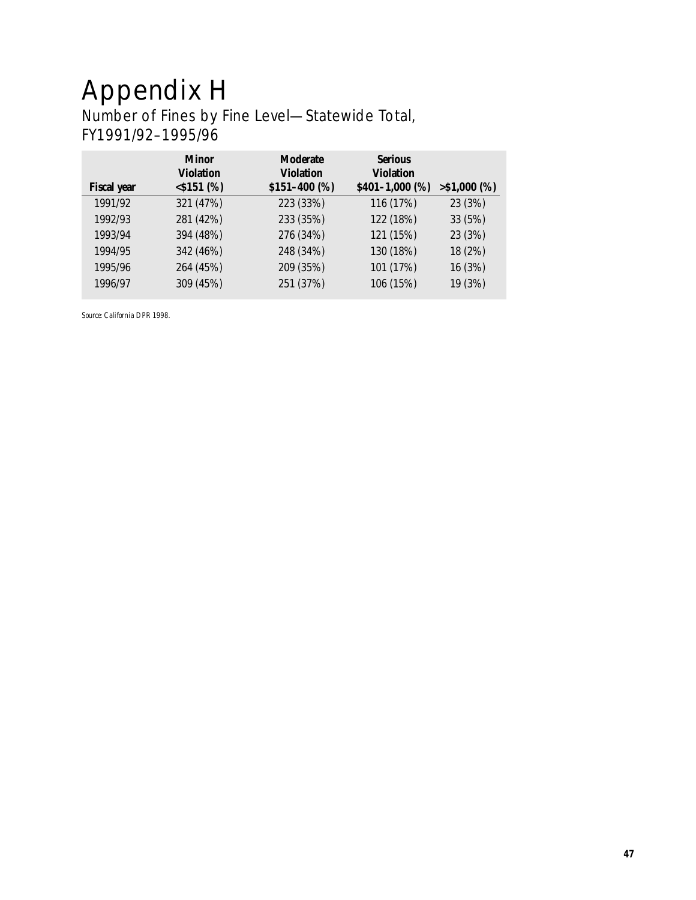# Appendix H

## Number of Fines by Fine Level—Statewide Total, FY1991/92–1995/96

| Fiscal year | Minor Violation <$151 (%) | Moderate Violation $151–400 (%) | Serious Violation $401–1,000 (%) | >$1,000 (%) |
|---|---|---|---|---|
| 1991/92 | 321 (47%) | 223 (33%) | 116 (17%) | 23 (3%) |
| 1992/93 | 281 (42%) | 233 (35%) | 122 (18%) | 33 (5%) |
| 1993/94 | 394 (48%) | 276 (34%) | 121 (15%) | 23 (3%) |
| 1994/95 | 342 (46%) | 248 (34%) | 130 (18%) | 18 (2%) |
| 1995/96 | 264 (45%) | 209 (35%) | 101 (17%) | 16 (3%) |
| 1996/97 | 309 (45%) | 251 (37%) | 106 (15%) | 19 (3%) |

*Source: California DPR 1998.*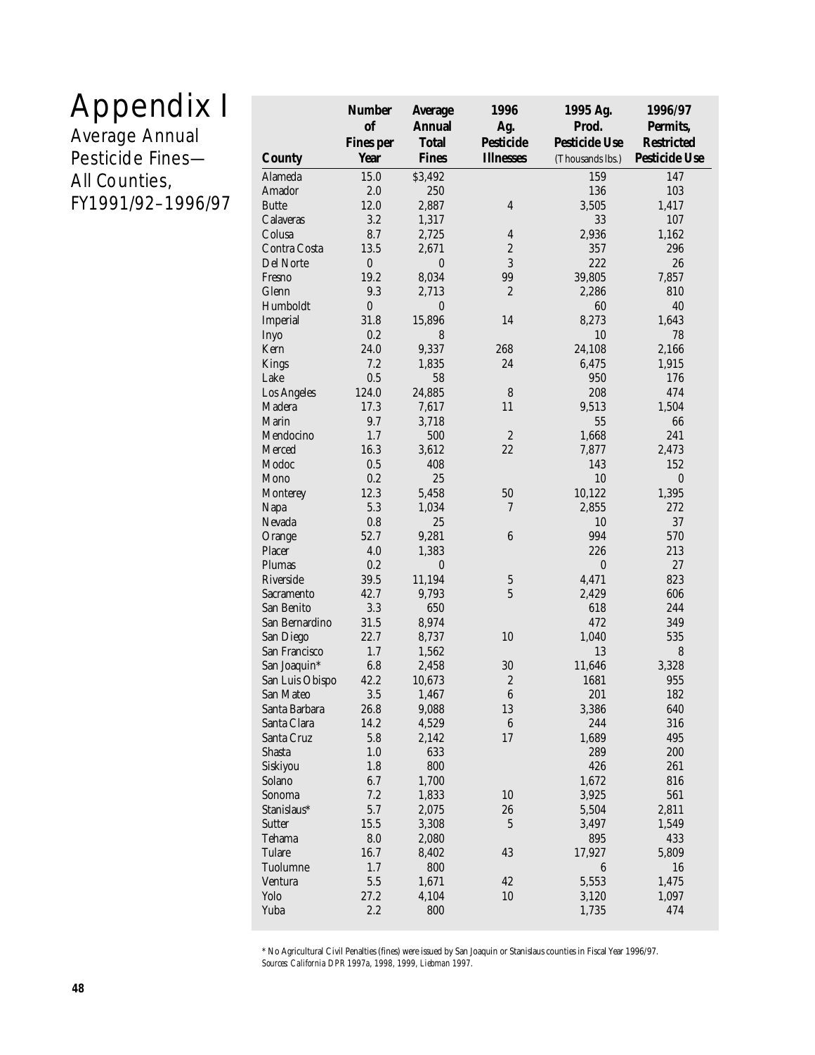# Appendix I

## Average Annual Pesticide Fines—All Counties, FY1991/92–1996/97

| County | Number of Fines per Year | Average Annual Total Fines | 1996 Ag. Pesticide Illnesses | 1995 Ag. Prod. Pesticide Use (Thousands lbs.) | 1996/97 Permits, Restricted Pesticide Use |
|---|---|---|---|---|---|
| Alameda | 15.0 | $3,492 | | 159 | 147 |
| Amador | 2.0 | 250 | | 136 | 103 |
| Butte | 12.0 | 2,887 | 4 | 3,505 | 1,417 |
| Calaveras | 3.2 | 1,317 | | 33 | 107 |
| Colusa | 8.7 | 2,725 | 4 | 2,936 | 1,162 |
| Contra Costa | 13.5 | 2,671 | 2 | 357 | 296 |
| Del Norte | 0 | 0 | 3 | 222 | 26 |
| Fresno | 19.2 | 8,034 | 99 | 39,805 | 7,857 |
| Glenn | 9.3 | 2,713 | 2 | 2,286 | 810 |
| Humboldt | 0 | 0 | | 60 | 40 |
| Imperial | 31.8 | 15,896 | 14 | 8,273 | 1,643 |
| Inyo | 0.2 | 8 | | 10 | 78 |
| Kern | 24.0 | 9,337 | 268 | 24,108 | 2,166 |
| Kings | 7.2 | 1,835 | 24 | 6,475 | 1,915 |
| Lake | 0.5 | 58 | | 950 | 176 |
| Los Angeles | 124.0 | 24,885 | 8 | 208 | 474 |
| Madera | 17.3 | 7,617 | 11 | 9,513 | 1,504 |
| Marin | 9.7 | 3,718 | | 55 | 66 |
| Mendocino | 1.7 | 500 | 2 | 1,668 | 241 |
| Merced | 16.3 | 3,612 | 22 | 7,877 | 2,473 |
| Modoc | 0.5 | 408 | | 143 | 152 |
| Mono | 0.2 | 25 | | 10 | 0 |
| Monterey | 12.3 | 5,458 | 50 | 10,122 | 1,395 |
| Napa | 5.3 | 1,034 | 7 | 2,855 | 272 |
| Nevada | 0.8 | 25 | | 10 | 37 |
| Orange | 52.7 | 9,281 | 6 | 994 | 570 |
| Placer | 4.0 | 1,383 | | 226 | 213 |
| Plumas | 0.2 | 0 | | 0 | 27 |
| Riverside | 39.5 | 11,194 | 5 | 4,471 | 823 |
| Sacramento | 42.7 | 9,793 | 5 | 2,429 | 606 |
| San Benito | 3.3 | 650 | | 618 | 244 |
| San Bernardino | 31.5 | 8,974 | | 472 | 349 |
| San Diego | 22.7 | 8,737 | 10 | 1,040 | 535 |
| San Francisco | 1.7 | 1,562 | | 13 | 8 |
| San Joaquin* | 6.8 | 2,458 | 30 | 11,646 | 3,328 |
| San Luis Obispo | 42.2 | 10,673 | 2 | 1681 | 955 |
| San Mateo | 3.5 | 1,467 | 6 | 201 | 182 |
| Santa Barbara | 26.8 | 9,088 | 13 | 3,386 | 640 |
| Santa Clara | 14.2 | 4,529 | 6 | 244 | 316 |
| Santa Cruz | 5.8 | 2,142 | 17 | 1,689 | 495 |
| Shasta | 1.0 | 633 | | 289 | 200 |
| Siskiyou | 1.8 | 800 | | 426 | 261 |
| Solano | 6.7 | 1,700 | | 1,672 | 816 |
| Sonoma | 7.2 | 1,833 | 10 | 3,925 | 561 |
| Stanislaus* | 5.7 | 2,075 | 26 | 5,504 | 2,811 |
| Sutter | 15.5 | 3,308 | 5 | 3,497 | 1,549 |
| Tehama | 8.0 | 2,080 | | 895 | 433 |
| Tulare | 16.7 | 8,402 | 43 | 17,927 | 5,809 |
| Tuolumne | 1.7 | 800 | | 6 | 16 |
| Ventura | 5.5 | 1,671 | 42 | 5,553 | 1,475 |
| Yolo | 27.2 | 4,104 | 10 | 3,120 | 1,097 |
| Yuba | 2.2 | 800 | | 1,735 | 474 |

\* No Agricultural Civil Penalties (fines) were issued by San Joaquin or Stanislaus counties in Fiscal Year 1996/97.

*Sources: California DPR 1997a, 1998, 1999, Liebman 1997.*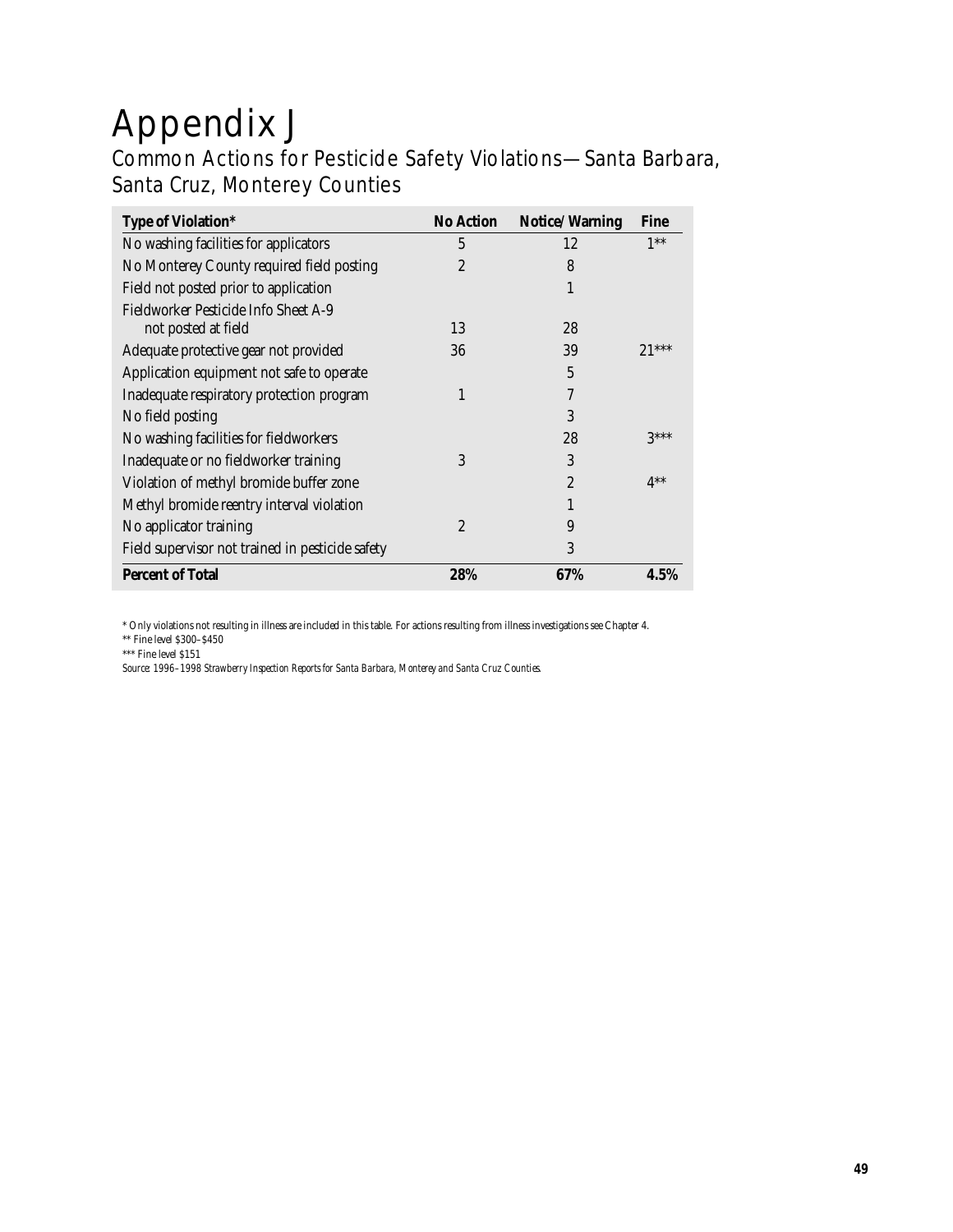# Appendix J

## Common Actions for Pesticide Safety Violations—Santa Barbara, Santa Cruz, Monterey Counties

| Type of Violation* | No Action | Notice/Warning | Fine |
|---|---|---|---|
| No washing facilities for applicators | 5 | 12 | 1** |
| No Monterey County required field posting | 2 | 8 | |
| Field not posted prior to application | | 1 | |
| Fieldworker Pesticide Info Sheet A-9 not posted at field | 13 | 28 | |
| Adequate protective gear not provided | 36 | 39 | 21*** |
| Application equipment not safe to operate | | 5 | |
| Inadequate respiratory protection program | 1 | 7 | |
| No field posting | | 3 | |
| No washing facilities for fieldworkers | | 28 | 3*** |
| Inadequate or no fieldworker training | 3 | 3 | |
| Violation of methyl bromide buffer zone | | 2 | 4** |
| Methyl bromide reentry interval violation | | 1 | |
| No applicator training | 2 | 9 | |
| Field supervisor not trained in pesticide safety | | 3 | |
| **Percent of Total** | **28%** | **67%** | **4.5%** |

\* Only violations not resulting in illness are included in this table. For actions resulting from illness investigations see Chapter 4.

** Fine level $300–$450

*** Fine level $151

*Source: 1996–1998 Strawberry Inspection Reports for Santa Barbara, Monterey and Santa Cruz Counties.*